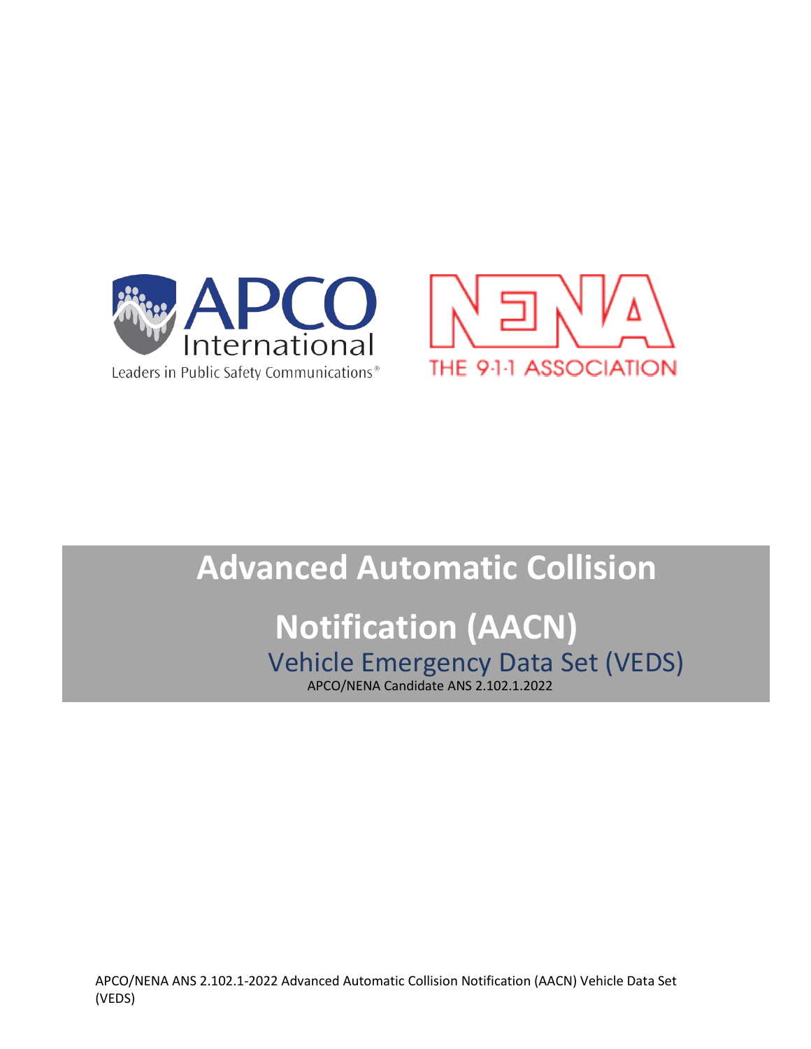APCO International

Leaders in Public Safety Communications®

NENA

THE 9-1-1 ASSOCIATION

# Advanced Automatic Collision Notification (AACN)

## Vehicle Emergency Data Set (VEDS)

APCO/NENA Candidate ANS 2.102.1.2022

APCO/NENA ANS 2.102.1-2022 Advanced Automatic Collision Notification (AACN) Vehicle Data Set (VEDS)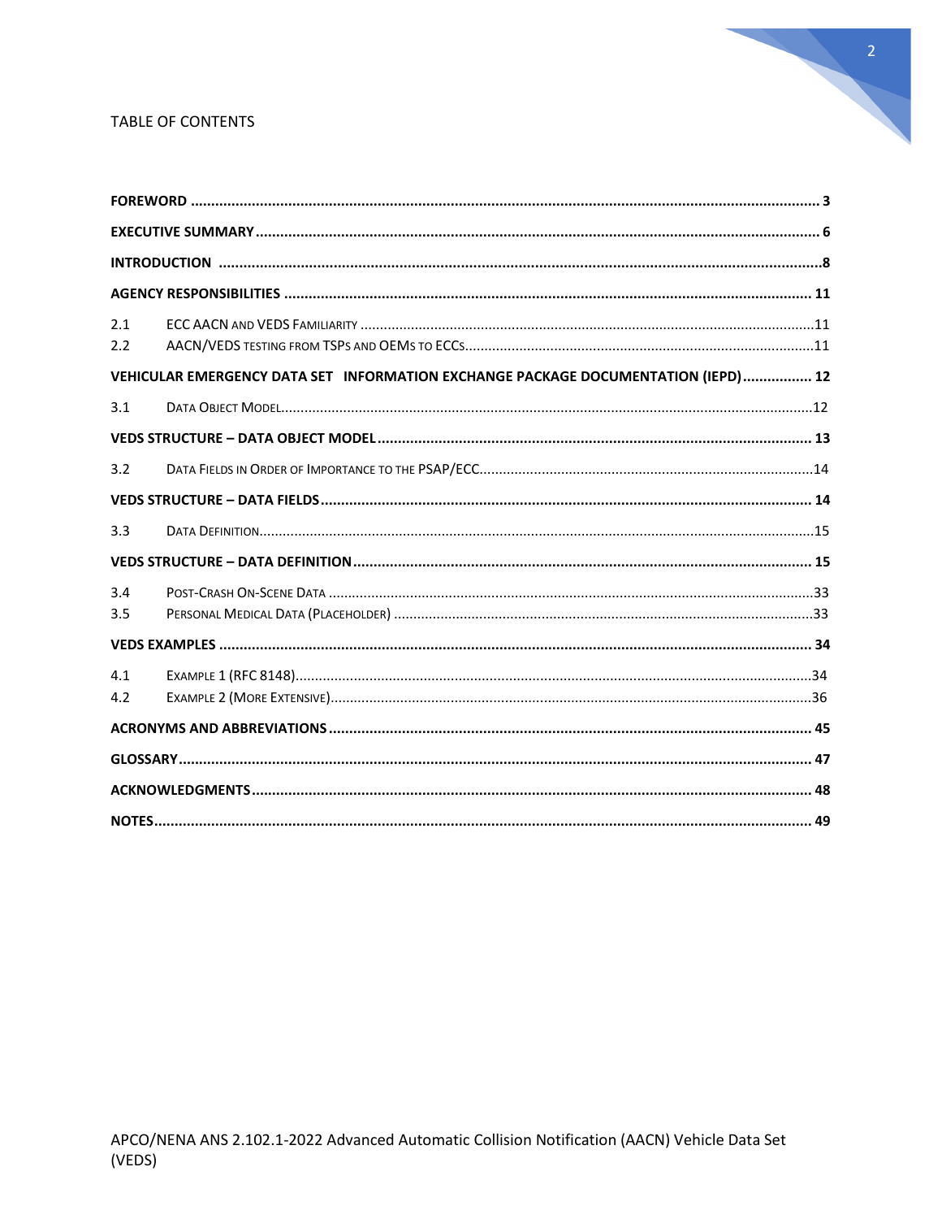TABLE OF CONTENTS

**FOREWORD** ........................................................................................................................................ 3

**EXECUTIVE SUMMARY** ........................................................................................................................ 6

**INTRODUCTION** ................................................................................................................................ 8

**AGENCY RESPONSIBILITIES** ................................................................................................................ 11

2.1 ECC AACN AND VEDS FAMILIARITY ........................................................................................ 11

2.2 AACN/VEDS TESTING FROM TSPs AND OEMs TO ECCs ............................................................ 11

**VEHICULAR EMERGENCY DATA SET INFORMATION EXCHANGE PACKAGE DOCUMENTATION (IEPD)** ................ 12

3.1 DATA OBJECT MODEL ............................................................................................................... 12

**VEDS STRUCTURE – DATA OBJECT MODEL** .......................................................................................... 13

3.2 DATA FIELDS IN ORDER OF IMPORTANCE TO THE PSAP/ECC ........................................................ 14

**VEDS STRUCTURE – DATA FIELDS** ...................................................................................................... 14

3.3 DATA DEFINITION ................................................................................................................... 15

**VEDS STRUCTURE – DATA DEFINITION** ................................................................................................ 15

3.4 POST-CRASH ON-SCENE DATA ................................................................................................. 33

3.5 PERSONAL MEDICAL DATA (PLACEHOLDER) .............................................................................. 33

**VEDS EXAMPLES** ................................................................................................................................ 34

4.1 EXAMPLE 1 (RFC 8148) ............................................................................................................ 34

4.2 EXAMPLE 2 (MORE EXTENSIVE) ................................................................................................. 36

**ACRONYMS AND ABBREVIATIONS** ....................................................................................................... 45

**GLOSSARY** ........................................................................................................................................ 47

**ACKNOWLEDGMENTS** .......................................................................................................................... 48

**NOTES** .............................................................................................................................................. 49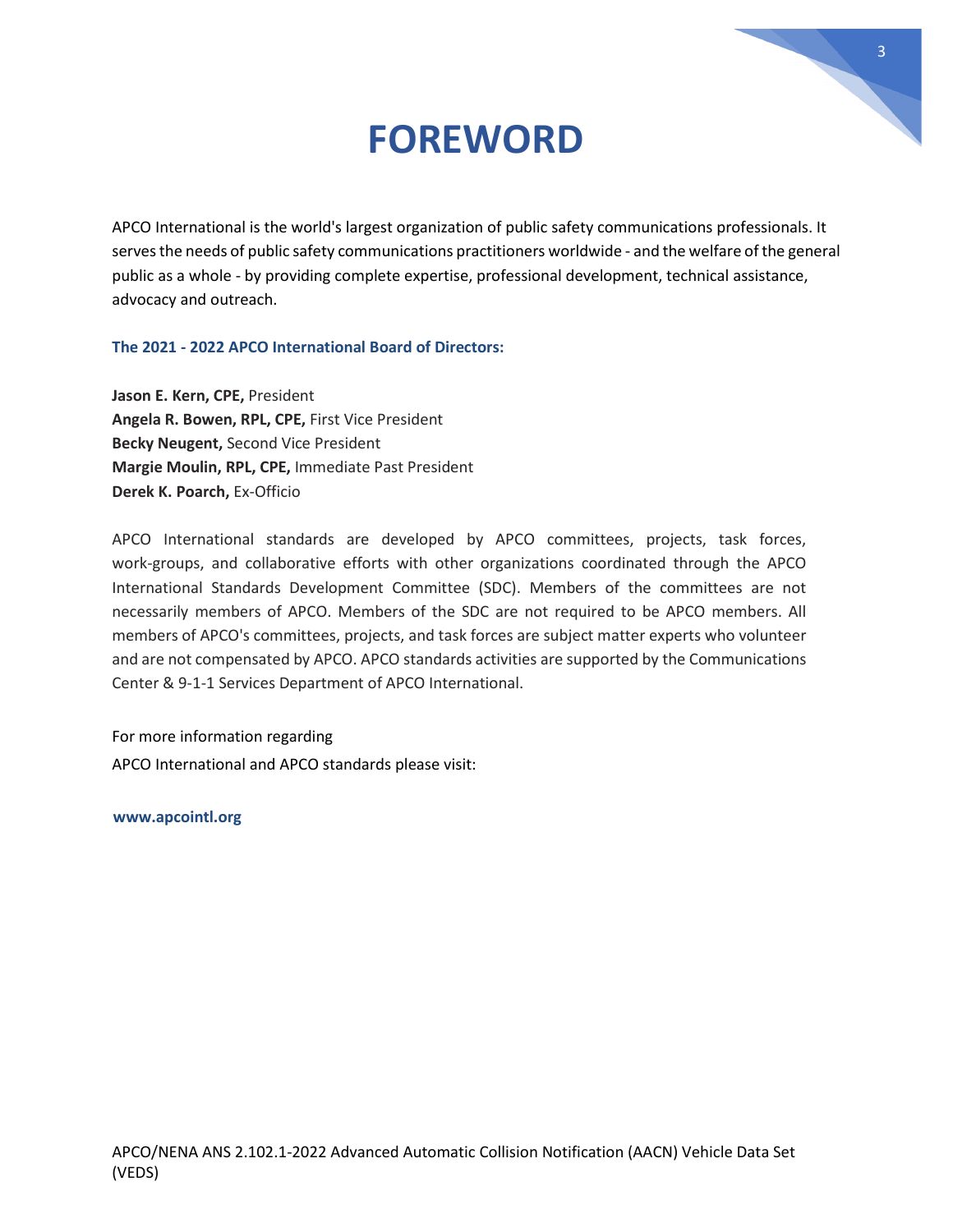# FOREWORD

APCO International is the world's largest organization of public safety communications professionals. It serves the needs of public safety communications practitioners worldwide - and the welfare of the general public as a whole - by providing complete expertise, professional development, technical assistance, advocacy and outreach.

**The 2021 - 2022 APCO International Board of Directors:**

**Jason E. Kern, CPE,** President
**Angela R. Bowen, RPL, CPE,** First Vice President
**Becky Neugent,** Second Vice President
**Margie Moulin, RPL, CPE,** Immediate Past President
**Derek K. Poarch,** Ex-Officio

APCO International standards are developed by APCO committees, projects, task forces, work-groups, and collaborative efforts with other organizations coordinated through the APCO International Standards Development Committee (SDC). Members of the committees are not necessarily members of APCO. Members of the SDC are not required to be APCO members. All members of APCO's committees, projects, and task forces are subject matter experts who volunteer and are not compensated by APCO. APCO standards activities are supported by the Communications Center & 9-1-1 Services Department of APCO International.

For more information regarding
APCO International and APCO standards please visit:

**www.apcointl.org**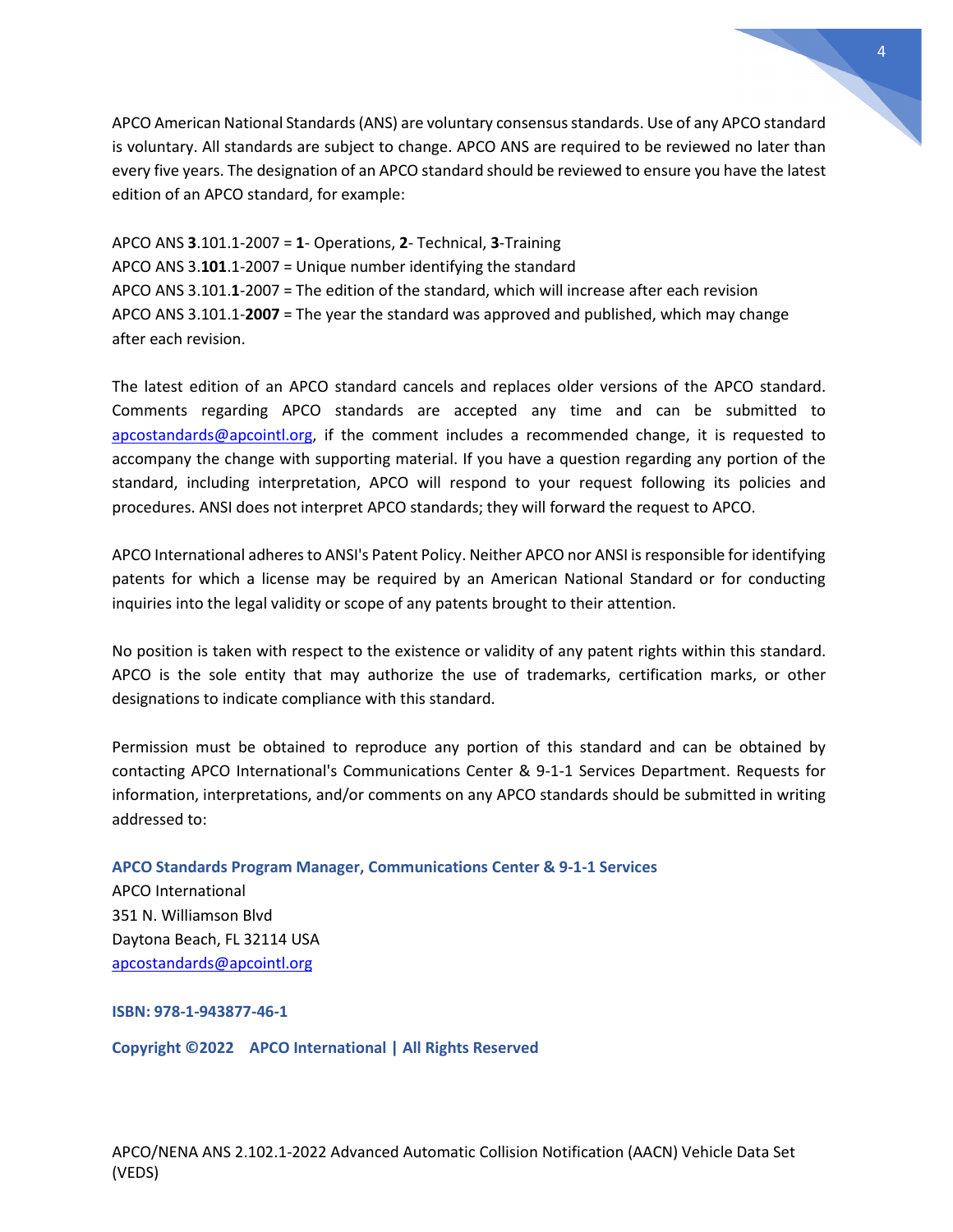APCO American National Standards (ANS) are voluntary consensus standards. Use of any APCO standard is voluntary. All standards are subject to change. APCO ANS are required to be reviewed no later than every five years. The designation of an APCO standard should be reviewed to ensure you have the latest edition of an APCO standard, for example:

APCO ANS **3**.101.1-2007 = **1**- Operations, **2**- Technical, **3**-Training
APCO ANS 3.**101**.1-2007 = Unique number identifying the standard
APCO ANS 3.101.**1**-2007 = The edition of the standard, which will increase after each revision
APCO ANS 3.101.1-**2007** = The year the standard was approved and published, which may change after each revision.

The latest edition of an APCO standard cancels and replaces older versions of the APCO standard. Comments regarding APCO standards are accepted any time and can be submitted to apcostandards@apcointl.org, if the comment includes a recommended change, it is requested to accompany the change with supporting material. If you have a question regarding any portion of the standard, including interpretation, APCO will respond to your request following its policies and procedures. ANSI does not interpret APCO standards; they will forward the request to APCO.

APCO International adheres to ANSI's Patent Policy. Neither APCO nor ANSI is responsible for identifying patents for which a license may be required by an American National Standard or for conducting inquiries into the legal validity or scope of any patents brought to their attention.

No position is taken with respect to the existence or validity of any patent rights within this standard. APCO is the sole entity that may authorize the use of trademarks, certification marks, or other designations to indicate compliance with this standard.

Permission must be obtained to reproduce any portion of this standard and can be obtained by contacting APCO International's Communications Center & 9-1-1 Services Department. Requests for information, interpretations, and/or comments on any APCO standards should be submitted in writing addressed to:

**APCO Standards Program Manager, Communications Center & 9-1-1 Services**
APCO International
351 N. Williamson Blvd
Daytona Beach, FL 32114 USA
apcostandards@apcointl.org

**ISBN: 978-1-943877-46-1**

**Copyright ©2022 APCO International | All Rights Reserved**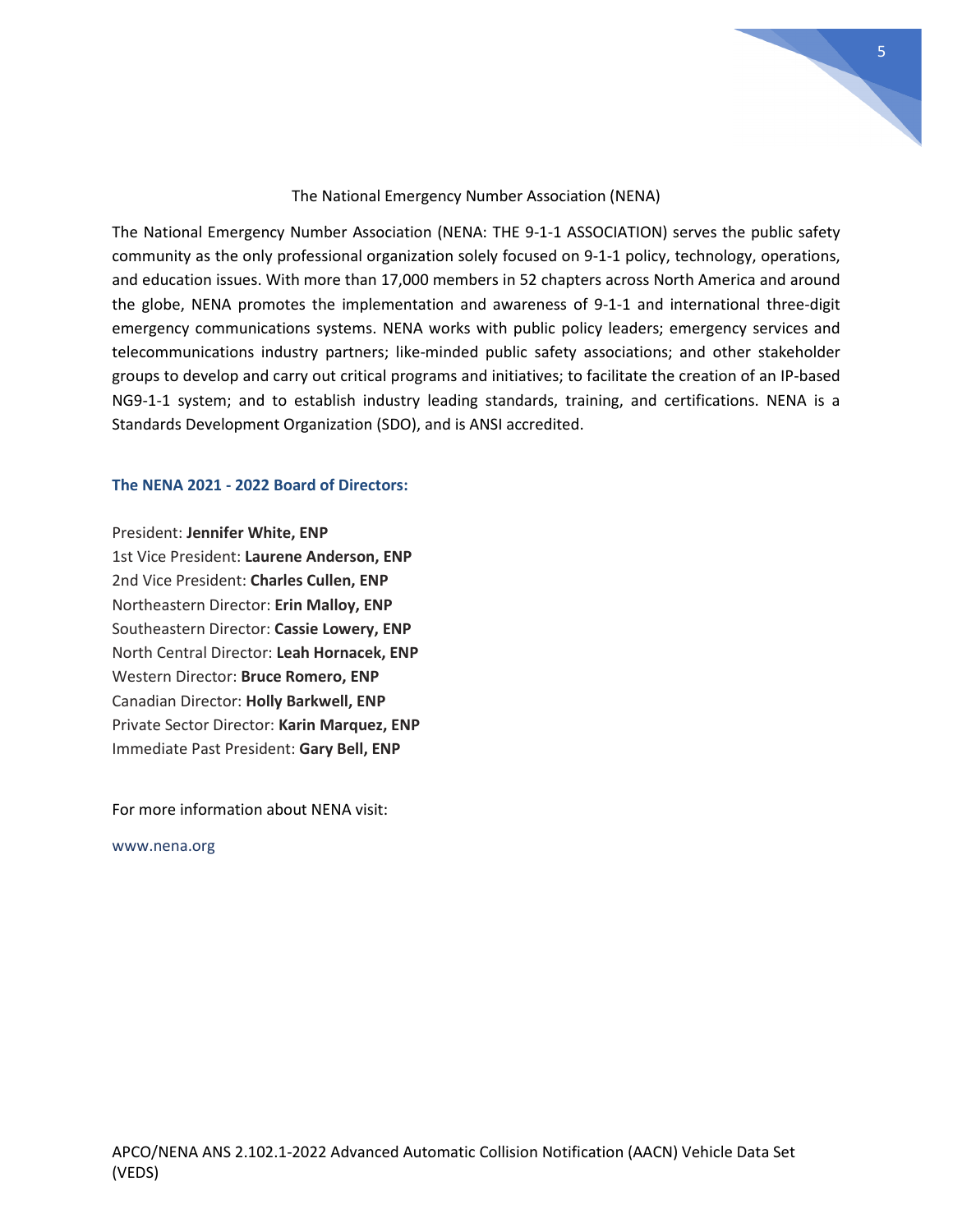## The National Emergency Number Association (NENA)

The National Emergency Number Association (NENA: THE 9-1-1 ASSOCIATION) serves the public safety community as the only professional organization solely focused on 9-1-1 policy, technology, operations, and education issues. With more than 17,000 members in 52 chapters across North America and around the globe, NENA promotes the implementation and awareness of 9-1-1 and international three-digit emergency communications systems. NENA works with public policy leaders; emergency services and telecommunications industry partners; like-minded public safety associations; and other stakeholder groups to develop and carry out critical programs and initiatives; to facilitate the creation of an IP-based NG9-1-1 system; and to establish industry leading standards, training, and certifications. NENA is a Standards Development Organization (SDO), and is ANSI accredited.

### The NENA 2021 - 2022 Board of Directors:

President: **Jennifer White, ENP**
1st Vice President: **Laurene Anderson, ENP**
2nd Vice President: **Charles Cullen, ENP**
Northeastern Director: **Erin Malloy, ENP**
Southeastern Director: **Cassie Lowery, ENP**
North Central Director: **Leah Hornacek, ENP**
Western Director: **Bruce Romero, ENP**
Canadian Director: **Holly Barkwell, ENP**
Private Sector Director: **Karin Marquez, ENP**
Immediate Past President: **Gary Bell, ENP**

For more information about NENA visit:

www.nena.org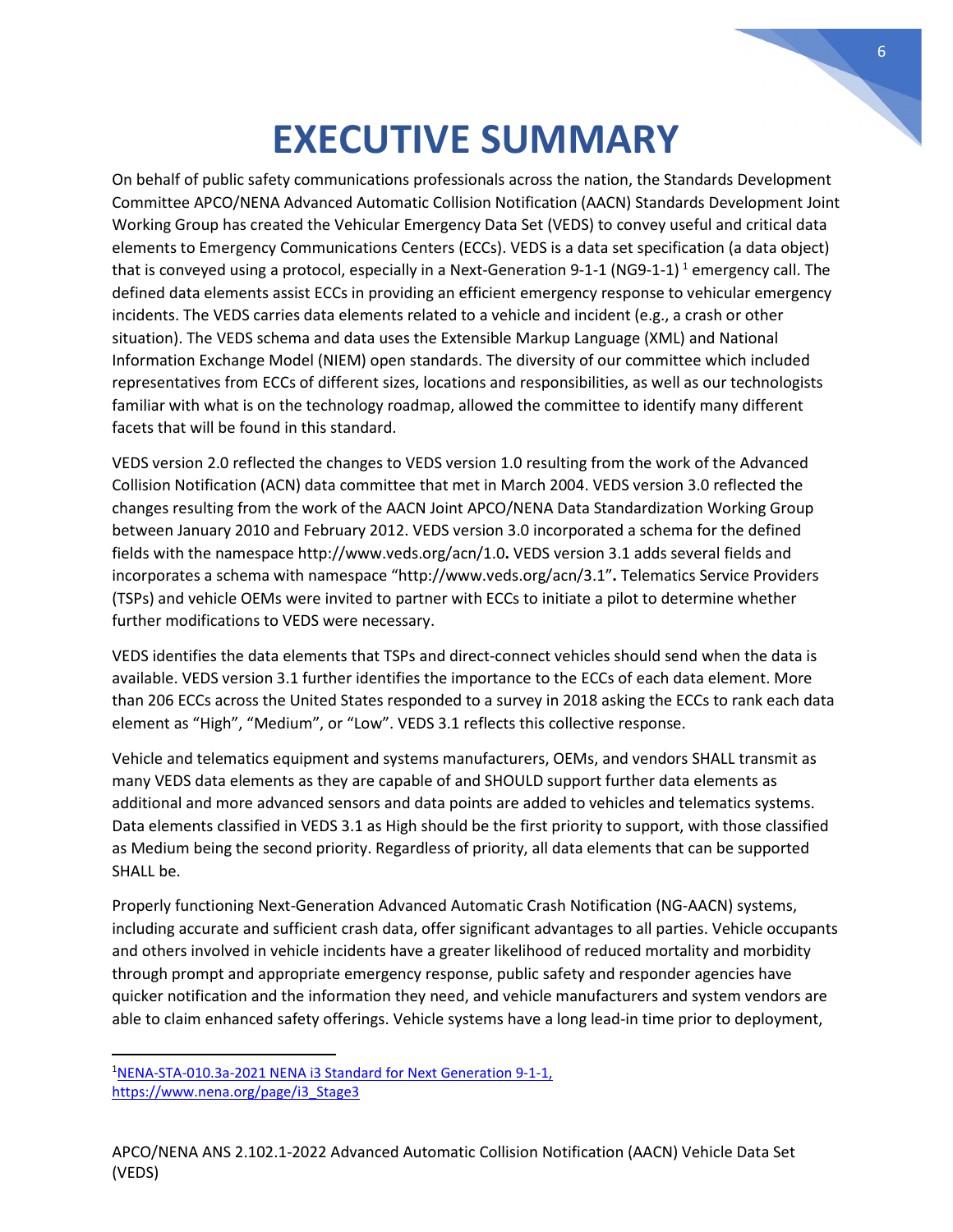# EXECUTIVE SUMMARY

On behalf of public safety communications professionals across the nation, the Standards Development Committee APCO/NENA Advanced Automatic Collision Notification (AACN) Standards Development Joint Working Group has created the Vehicular Emergency Data Set (VEDS) to convey useful and critical data elements to Emergency Communications Centers (ECCs). VEDS is a data set specification (a data object) that is conveyed using a protocol, especially in a Next-Generation 9-1-1 (NG9-1-1) [1] emergency call. The defined data elements assist ECCs in providing an efficient emergency response to vehicular emergency incidents. The VEDS carries data elements related to a vehicle and incident (e.g., a crash or other situation). The VEDS schema and data uses the Extensible Markup Language (XML) and National Information Exchange Model (NIEM) open standards. The diversity of our committee which included representatives from ECCs of different sizes, locations and responsibilities, as well as our technologists familiar with what is on the technology roadmap, allowed the committee to identify many different facets that will be found in this standard.

VEDS version 2.0 reflected the changes to VEDS version 1.0 resulting from the work of the Advanced Collision Notification (ACN) data committee that met in March 2004. VEDS version 3.0 reflected the changes resulting from the work of the AACN Joint APCO/NENA Data Standardization Working Group between January 2010 and February 2012. VEDS version 3.0 incorporated a schema for the defined fields with the namespace http://www.veds.org/acn/1.0**.** VEDS version 3.1 adds several fields and incorporates a schema with namespace "http://www.veds.org/acn/3.1"**.** Telematics Service Providers (TSPs) and vehicle OEMs were invited to partner with ECCs to initiate a pilot to determine whether further modifications to VEDS were necessary.

VEDS identifies the data elements that TSPs and direct-connect vehicles should send when the data is available. VEDS version 3.1 further identifies the importance to the ECCs of each data element. More than 206 ECCs across the United States responded to a survey in 2018 asking the ECCs to rank each data element as "High", "Medium", or "Low". VEDS 3.1 reflects this collective response.

Vehicle and telematics equipment and systems manufacturers, OEMs, and vendors SHALL transmit as many VEDS data elements as they are capable of and SHOULD support further data elements as additional and more advanced sensors and data points are added to vehicles and telematics systems. Data elements classified in VEDS 3.1 as High should be the first priority to support, with those classified as Medium being the second priority. Regardless of priority, all data elements that can be supported SHALL be.

Properly functioning Next-Generation Advanced Automatic Crash Notification (NG-AACN) systems, including accurate and sufficient crash data, offer significant advantages to all parties. Vehicle occupants and others involved in vehicle incidents have a greater likelihood of reduced mortality and morbidity through prompt and appropriate emergency response, public safety and responder agencies have quicker notification and the information they need, and vehicle manufacturers and system vendors are able to claim enhanced safety offerings. Vehicle systems have a long lead-in time prior to deployment,

---

[1] [NENA-STA-010.3a-2021 NENA i3 Standard for Next Generation 9-1-1, https://www.nena.org/page/i3_Stage3](https://www.nena.org/page/i3_Stage3)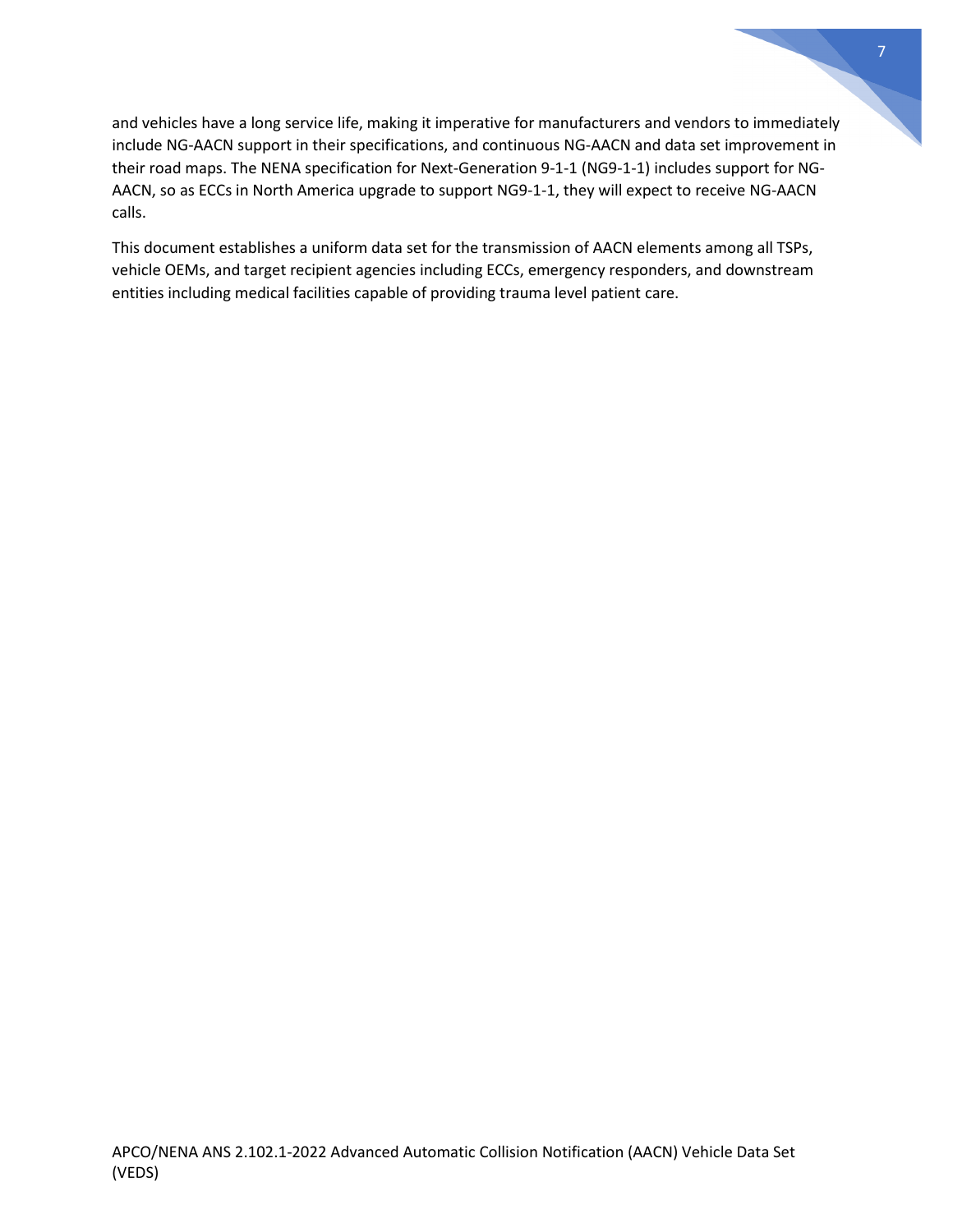and vehicles have a long service life, making it imperative for manufacturers and vendors to immediately include NG-AACN support in their specifications, and continuous NG-AACN and data set improvement in their road maps. The NENA specification for Next-Generation 9-1-1 (NG9-1-1) includes support for NG-AACN, so as ECCs in North America upgrade to support NG9-1-1, they will expect to receive NG-AACN calls.

This document establishes a uniform data set for the transmission of AACN elements among all TSPs, vehicle OEMs, and target recipient agencies including ECCs, emergency responders, and downstream entities including medical facilities capable of providing trauma level patient care.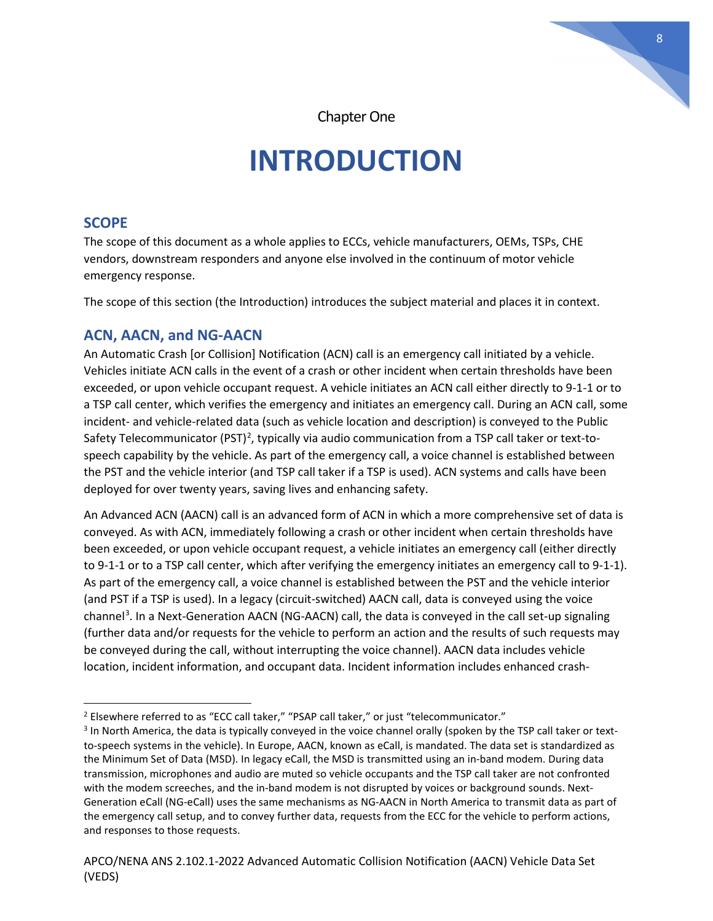Chapter One

# INTRODUCTION

## SCOPE

The scope of this document as a whole applies to ECCs, vehicle manufacturers, OEMs, TSPs, CHE vendors, downstream responders and anyone else involved in the continuum of motor vehicle emergency response.

The scope of this section (the Introduction) introduces the subject material and places it in context.

## ACN, AACN, and NG-AACN

An Automatic Crash [or Collision] Notification (ACN) call is an emergency call initiated by a vehicle. Vehicles initiate ACN calls in the event of a crash or other incident when certain thresholds have been exceeded, or upon vehicle occupant request. A vehicle initiates an ACN call either directly to 9-1-1 or to a TSP call center, which verifies the emergency and initiates an emergency call. During an ACN call, some incident- and vehicle-related data (such as vehicle location and description) is conveyed to the Public Safety Telecommunicator (PST)[2], typically via audio communication from a TSP call taker or text-to-speech capability by the vehicle. As part of the emergency call, a voice channel is established between the PST and the vehicle interior (and TSP call taker if a TSP is used). ACN systems and calls have been deployed for over twenty years, saving lives and enhancing safety.

An Advanced ACN (AACN) call is an advanced form of ACN in which a more comprehensive set of data is conveyed. As with ACN, immediately following a crash or other incident when certain thresholds have been exceeded, or upon vehicle occupant request, a vehicle initiates an emergency call (either directly to 9-1-1 or to a TSP call center, which after verifying the emergency initiates an emergency call to 9-1-1). As part of the emergency call, a voice channel is established between the PST and the vehicle interior (and PST if a TSP is used). In a legacy (circuit-switched) AACN call, data is conveyed using the voice channel[3]. In a Next-Generation AACN (NG-AACN) call, the data is conveyed in the call set-up signaling (further data and/or requests for the vehicle to perform an action and the results of such requests may be conveyed during the call, without interrupting the voice channel). AACN data includes vehicle location, incident information, and occupant data. Incident information includes enhanced crash-

[2] Elsewhere referred to as "ECC call taker," "PSAP call taker," or just "telecommunicator."

[3] In North America, the data is typically conveyed in the voice channel orally (spoken by the TSP call taker or text-to-speech systems in the vehicle). In Europe, AACN, known as eCall, is mandated. The data set is standardized as the Minimum Set of Data (MSD). In legacy eCall, the MSD is transmitted using an in-band modem. During data transmission, microphones and audio are muted so vehicle occupants and the TSP call taker are not confronted with the modem screeches, and the in-band modem is not disrupted by voices or background sounds. Next-Generation eCall (NG-eCall) uses the same mechanisms as NG-AACN in North America to transmit data as part of the emergency call setup, and to convey further data, requests from the ECC for the vehicle to perform actions, and responses to those requests.

APCO/NENA ANS 2.102.1-2022 Advanced Automatic Collision Notification (AACN) Vehicle Data Set (VEDS)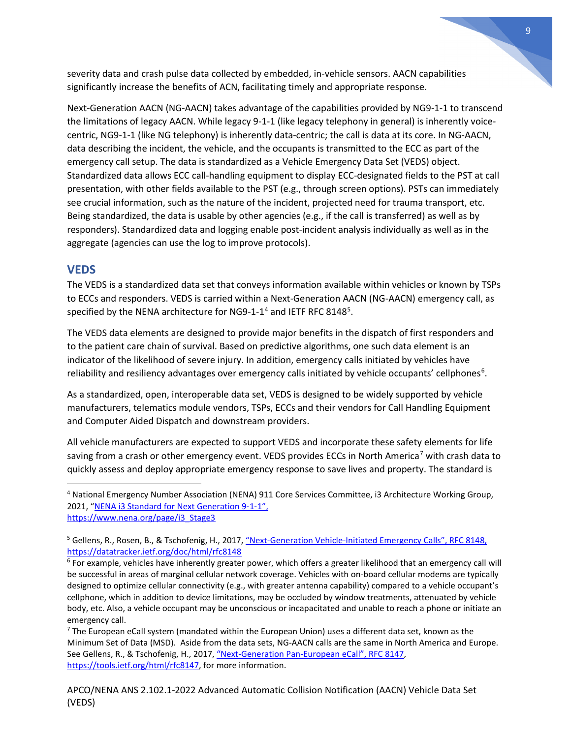severity data and crash pulse data collected by embedded, in-vehicle sensors. AACN capabilities significantly increase the benefits of ACN, facilitating timely and appropriate response.

Next-Generation AACN (NG-AACN) takes advantage of the capabilities provided by NG9-1-1 to transcend the limitations of legacy AACN. While legacy 9-1-1 (like legacy telephony in general) is inherently voice-centric, NG9-1-1 (like NG telephony) is inherently data-centric; the call is data at its core. In NG-AACN, data describing the incident, the vehicle, and the occupants is transmitted to the ECC as part of the emergency call setup. The data is standardized as a Vehicle Emergency Data Set (VEDS) object. Standardized data allows ECC call-handling equipment to display ECC-designated fields to the PST at call presentation, with other fields available to the PST (e.g., through screen options). PSTs can immediately see crucial information, such as the nature of the incident, projected need for trauma transport, etc. Being standardized, the data is usable by other agencies (e.g., if the call is transferred) as well as by responders). Standardized data and logging enable post-incident analysis individually as well as in the aggregate (agencies can use the log to improve protocols).

## VEDS

The VEDS is a standardized data set that conveys information available within vehicles or known by TSPs to ECCs and responders. VEDS is carried within a Next-Generation AACN (NG-AACN) emergency call, as specified by the NENA architecture for NG9-1-1[4] and IETF RFC 8148[5].

The VEDS data elements are designed to provide major benefits in the dispatch of first responders and to the patient care chain of survival. Based on predictive algorithms, one such data element is an indicator of the likelihood of severe injury. In addition, emergency calls initiated by vehicles have reliability and resiliency advantages over emergency calls initiated by vehicle occupants' cellphones[6].

As a standardized, open, interoperable data set, VEDS is designed to be widely supported by vehicle manufacturers, telematics module vendors, TSPs, ECCs and their vendors for Call Handling Equipment and Computer Aided Dispatch and downstream providers.

All vehicle manufacturers are expected to support VEDS and incorporate these safety elements for life saving from a crash or other emergency event. VEDS provides ECCs in North America[7] with crash data to quickly assess and deploy appropriate emergency response to save lives and property. The standard is

---

[4] National Emergency Number Association (NENA) 911 Core Services Committee, i3 Architecture Working Group, 2021, "[NENA i3 Standard for Next Generation 9-1-1", https://www.nena.org/page/i3_Stage3](https://www.nena.org/page/i3_Stage3)

[5] Gellens, R., Rosen, B., & Tschofenig, H., 2017, ["Next-Generation Vehicle-Initiated Emergency Calls", RFC 8148, https://datatracker.ietf.org/doc/html/rfc8148](https://datatracker.ietf.org/doc/html/rfc8148)

[6] For example, vehicles have inherently greater power, which offers a greater likelihood that an emergency call will be successful in areas of marginal cellular network coverage. Vehicles with on-board cellular modems are typically designed to optimize cellular connectivity (e.g., with greater antenna capability) compared to a vehicle occupant's cellphone, which in addition to device limitations, may be occluded by window treatments, attenuated by vehicle body, etc. Also, a vehicle occupant may be unconscious or incapacitated and unable to reach a phone or initiate an emergency call.

[7] The European eCall system (mandated within the European Union) uses a different data set, known as the Minimum Set of Data (MSD). Aside from the data sets, NG-AACN calls are the same in North America and Europe. See Gellens, R., & Tschofenig, H., 2017, ["Next-Generation Pan-European eCall", RFC 8147](https://tools.ietf.org/html/rfc8147), [https://tools.ietf.org/html/rfc8147](https://tools.ietf.org/html/rfc8147), for more information.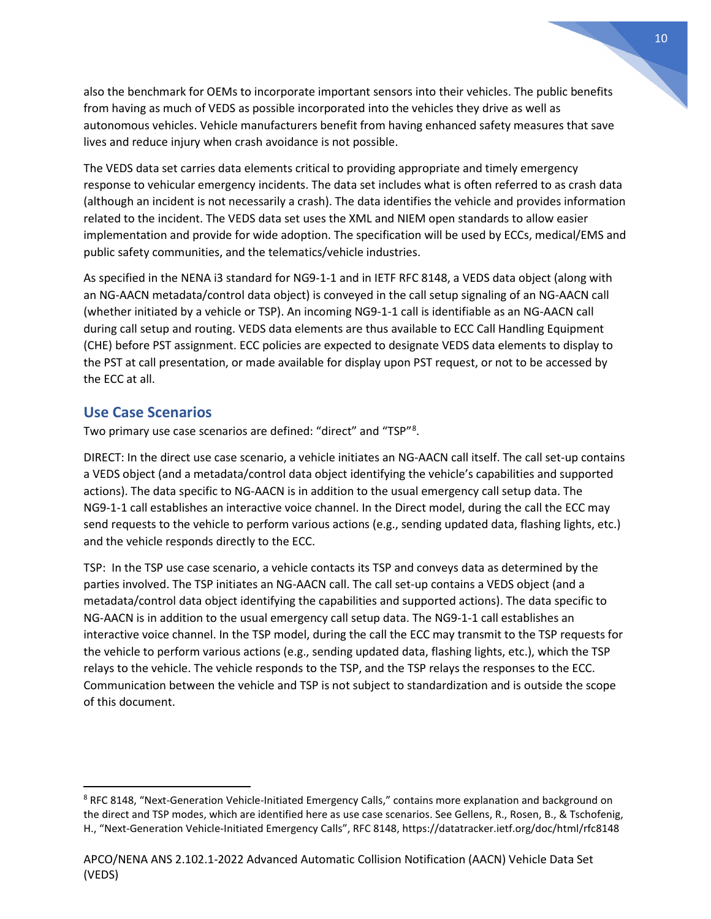also the benchmark for OEMs to incorporate important sensors into their vehicles. The public benefits from having as much of VEDS as possible incorporated into the vehicles they drive as well as autonomous vehicles. Vehicle manufacturers benefit from having enhanced safety measures that save lives and reduce injury when crash avoidance is not possible.

The VEDS data set carries data elements critical to providing appropriate and timely emergency response to vehicular emergency incidents. The data set includes what is often referred to as crash data (although an incident is not necessarily a crash). The data identifies the vehicle and provides information related to the incident. The VEDS data set uses the XML and NIEM open standards to allow easier implementation and provide for wide adoption. The specification will be used by ECCs, medical/EMS and public safety communities, and the telematics/vehicle industries.

As specified in the NENA i3 standard for NG9-1-1 and in IETF RFC 8148, a VEDS data object (along with an NG-AACN metadata/control data object) is conveyed in the call setup signaling of an NG-AACN call (whether initiated by a vehicle or TSP). An incoming NG9-1-1 call is identifiable as an NG-AACN call during call setup and routing. VEDS data elements are thus available to ECC Call Handling Equipment (CHE) before PST assignment. ECC policies are expected to designate VEDS data elements to display to the PST at call presentation, or made available for display upon PST request, or not to be accessed by the ECC at all.

## Use Case Scenarios

Two primary use case scenarios are defined: "direct" and "TSP"[8].

DIRECT: In the direct use case scenario, a vehicle initiates an NG-AACN call itself. The call set-up contains a VEDS object (and a metadata/control data object identifying the vehicle's capabilities and supported actions). The data specific to NG-AACN is in addition to the usual emergency call setup data. The NG9-1-1 call establishes an interactive voice channel. In the Direct model, during the call the ECC may send requests to the vehicle to perform various actions (e.g., sending updated data, flashing lights, etc.) and the vehicle responds directly to the ECC.

TSP: In the TSP use case scenario, a vehicle contacts its TSP and conveys data as determined by the parties involved. The TSP initiates an NG-AACN call. The call set-up contains a VEDS object (and a metadata/control data object identifying the capabilities and supported actions). The data specific to NG-AACN is in addition to the usual emergency call setup data. The NG9-1-1 call establishes an interactive voice channel. In the TSP model, during the call the ECC may transmit to the TSP requests for the vehicle to perform various actions (e.g., sending updated data, flashing lights, etc.), which the TSP relays to the vehicle. The vehicle responds to the TSP, and the TSP relays the responses to the ECC. Communication between the vehicle and TSP is not subject to standardization and is outside the scope of this document.

---

[8] RFC 8148, "Next-Generation Vehicle-Initiated Emergency Calls," contains more explanation and background on the direct and TSP modes, which are identified here as use case scenarios. See Gellens, R., Rosen, B., & Tschofenig, H., "Next-Generation Vehicle-Initiated Emergency Calls", RFC 8148, https://datatracker.ietf.org/doc/html/rfc8148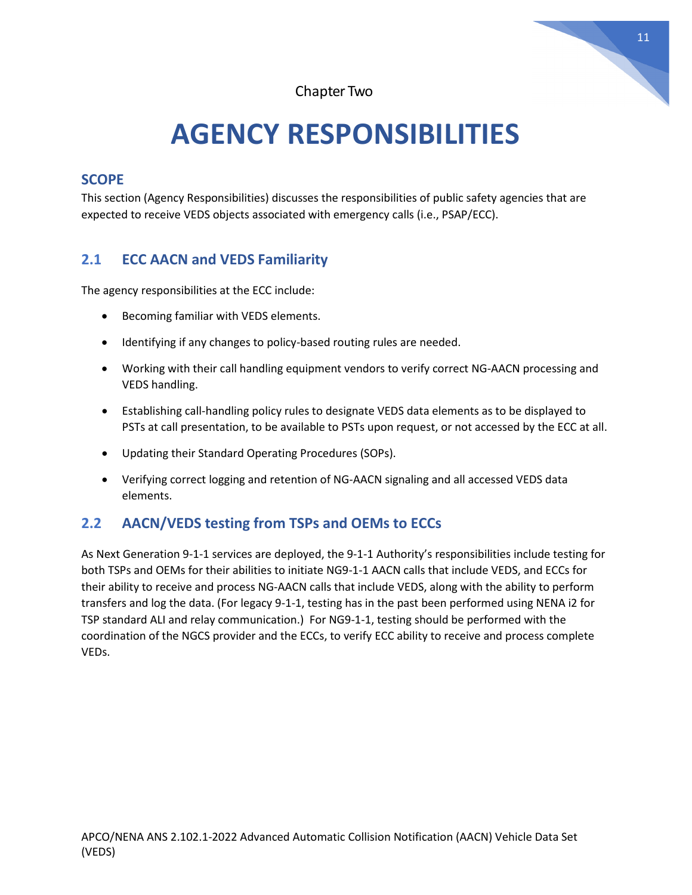Chapter Two

# AGENCY RESPONSIBILITIES

## SCOPE

This section (Agency Responsibilities) discusses the responsibilities of public safety agencies that are expected to receive VEDS objects associated with emergency calls (i.e., PSAP/ECC).

## 2.1 ECC AACN and VEDS Familiarity

The agency responsibilities at the ECC include:

- Becoming familiar with VEDS elements.
- Identifying if any changes to policy-based routing rules are needed.
- Working with their call handling equipment vendors to verify correct NG-AACN processing and VEDS handling.
- Establishing call-handling policy rules to designate VEDS data elements as to be displayed to PSTs at call presentation, to be available to PSTs upon request, or not accessed by the ECC at all.
- Updating their Standard Operating Procedures (SOPs).
- Verifying correct logging and retention of NG-AACN signaling and all accessed VEDS data elements.

## 2.2 AACN/VEDS testing from TSPs and OEMs to ECCs

As Next Generation 9-1-1 services are deployed, the 9-1-1 Authority's responsibilities include testing for both TSPs and OEMs for their abilities to initiate NG9-1-1 AACN calls that include VEDS, and ECCs for their ability to receive and process NG-AACN calls that include VEDS, along with the ability to perform transfers and log the data. (For legacy 9-1-1, testing has in the past been performed using NENA i2 for TSP standard ALI and relay communication.) For NG9-1-1, testing should be performed with the coordination of the NGCS provider and the ECCs, to verify ECC ability to receive and process complete VEDs.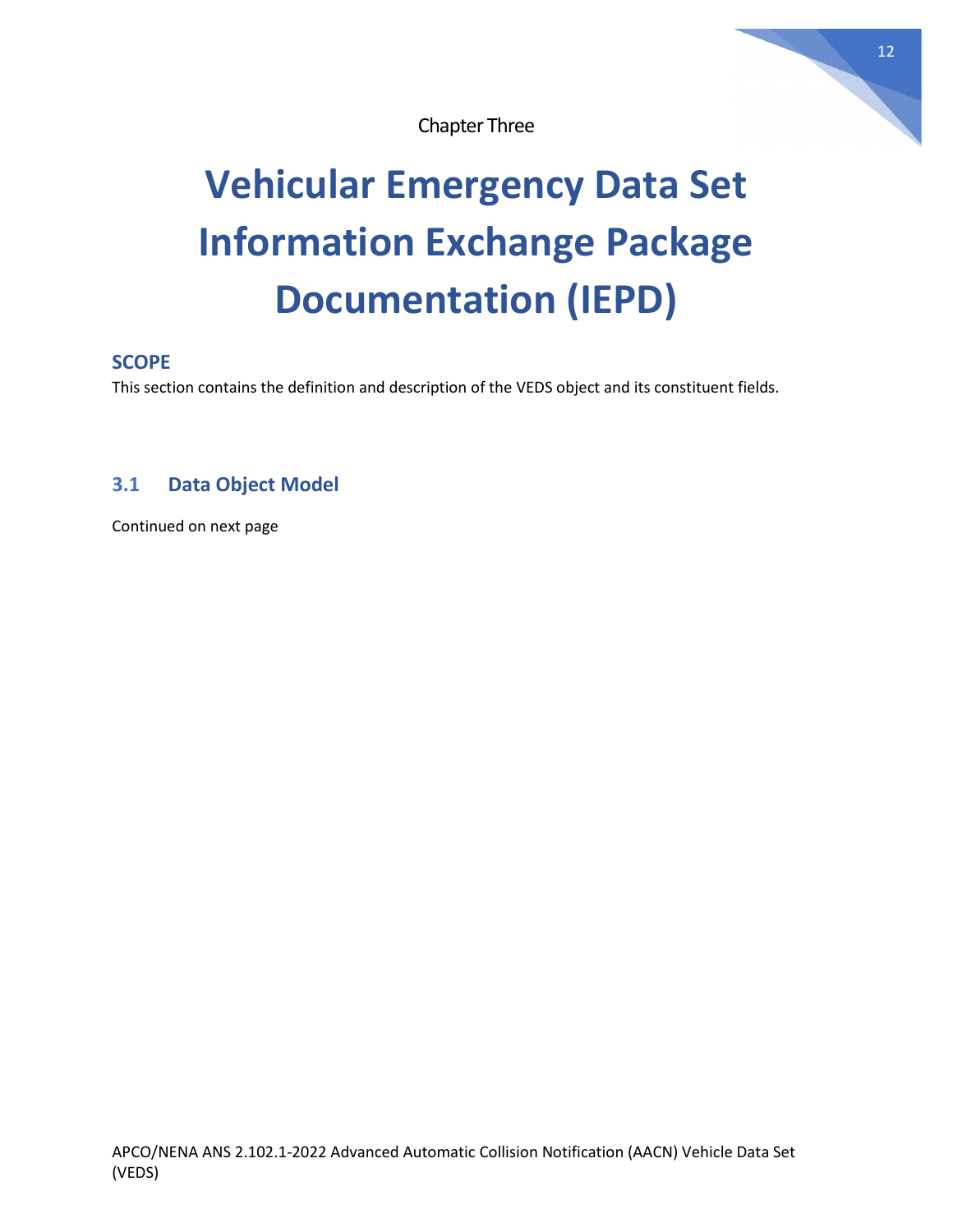Chapter Three

# Vehicular Emergency Data Set Information Exchange Package Documentation (IEPD)

## SCOPE

This section contains the definition and description of the VEDS object and its constituent fields.

## 3.1 Data Object Model

Continued on next page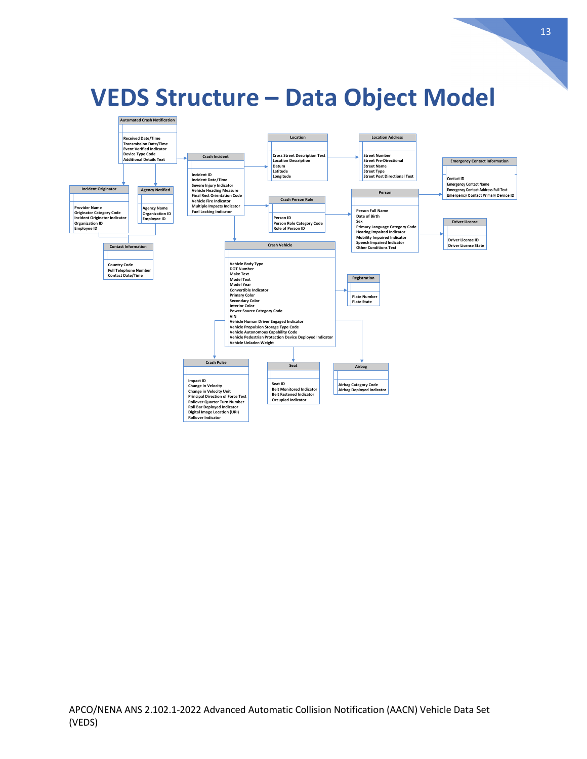# VEDS Structure – Data Object Model

**Automated Crash Notification**
- Received Date/Time
- Transmission Date/Time
- Event Verified Indicator
- Device Type Code
- Additional Details Text

**Crash Incident**
- Incident ID
- Incident Date/Time
- Severe Injury Indicator
- Vehicle Heading Measure
- Final Rest Orientation Code
- Vehicle Fire Indicator
- Multiple Impacts Indicator
- Fuel Leaking Indicator

**Location**
- Cross Street Description Text
- Location Description
- Datum
- Latitude
- Longitude

**Location Address**
- Street Number
- Street Pre-Directional
- Street Name
- Street Type
- Street Post Directional Text

**Emergency Contact Information**
- Contact ID
- Emergency Contact Name
- Emergency Contact Address Full Text
- Emergency Contact Primary Device ID

**Incident Originator**
- Provider Name
- Originator Category Code
- Incident Originator Indicator
- Organization ID
- Employee ID

**Agency Notified**
- Agency Name
- Organization ID
- Employee ID

**Contact Information**
- Country Code
- Full Telephone Number
- Contact Date/Time

**Crash Person Role**
- Person ID
- Person Role Category Code
- Role of Person ID

**Person**
- Person Full Name
- Date of Birth
- Sex
- Primary Language Category Code
- Hearing Impaired Indicator
- Mobility Impaired Indicator
- Speech Impaired Indicator
- Other Conditions Text

**Driver License**
- Driver License ID
- Driver License State

**Crash Vehicle**
- Vehicle Body Type
- DOT Number
- Make Text
- Model Text
- Model Year
- Convertible Indicator
- Primary Color
- Secondary Color
- Interior Color
- Power Source Category Code
- VIN
- Vehicle Human Driver Engaged Indicator
- Vehicle Propulsion Storage Type Code
- Vehicle Autonomous Capability Code
- Vehicle Pedestrian Protection Device Deployed Indicator
- Vehicle Unladen Weight

**Registration**
- Plate Number
- Plate State

**Crash Pulse**
- Impact ID
- Change in Velocity
- Change in Velocity Unit
- Principal Direction of Force Text
- Rollover Quarter Turn Number
- Roll Bar Deployed Indicator
- Digital Image Location (URI)
- Rollover Indicator

**Seat**
- Seat ID
- Belt Monitored Indicator
- Belt Fastened Indicator
- Occupied Indicator

**Airbag**
- Airbag Category Code
- Airbag Deployed Indicator

APCO/NENA ANS 2.102.1-2022 Advanced Automatic Collision Notification (AACN) Vehicle Data Set (VEDS)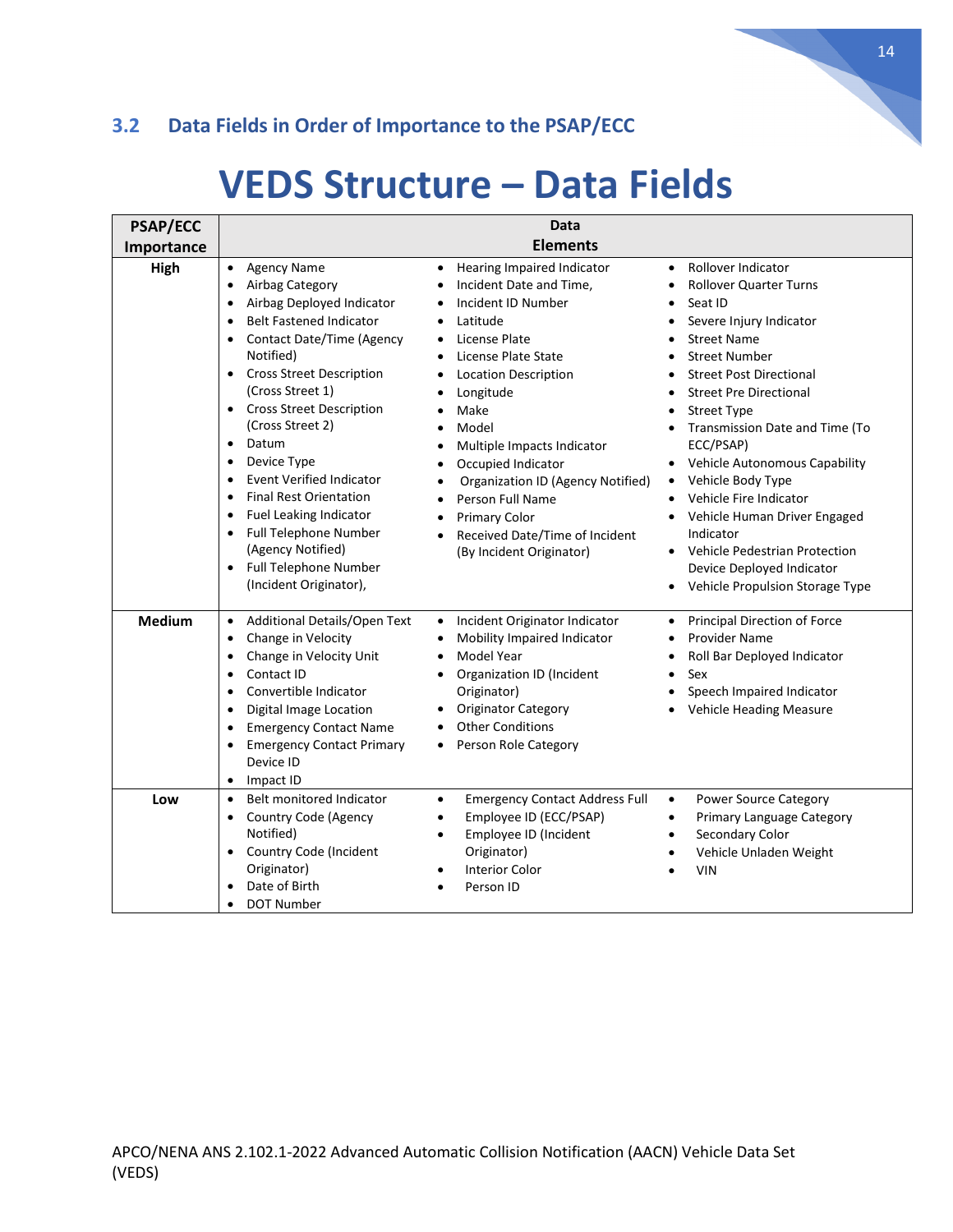### 3.2 Data Fields in Order of Importance to the PSAP/ECC

# VEDS Structure – Data Fields

| PSAP/ECC Importance | Data Elements |
|---|---|
| **High** | • Agency Name<br>• Airbag Category<br>• Airbag Deployed Indicator<br>• Belt Fastened Indicator<br>• Contact Date/Time (Agency Notified)<br>• Cross Street Description (Cross Street 1)<br>• Cross Street Description (Cross Street 2)<br>• Datum<br>• Device Type<br>• Event Verified Indicator<br>• Final Rest Orientation<br>• Fuel Leaking Indicator<br>• Full Telephone Number (Agency Notified)<br>• Full Telephone Number (Incident Originator),<br>• Hearing Impaired Indicator<br>• Incident Date and Time,<br>• Incident ID Number<br>• Latitude<br>• License Plate<br>• License Plate State<br>• Location Description<br>• Longitude<br>• Make<br>• Model<br>• Multiple Impacts Indicator<br>• Occupied Indicator<br>• Organization ID (Agency Notified)<br>• Person Full Name<br>• Primary Color<br>• Received Date/Time of Incident (By Incident Originator)<br>• Rollover Indicator<br>• Rollover Quarter Turns<br>• Seat ID<br>• Severe Injury Indicator<br>• Street Name<br>• Street Number<br>• Street Post Directional<br>• Street Pre Directional<br>• Street Type<br>• Transmission Date and Time (To ECC/PSAP)<br>• Vehicle Autonomous Capability<br>• Vehicle Body Type<br>• Vehicle Fire Indicator<br>• Vehicle Human Driver Engaged Indicator<br>• Vehicle Pedestrian Protection Device Deployed Indicator<br>• Vehicle Propulsion Storage Type |
| **Medium** | • Additional Details/Open Text<br>• Change in Velocity<br>• Change in Velocity Unit<br>• Contact ID<br>• Convertible Indicator<br>• Digital Image Location<br>• Emergency Contact Name<br>• Emergency Contact Primary Device ID<br>• Impact ID<br>• Incident Originator Indicator<br>• Mobility Impaired Indicator<br>• Model Year<br>• Organization ID (Incident Originator)<br>• Originator Category<br>• Other Conditions<br>• Person Role Category<br>• Principal Direction of Force<br>• Provider Name<br>• Roll Bar Deployed Indicator<br>• Sex<br>• Speech Impaired Indicator<br>• Vehicle Heading Measure |
| **Low** | • Belt monitored Indicator<br>• Country Code (Agency Notified)<br>• Country Code (Incident Originator)<br>• Date of Birth<br>• DOT Number<br>• Emergency Contact Address Full<br>• Employee ID (ECC/PSAP)<br>• Employee ID (Incident Originator)<br>• Interior Color<br>• Person ID<br>• Power Source Category<br>• Primary Language Category<br>• Secondary Color<br>• Vehicle Unladen Weight<br>• VIN |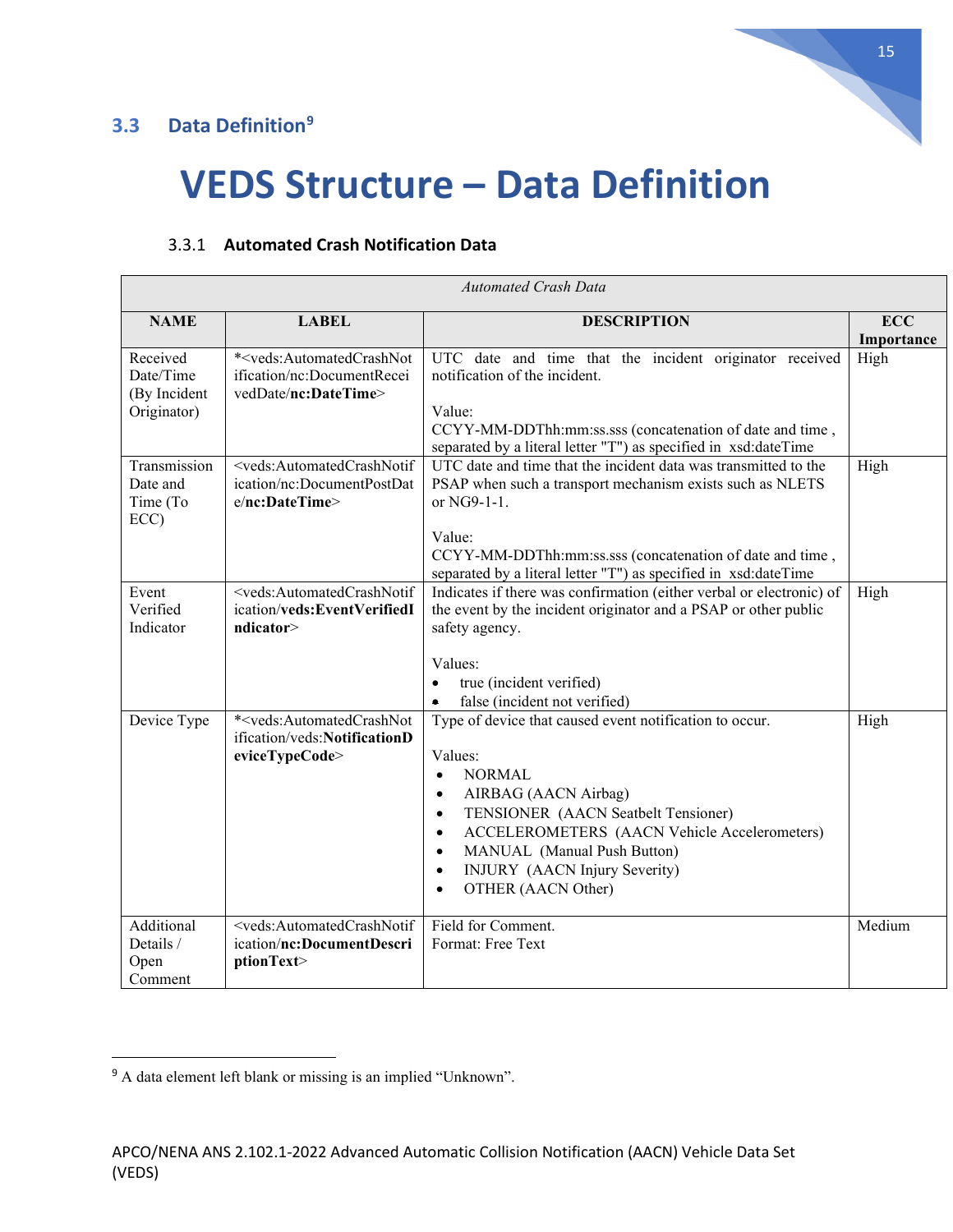## 3.3 Data Definition[9]

# VEDS Structure – Data Definition

### 3.3.1 Automated Crash Notification Data

| *Automated Crash Data* | | | |
|---|---|---|---|
| **NAME** | **LABEL** | **DESCRIPTION** | **ECC Importance** |
| Received Date/Time (By Incident Originator) | *<veds:AutomatedCrashNotification/nc:DocumentReceivedDate/**nc:DateTime**> | UTC date and time that the incident originator received notification of the incident.<br><br>Value:<br>CCYY-MM-DDThh:mm:ss.sss (concatenation of date and time , separated by a literal letter "T") as specified in xsd:dateTime | High |
| Transmission Date and Time (To ECC) | <veds:AutomatedCrashNotification/nc:DocumentPostDate/**nc:DateTime**> | UTC date and time that the incident data was transmitted to the PSAP when such a transport mechanism exists such as NLETS or NG9-1-1.<br><br>Value:<br>CCYY-MM-DDThh:mm:ss.sss (concatenation of date and time , separated by a literal letter "T") as specified in xsd:dateTime | High |
| Event Verified Indicator | <veds:AutomatedCrashNotification/**veds:EventVerifiedIndicator**> | Indicates if there was confirmation (either verbal or electronic) of the event by the incident originator and a PSAP or other public safety agency.<br><br>Values:<br>• true (incident verified)<br>• false (incident not verified) | High |
| Device Type | *<veds:AutomatedCrashNotification/veds:**NotificationDeviceTypeCode**> | Type of device that caused event notification to occur.<br><br>Values:<br>• NORMAL<br>• AIRBAG (AACN Airbag)<br>• TENSIONER (AACN Seatbelt Tensioner)<br>• ACCELEROMETERS (AACN Vehicle Accelerometers)<br>• MANUAL (Manual Push Button)<br>• INJURY (AACN Injury Severity)<br>• OTHER (AACN Other) | High |
| Additional Details / Open Comment | <veds:AutomatedCrashNotification/**nc:DocumentDescriptionText**> | Field for Comment.<br>Format: Free Text | Medium |

---

[9] A data element left blank or missing is an implied "Unknown".

APCO/NENA ANS 2.102.1-2022 Advanced Automatic Collision Notification (AACN) Vehicle Data Set (VEDS)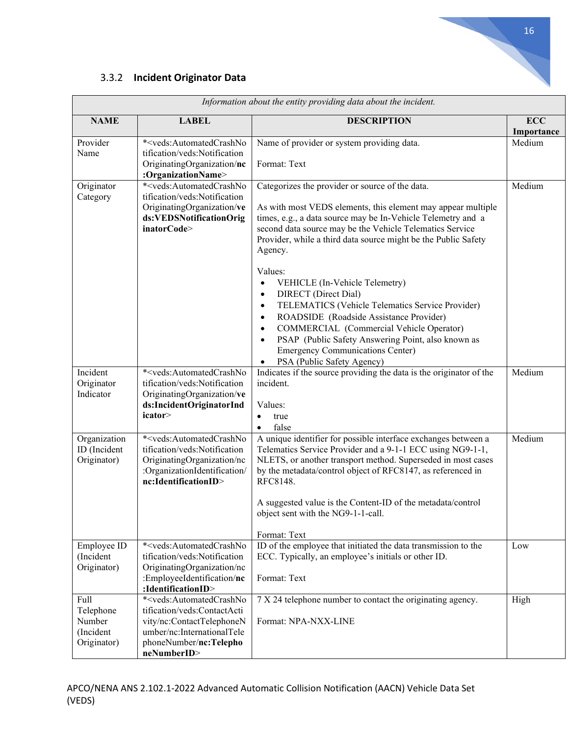### 3.3.2 Incident Originator Data

| *Information about the entity providing data about the incident.* | | | |
|---|---|---|---|
| **NAME** | **LABEL** | **DESCRIPTION** | **ECC Importance** |
| Provider Name | *<veds:AutomatedCrashNotification/veds:NotificationOriginatingOrganization/**nc:OrganizationName**> | Name of provider or system providing data.<br><br>Format: Text | Medium |
| Originator Category | *<veds:AutomatedCrashNotification/veds:NotificationOriginatingOrganization/**veds:VEDSNotificationOriginatorCode**> | Categorizes the provider or source of the data.<br><br>As with most VEDS elements, this element may appear multiple times, e.g., a data source may be In-Vehicle Telemetry and a second data source may be the Vehicle Telematics Service Provider, while a third data source might be the Public Safety Agency.<br><br>Values:<br>• VEHICLE (In-Vehicle Telemetry)<br>• DIRECT (Direct Dial)<br>• TELEMATICS (Vehicle Telematics Service Provider)<br>• ROADSIDE (Roadside Assistance Provider)<br>• COMMERCIAL (Commercial Vehicle Operator)<br>• PSAP (Public Safety Answering Point, also known as Emergency Communications Center)<br>• PSA (Public Safety Agency) | Medium |
| Incident Originator Indicator | *<veds:AutomatedCrashNotification/veds:NotificationOriginatingOrganization/**veds:IncidentOriginatorIndicator**> | Indicates if the source providing the data is the originator of the incident.<br><br>Values:<br>• true<br>• false | Medium |
| Organization ID (Incident Originator) | *<veds:AutomatedCrashNotification/veds:NotificationOriginatingOrganization/nc:OrganizationIdentification/**nc:IdentificationID**> | A unique identifier for possible interface exchanges between a Telematics Service Provider and a 9-1-1 ECC using NG9-1-1, NLETS, or another transport method. Superseded in most cases by the metadata/control object of RFC8147, as referenced in RFC8148.<br><br>A suggested value is the Content-ID of the metadata/control object sent with the NG9-1-1-call.<br><br>Format: Text | Medium |
| Employee ID (Incident Originator) | *<veds:AutomatedCrashNotification/veds:NotificationOriginatingOrganization/nc:EmployeeIdentification/**nc:IdentificationID**> | ID of the employee that initiated the data transmission to the ECC. Typically, an employee's initials or other ID.<br><br>Format: Text | Low |
| Full Telephone Number (Incident Originator) | *<veds:AutomatedCrashNotification/veds:ContactActivity/nc:ContactTelephoneNumber/nc:InternationalTelephoneNumber/**nc:TelephoneNumberID**> | 7 X 24 telephone number to contact the originating agency.<br><br>Format: NPA-NXX-LINE | High |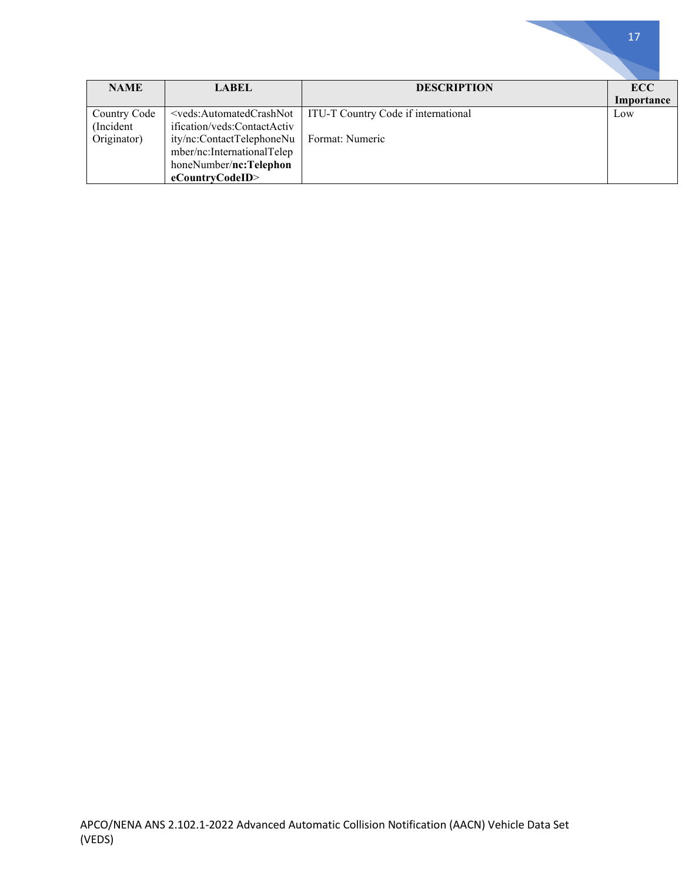| NAME | LABEL | DESCRIPTION | ECC Importance |
|---|---|---|---|
| Country Code (Incident Originator) | <veds:AutomatedCrashNotification/veds:ContactActivity/nc:ContactTelephoneNumber/nc:InternationalTelephoneNumber/**nc:TelephoneCountryCodeID**> | ITU-T Country Code if international<br><br>Format: Numeric | Low |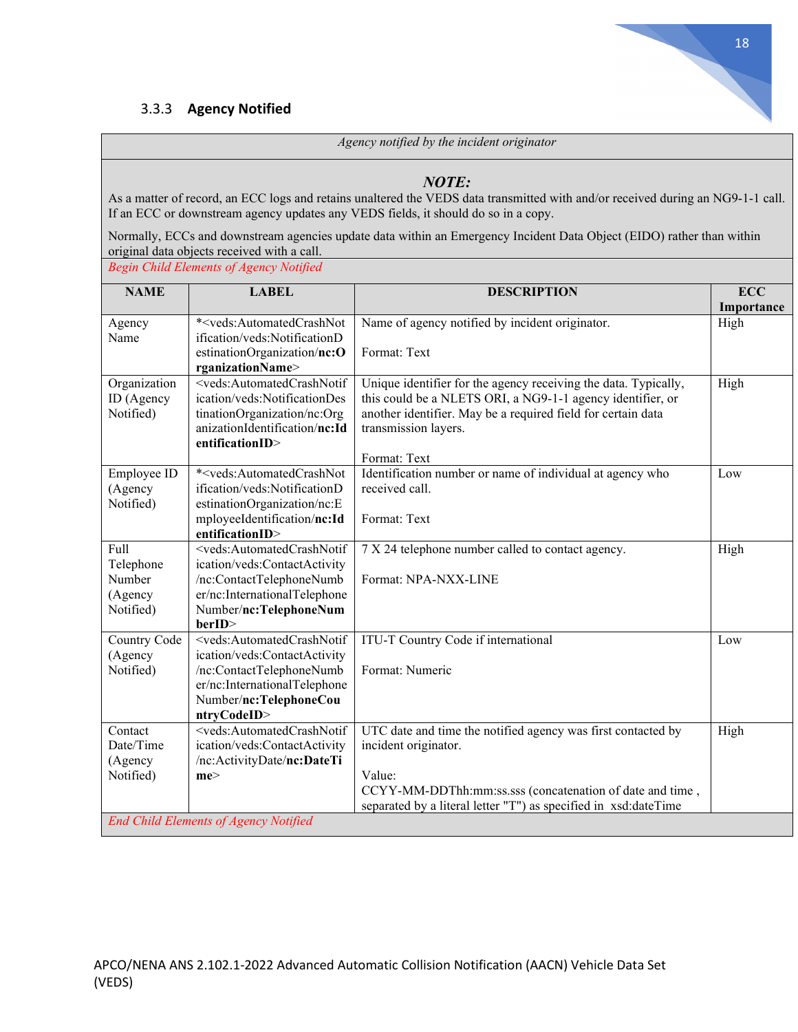### 3.3.3 Agency Notified

*Agency notified by the incident originator*

***NOTE:***

As a matter of record, an ECC logs and retains unaltered the VEDS data transmitted with and/or received during an NG9-1-1 call. If an ECC or downstream agency updates any VEDS fields, it should do so in a copy.

Normally, ECCs and downstream agencies update data within an Emergency Incident Data Object (EIDO) rather than within original data objects received with a call.

*Begin Child Elements of Agency Notified*

| NAME | LABEL | DESCRIPTION | ECC Importance |
|---|---|---|---|
| Agency Name | *<veds:AutomatedCrashNotification/veds:NotificationDestinationOrganization/**nc:OrganizationName**> | Name of agency notified by incident originator.<br><br>Format: Text | High |
| Organization ID (Agency Notified) | <veds:AutomatedCrashNotification/veds:NotificationDestinationOrganization/nc:OrganizationIdentification/**nc:IdentificationID**> | Unique identifier for the agency receiving the data. Typically, this could be a NLETS ORI, a NG9-1-1 agency identifier, or another identifier. May be a required field for certain data transmission layers.<br><br>Format: Text | High |
| Employee ID (Agency Notified) | *<veds:AutomatedCrashNotification/veds:NotificationDestinationOrganization/nc:EmployeeIdentification/**nc:IdentificationID**> | Identification number or name of individual at agency who received call.<br><br>Format: Text | Low |
| Full Telephone Number (Agency Notified) | <veds:AutomatedCrashNotification/veds:ContactActivity/nc:ContactTelephoneNumber/nc:InternationalTelephoneNumber/**nc:TelephoneNumberID**> | 7 X 24 telephone number called to contact agency.<br><br>Format: NPA-NXX-LINE | High |
| Country Code (Agency Notified) | <veds:AutomatedCrashNotification/veds:ContactActivity/nc:ContactTelephoneNumber/nc:InternationalTelephoneNumber/**nc:TelephoneCountryCodeID**> | ITU-T Country Code if international<br><br>Format: Numeric | Low |
| Contact Date/Time (Agency Notified) | <veds:AutomatedCrashNotification/veds:ContactActivity/nc:ActivityDate/**nc:DateTime**> | UTC date and time the notified agency was first contacted by incident originator.<br><br>Value:<br>CCYY-MM-DDThh:mm:ss.sss (concatenation of date and time , separated by a literal letter "T") as specified in xsd:dateTime | High |

*End Child Elements of Agency Notified*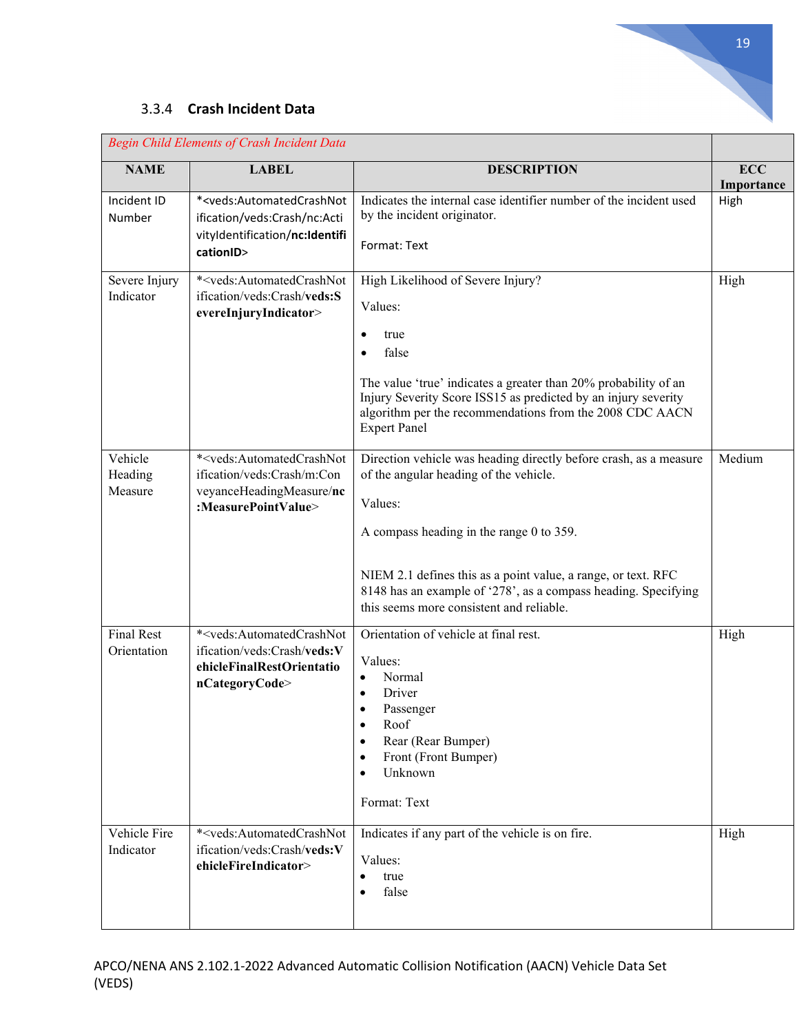### 3.3.4 Crash Incident Data

| *Begin Child Elements of Crash Incident Data* | | | |
|---|---|---|---|
| **NAME** | **LABEL** | **DESCRIPTION** | **ECC Importance** |
| Incident ID Number | *<veds:AutomatedCrashNotification/veds:Crash/nc:ActivityIdentification/**nc:IdentificationID**> | Indicates the internal case identifier number of the incident used by the incident originator.<br><br>Format: Text | High |
| Severe Injury Indicator | *<veds:AutomatedCrashNotification/veds:Crash/**veds:SevereInjuryIndicator**> | High Likelihood of Severe Injury?<br><br>Values:<br>• true<br>• false<br><br>The value 'true' indicates a greater than 20% probability of an Injury Severity Score ISS15 as predicted by an injury severity algorithm per the recommendations from the 2008 CDC AACN Expert Panel | High |
| Vehicle Heading Measure | *<veds:AutomatedCrashNotification/veds:Crash/m:ConveyanceHeadingMeasure/**nc:MeasurePointValue**> | Direction vehicle was heading directly before crash, as a measure of the angular heading of the vehicle.<br><br>Values:<br><br>A compass heading in the range 0 to 359.<br><br>NIEM 2.1 defines this as a point value, a range, or text. RFC 8148 has an example of '278', as a compass heading. Specifying this seems more consistent and reliable. | Medium |
| Final Rest Orientation | *<veds:AutomatedCrashNotification/veds:Crash/**veds:VehicleFinalRestOrientationCategoryCode**> | Orientation of vehicle at final rest.<br><br>Values:<br>• Normal<br>• Driver<br>• Passenger<br>• Roof<br>• Rear (Rear Bumper)<br>• Front (Front Bumper)<br>• Unknown<br><br>Format: Text | High |
| Vehicle Fire Indicator | *<veds:AutomatedCrashNotification/veds:Crash/**veds:VehicleFireIndicator**> | Indicates if any part of the vehicle is on fire.<br><br>Values:<br>• true<br>• false | High |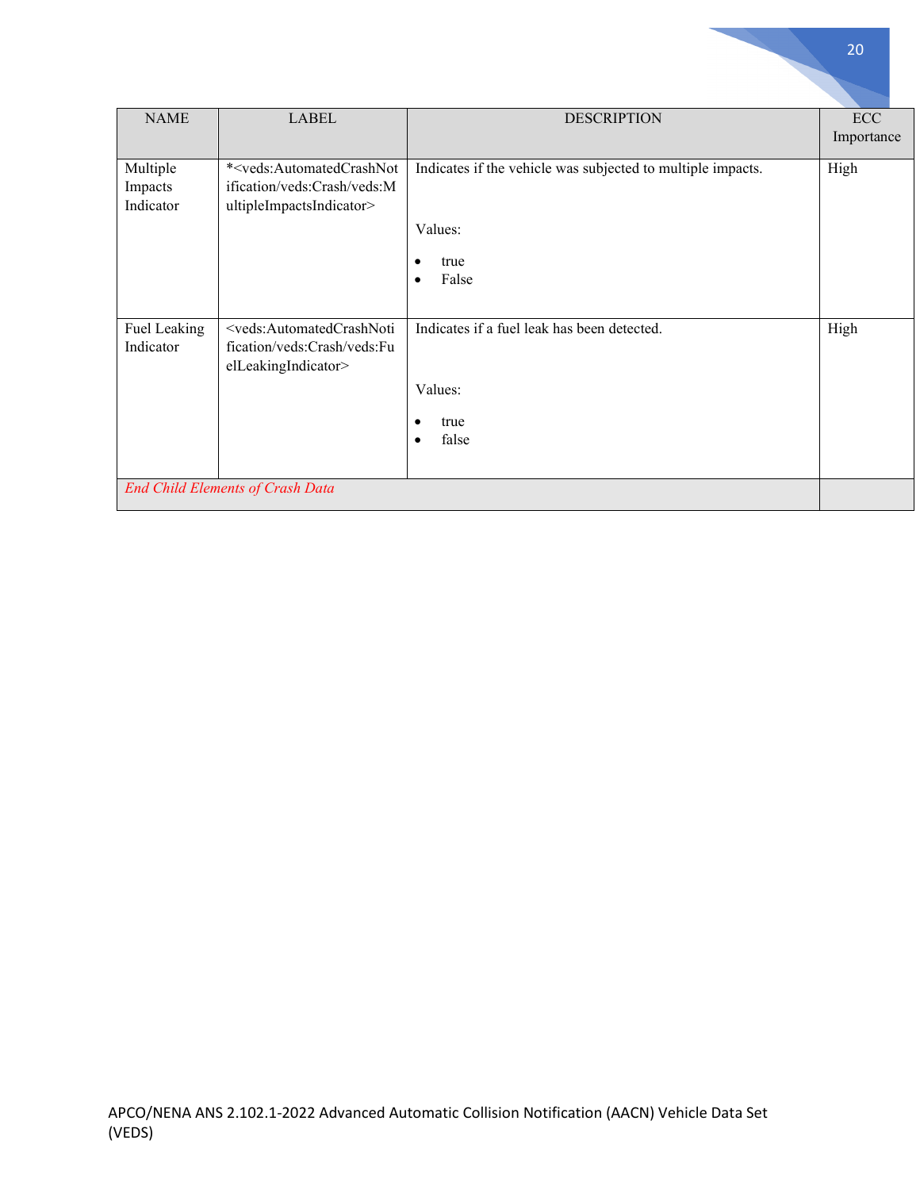| NAME | LABEL | DESCRIPTION | ECC Importance |
|---|---|---|---|
| Multiple Impacts Indicator | *<veds:AutomatedCrashNotification/veds:Crash/veds:MultipleImpactsIndicator> | Indicates if the vehicle was subjected to multiple impacts.<br><br>Values:<br>• true<br>• False | High |
| Fuel Leaking Indicator | <veds:AutomatedCrashNotification/veds:Crash/veds:FuelLeakingIndicator> | Indicates if a fuel leak has been detected.<br><br>Values:<br>• true<br>• false | High |
| *End Child Elements of Crash Data* | | | |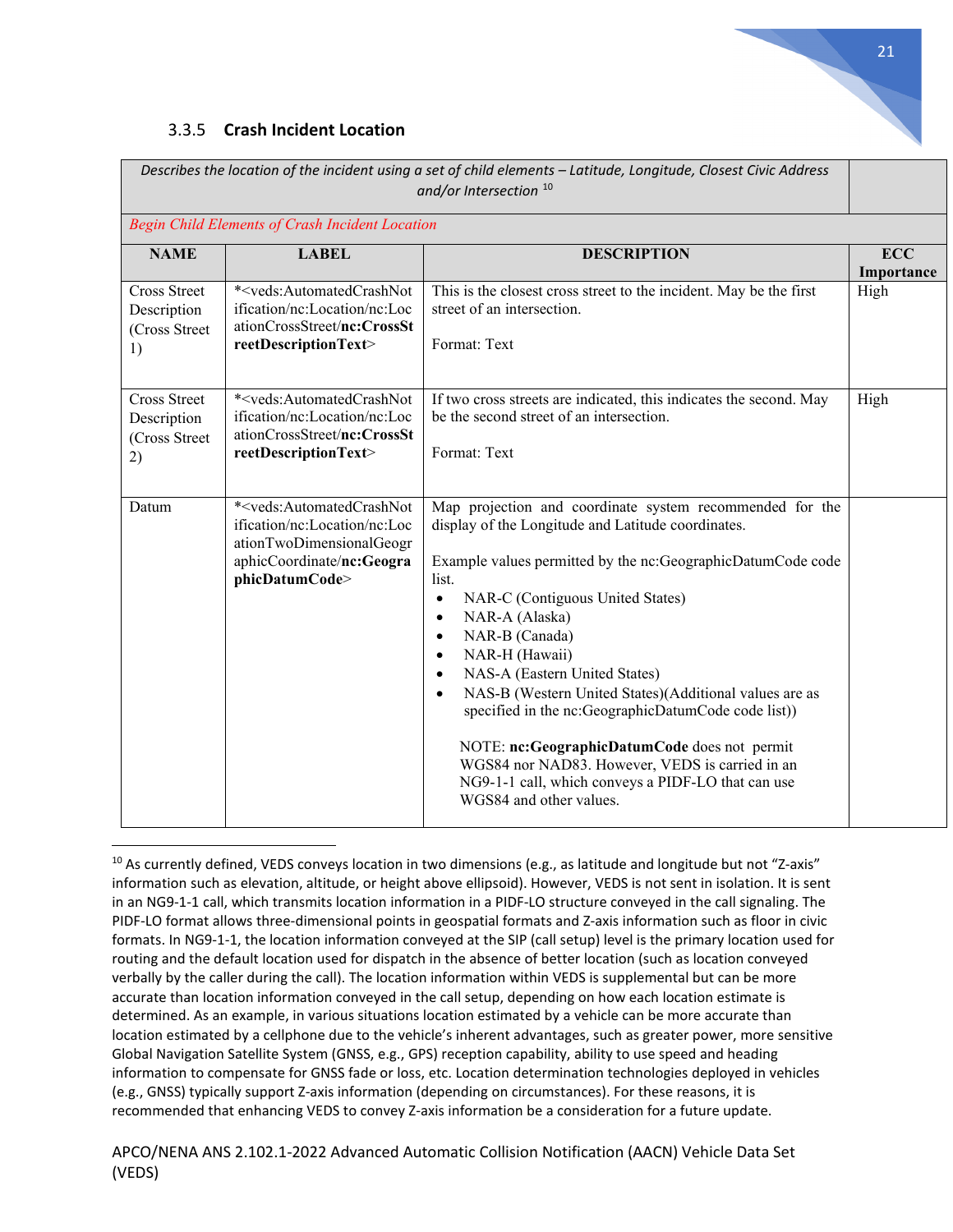### 3.3.5 Crash Incident Location

| *Describes the location of the incident using a set of child elements – Latitude, Longitude, Closest Civic Address and/or Intersection* [10] | | | |
|---|---|---|---|
| *Begin Child Elements of Crash Incident Location* | | | |
| **NAME** | **LABEL** | **DESCRIPTION** | **ECC Importance** |
| Cross Street Description (Cross Street 1) | *<veds:AutomatedCrashNotification/nc:Location/nc:LocationCrossStreet/**nc:CrossStreetDescriptionText**> | This is the closest cross street to the incident. May be the first street of an intersection.<br><br>Format: Text | High |
| Cross Street Description (Cross Street 2) | *<veds:AutomatedCrashNotification/nc:Location/nc:LocationCrossStreet/**nc:CrossStreetDescriptionText**> | If two cross streets are indicated, this indicates the second. May be the second street of an intersection.<br><br>Format: Text | High |
| Datum | *<veds:AutomatedCrashNotification/nc:Location/nc:LocationTwoDimensionalGeographicCoordinate/**nc:GeographicDatumCode**> | Map projection and coordinate system recommended for the display of the Longitude and Latitude coordinates.<br><br>Example values permitted by the nc:GeographicDatumCode code list.<br>• NAR-C (Contiguous United States)<br>• NAR-A (Alaska)<br>• NAR-B (Canada)<br>• NAR-H (Hawaii)<br>• NAS-A (Eastern United States)<br>• NAS-B (Western United States)(Additional values are as specified in the nc:GeographicDatumCode code list))<br><br>NOTE: **nc:GeographicDatumCode** does not permit WGS84 nor NAD83. However, VEDS is carried in an NG9-1-1 call, which conveys a PIDF-LO that can use WGS84 and other values. | |

[10] As currently defined, VEDS conveys location in two dimensions (e.g., as latitude and longitude but not "Z-axis" information such as elevation, altitude, or height above ellipsoid). However, VEDS is not sent in isolation. It is sent in an NG9-1-1 call, which transmits location information in a PIDF-LO structure conveyed in the call signaling. The PIDF-LO format allows three-dimensional points in geospatial formats and Z-axis information such as floor in civic formats. In NG9-1-1, the location information conveyed at the SIP (call setup) level is the primary location used for routing and the default location used for dispatch in the absence of better location (such as location conveyed verbally by the caller during the call). The location information within VEDS is supplemental but can be more accurate than location information conveyed in the call setup, depending on how each location estimate is determined. As an example, in various situations location estimated by a vehicle can be more accurate than location estimated by a cellphone due to the vehicle's inherent advantages, such as greater power, more sensitive Global Navigation Satellite System (GNSS, e.g., GPS) reception capability, ability to use speed and heading information to compensate for GNSS fade or loss, etc. Location determination technologies deployed in vehicles (e.g., GNSS) typically support Z-axis information (depending on circumstances). For these reasons, it is recommended that enhancing VEDS to convey Z-axis information be a consideration for a future update.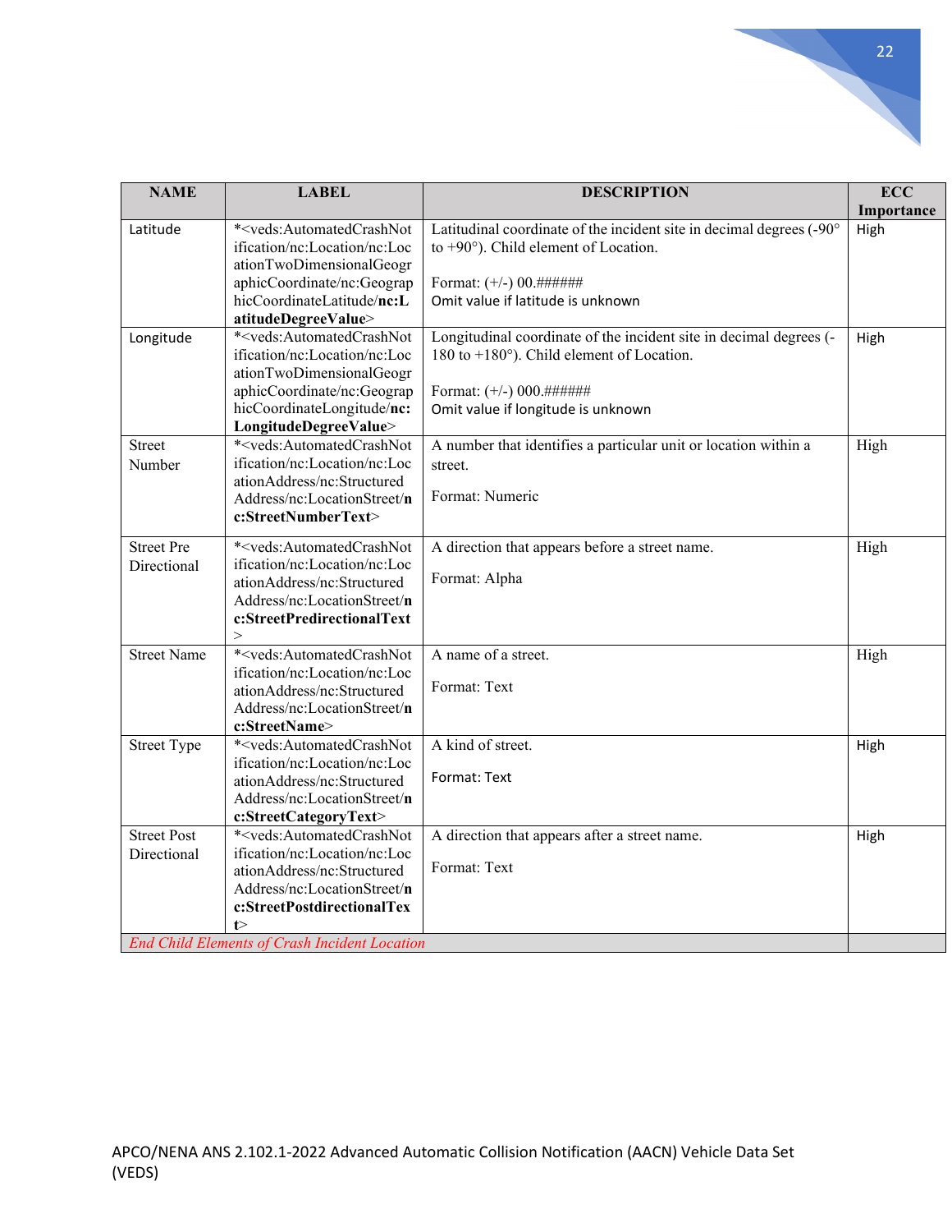| NAME | LABEL | DESCRIPTION | ECC Importance |
|---|---|---|---|
| Latitude | *<veds:AutomatedCrashNotification/nc:Location/nc:LocationTwoDimensionalGeographicCoordinate/nc:GeographicCoordinateLatitude/**nc:LatitudeDegreeValue**> | Latitudinal coordinate of the incident site in decimal degrees (-90° to +90°). Child element of Location.<br><br>Format: (+/-) 00.######<br>Omit value if latitude is unknown | High |
| Longitude | *<veds:AutomatedCrashNotification/nc:Location/nc:LocationTwoDimensionalGeographicCoordinate/nc:GeographicCoordinateLongitude/**nc:LongitudeDegreeValue**> | Longitudinal coordinate of the incident site in decimal degrees (-180 to +180°). Child element of Location.<br><br>Format: (+/-) 000.######<br>Omit value if longitude is unknown | High |
| Street Number | *<veds:AutomatedCrashNotification/nc:Location/nc:LocationAddress/nc:StructuredAddress/nc:LocationStreet/**nc:StreetNumberText**> | A number that identifies a particular unit or location within a street.<br><br>Format: Numeric | High |
| Street Pre Directional | *<veds:AutomatedCrashNotification/nc:Location/nc:LocationAddress/nc:StructuredAddress/nc:LocationStreet/**nc:StreetPredirectionalText**> | A direction that appears before a street name.<br><br>Format: Alpha | High |
| Street Name | *<veds:AutomatedCrashNotification/nc:Location/nc:LocationAddress/nc:StructuredAddress/nc:LocationStreet/**nc:StreetName**> | A name of a street.<br><br>Format: Text | High |
| Street Type | *<veds:AutomatedCrashNotification/nc:Location/nc:LocationAddress/nc:StructuredAddress/nc:LocationStreet/**nc:StreetCategoryText**> | A kind of street.<br><br>Format: Text | High |
| Street Post Directional | *<veds:AutomatedCrashNotification/nc:Location/nc:LocationAddress/nc:StructuredAddress/nc:LocationStreet/**nc:StreetPostdirectionalText**> | A direction that appears after a street name.<br><br>Format: Text | High |
| *End Child Elements of Crash Incident Location* | | | |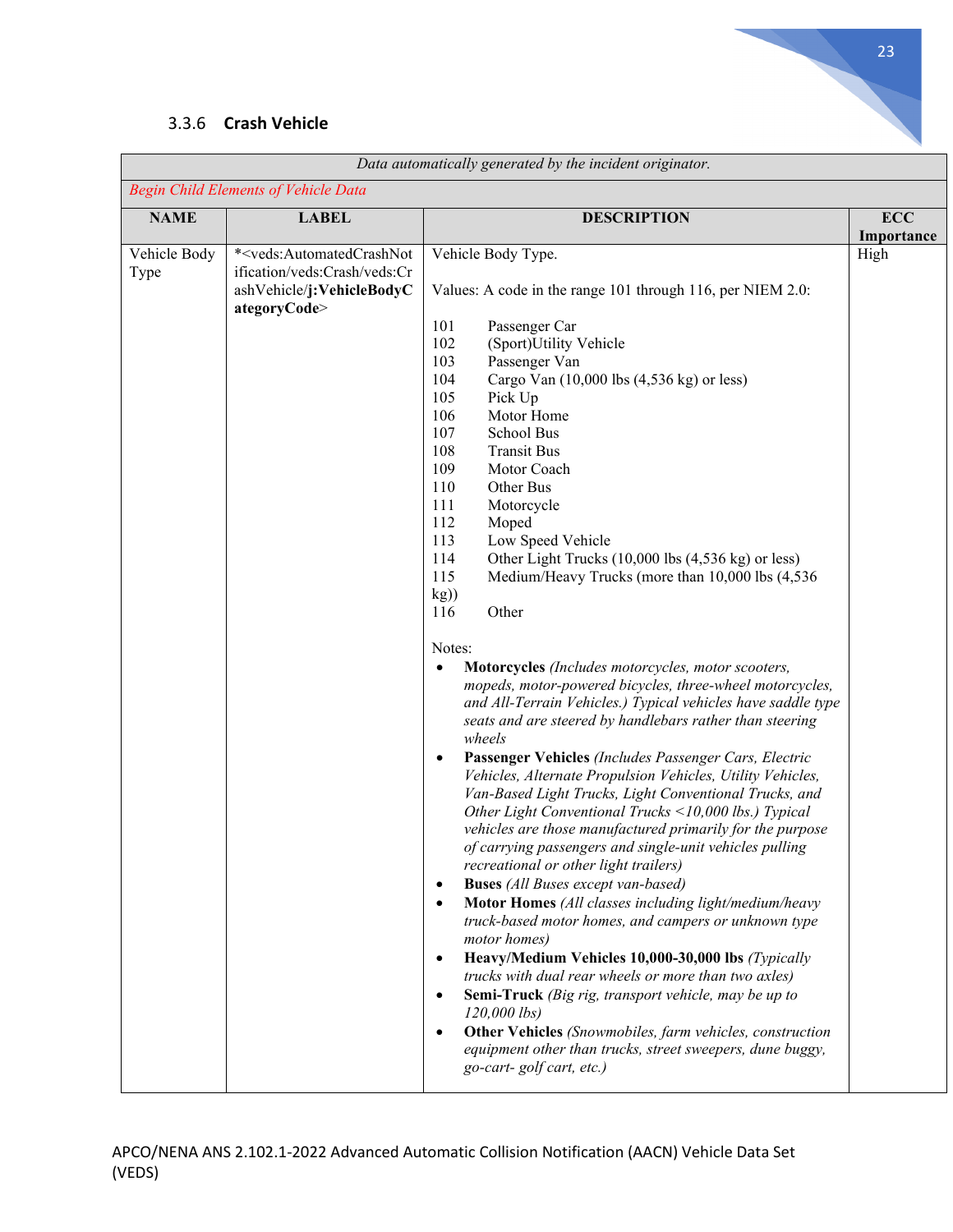### 3.3.6 Crash Vehicle

| Data automatically generated by the incident originator. | | | |
|---|---|---|---|
| *Begin Child Elements of Vehicle Data* | | | |
| **NAME** | **LABEL** | **DESCRIPTION** | **ECC Importance** |
| Vehicle Body Type | *<veds:AutomatedCrashNotification/veds:Crash/veds:CrashVehicle/**j:VehicleBodyCategoryCode**> | Vehicle Body Type.<br><br>Values: A code in the range 101 through 116, per NIEM 2.0:<br><br>101 Passenger Car<br>102 (Sport)Utility Vehicle<br>103 Passenger Van<br>104 Cargo Van (10,000 lbs (4,536 kg) or less)<br>105 Pick Up<br>106 Motor Home<br>107 School Bus<br>108 Transit Bus<br>109 Motor Coach<br>110 Other Bus<br>111 Motorcycle<br>112 Moped<br>113 Low Speed Vehicle<br>114 Other Light Trucks (10,000 lbs (4,536 kg) or less)<br>115 Medium/Heavy Trucks (more than 10,000 lbs (4,536 kg))<br>116 Other<br><br>Notes:<br>• **Motorcycles** *(Includes motorcycles, motor scooters, mopeds, motor-powered bicycles, three-wheel motorcycles, and All-Terrain Vehicles.) Typical vehicles have saddle type seats and are steered by handlebars rather than steering wheels*<br>• **Passenger Vehicles** *(Includes Passenger Cars, Electric Vehicles, Alternate Propulsion Vehicles, Utility Vehicles, Van-Based Light Trucks, Light Conventional Trucks, and Other Light Conventional Trucks <10,000 lbs.) Typical vehicles are those manufactured primarily for the purpose of carrying passengers and single-unit vehicles pulling recreational or other light trailers)*<br>• **Buses** *(All Buses except van-based)*<br>• **Motor Homes** *(All classes including light/medium/heavy truck-based motor homes, and campers or unknown type motor homes)*<br>• **Heavy/Medium Vehicles 10,000-30,000 lbs** *(Typically trucks with dual rear wheels or more than two axles)*<br>• **Semi-Truck** *(Big rig, transport vehicle, may be up to 120,000 lbs)*<br>• **Other Vehicles** *(Snowmobiles, farm vehicles, construction equipment other than trucks, street sweepers, dune buggy, go-cart- golf cart, etc.)* | High |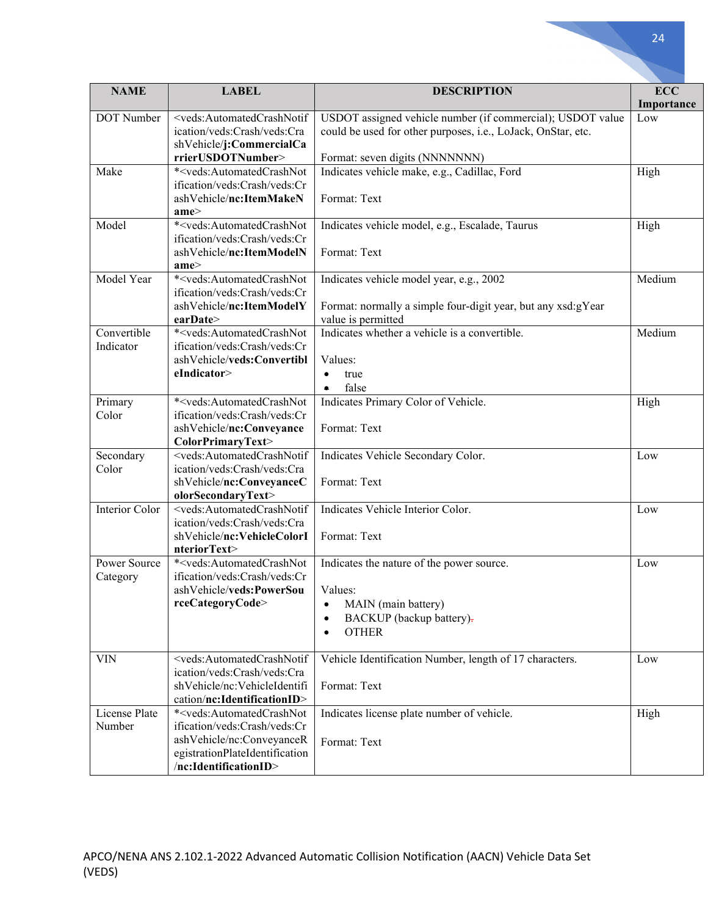| NAME | LABEL | DESCRIPTION | ECC Importance |
|---|---|---|---|
| DOT Number | <veds:AutomatedCrashNotification/veds:Crash/veds:CrashVehicle/**j:CommercialCarrierUSDOTNumber**> | USDOT assigned vehicle number (if commercial); USDOT value could be used for other purposes, i.e., LoJack, OnStar, etc.<br><br>Format: seven digits (NNNNNNN) | Low |
| Make | *<veds:AutomatedCrashNotification/veds:Crash/veds:CrashVehicle/**nc:ItemMakeName**> | Indicates vehicle make, e.g., Cadillac, Ford<br><br>Format: Text | High |
| Model | *<veds:AutomatedCrashNotification/veds:Crash/veds:CrashVehicle/**nc:ItemModelName**> | Indicates vehicle model, e.g., Escalade, Taurus<br><br>Format: Text | High |
| Model Year | *<veds:AutomatedCrashNotification/veds:Crash/veds:CrashVehicle/**nc:ItemModelYearDate**> | Indicates vehicle model year, e.g., 2002<br><br>Format: normally a simple four-digit year, but any xsd:gYear value is permitted | Medium |
| Convertible Indicator | *<veds:AutomatedCrashNotification/veds:Crash/veds:CrashVehicle/**veds:ConvertibleIndicator**> | Indicates whether a vehicle is a convertible.<br><br>Values:<br>• true<br>• false | Medium |
| Primary Color | *<veds:AutomatedCrashNotification/veds:Crash/veds:CrashVehicle/**nc:ConveyanceColorPrimaryText**> | Indicates Primary Color of Vehicle.<br><br>Format: Text | High |
| Secondary Color | <veds:AutomatedCrashNotification/veds:Crash/veds:CrashVehicle/**nc:ConveyanceColorSecondaryText**> | Indicates Vehicle Secondary Color.<br><br>Format: Text | Low |
| Interior Color | <veds:AutomatedCrashNotification/veds:Crash/veds:CrashVehicle/**nc:VehicleColorInteriorText**> | Indicates Vehicle Interior Color.<br><br>Format: Text | Low |
| Power Source Category | *<veds:AutomatedCrashNotification/veds:Crash/veds:CrashVehicle/**veds:PowerSourceCategoryCode**> | Indicates the nature of the power source.<br><br>Values:<br>• MAIN (main battery)<br>• BACKUP (backup battery).<br>• OTHER | Low |
| VIN | <veds:AutomatedCrashNotification/veds:Crash/veds:CrashVehicle/nc:VehicleIdentification/**nc:IdentificationID**> | Vehicle Identification Number, length of 17 characters.<br><br>Format: Text | Low |
| License Plate Number | *<veds:AutomatedCrashNotification/veds:Crash/veds:CrashVehicle/nc:ConveyanceRegistrationPlateIdentification/**nc:IdentificationID**> | Indicates license plate number of vehicle.<br><br>Format: Text | High |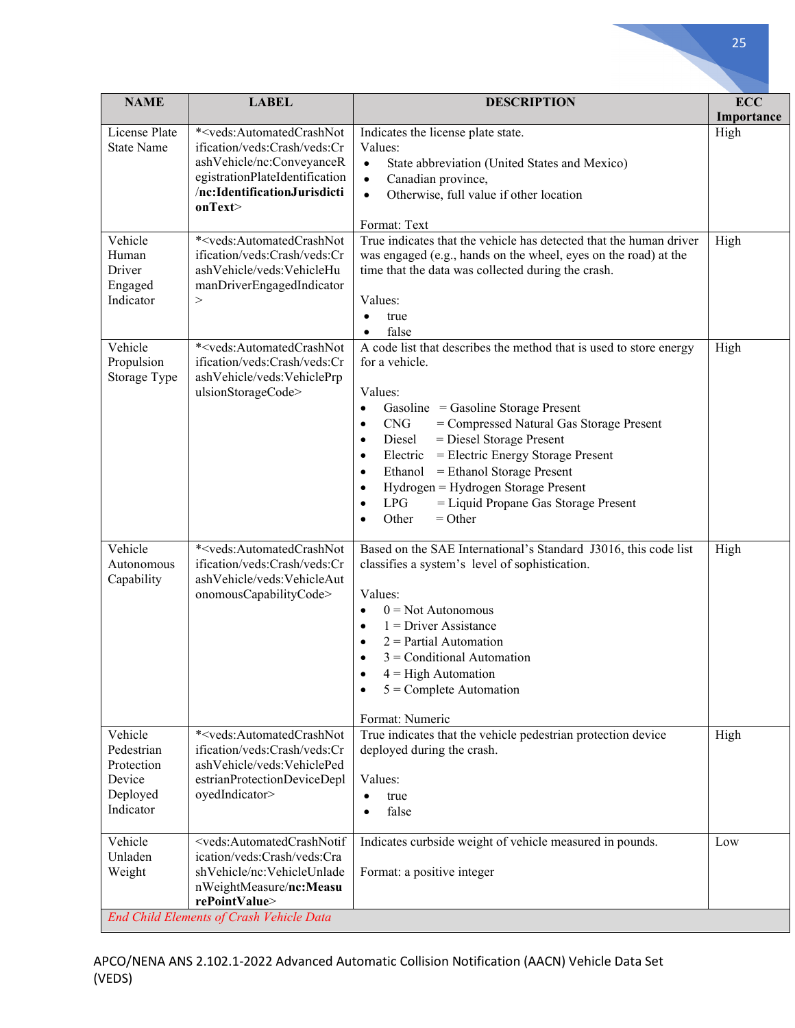| NAME | LABEL | DESCRIPTION | ECC Importance |
|---|---|---|---|
| License Plate State Name | *<veds:AutomatedCrashNotification/veds:Crash/veds:CrashVehicle/nc:ConveyanceRegistrationPlateIdentification/**nc:IdentificationJurisdictionText**> | Indicates the license plate state.<br>Values:<br>• State abbreviation (United States and Mexico)<br>• Canadian province,<br>• Otherwise, full value if other location<br><br>Format: Text | High |
| Vehicle Human Driver Engaged Indicator | *<veds:AutomatedCrashNotification/veds:Crash/veds:CrashVehicle/veds:VehicleHumanDriverEngagedIndicator> | True indicates that the vehicle has detected that the human driver was engaged (e.g., hands on the wheel, eyes on the road) at the time that the data was collected during the crash.<br><br>Values:<br>• true<br>• false | High |
| Vehicle Propulsion Storage Type | *<veds:AutomatedCrashNotification/veds:Crash/veds:CrashVehicle/veds:VehiclePrpulsionStorageCode> | A code list that describes the method that is used to store energy for a vehicle.<br><br>Values:<br>• Gasoline = Gasoline Storage Present<br>• CNG = Compressed Natural Gas Storage Present<br>• Diesel = Diesel Storage Present<br>• Electric = Electric Energy Storage Present<br>• Ethanol = Ethanol Storage Present<br>• Hydrogen = Hydrogen Storage Present<br>• LPG = Liquid Propane Gas Storage Present<br>• Other = Other | High |
| Vehicle Autonomous Capability | *<veds:AutomatedCrashNotification/veds:Crash/veds:CrashVehicle/veds:VehicleAutonomousCapabilityCode> | Based on the SAE International's Standard J3016, this code list classifies a system's level of sophistication.<br><br>Values:<br>• 0 = Not Autonomous<br>• 1 = Driver Assistance<br>• 2 = Partial Automation<br>• 3 = Conditional Automation<br>• 4 = High Automation<br>• 5 = Complete Automation<br><br>Format: Numeric | High |
| Vehicle Pedestrian Protection Device Deployed Indicator | *<veds:AutomatedCrashNotification/veds:Crash/veds:CrashVehicle/veds:VehiclePedestrianProtectionDeviceDeployedIndicator> | True indicates that the vehicle pedestrian protection device deployed during the crash.<br><br>Values:<br>• true<br>• false | High |
| Vehicle Unladen Weight | <veds:AutomatedCrashNotification/veds:Crash/veds:CrashVehicle/nc:VehicleUnladenWeightMeasure/**nc:MeasurePointValue**> | Indicates curbside weight of vehicle measured in pounds.<br><br>Format: a positive integer | Low |
| *End Child Elements of Crash Vehicle Data* | | | |

APCO/NENA ANS 2.102.1-2022 Advanced Automatic Collision Notification (AACN) Vehicle Data Set (VEDS)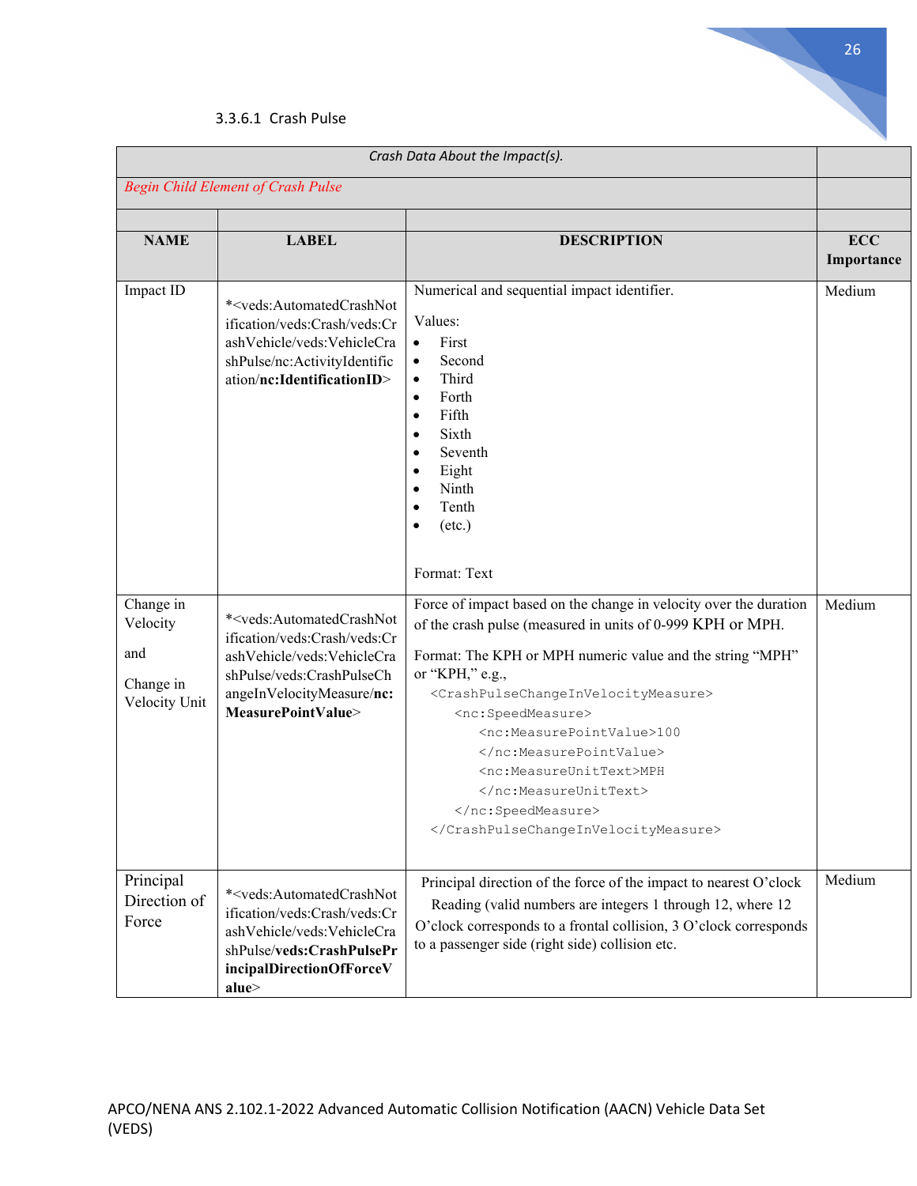#### 3.3.6.1 Crash Pulse

| *Crash Data About the Impact(s).* | | | |
|---|---|---|---|
| *Begin Child Element of Crash Pulse* | | | |
| | | | |
| **NAME** | **LABEL** | **DESCRIPTION** | **ECC Importance** |
| Impact ID | *<veds:AutomatedCrashNotification/veds:Crash/veds:CrashVehicle/veds:VehicleCrashPulse/nc:ActivityIdentification/**nc:IdentificationID**> | Numerical and sequential impact identifier.<br><br>Values:<br>• First<br>• Second<br>• Third<br>• Forth<br>• Fifth<br>• Sixth<br>• Seventh<br>• Eight<br>• Ninth<br>• Tenth<br>• (etc.)<br><br>Format: Text | Medium |
| Change in Velocity<br><br>and<br><br>Change in Velocity Unit | *<veds:AutomatedCrashNotification/veds:Crash/veds:CrashVehicle/veds:VehicleCrashPulse/veds:CrashPulseChangeInVelocityMeasure/**nc:MeasurePointValue**> | Force of impact based on the change in velocity over the duration of the crash pulse (measured in units of 0-999 KPH or MPH.<br><br>Format: The KPH or MPH numeric value and the string “MPH” or “KPH,” e.g.,<br>`<CrashPulseChangeInVelocityMeasure>`<br>`<nc:SpeedMeasure>`<br>`<nc:MeasurePointValue>100`<br>`</nc:MeasurePointValue>`<br>`<nc:MeasureUnitText>MPH`<br>`</nc:MeasureUnitText>`<br>`</nc:SpeedMeasure>`<br>`</CrashPulseChangeInVelocityMeasure>` | Medium |
| Principal Direction of Force | *<veds:AutomatedCrashNotification/veds:Crash/veds:CrashVehicle/veds:VehicleCrashPulse/**veds:CrashPulsePrincipalDirectionOfForceValue**> | Principal direction of the force of the impact to nearest O’clock Reading (valid numbers are integers 1 through 12, where 12 O’clock corresponds to a frontal collision, 3 O’clock corresponds to a passenger side (right side) collision etc. | Medium |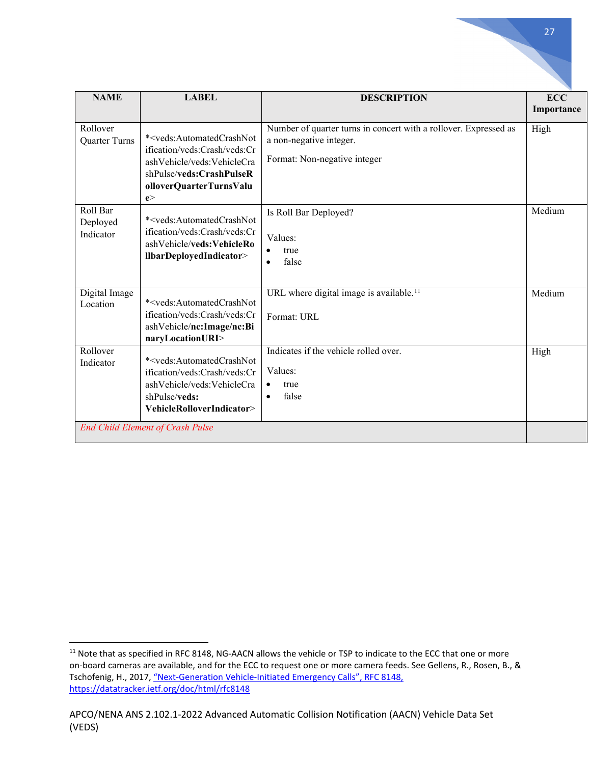| NAME | LABEL | DESCRIPTION | ECC Importance |
|---|---|---|---|
| Rollover Quarter Turns | *<veds:AutomatedCrashNotification/veds:Crash/veds:CrashVehicle/veds:VehicleCrashPulse/**veds:CrashPulseRolloverQuarterTurnsValue**> | Number of quarter turns in concert with a rollover. Expressed as a non-negative integer.<br><br>Format: Non-negative integer | High |
| Roll Bar Deployed Indicator | *<veds:AutomatedCrashNotification/veds:Crash/veds:CrashVehicle/**veds:VehicleRollbarDeployedIndicator**> | Is Roll Bar Deployed?<br><br>Values:<br>• true<br>• false | Medium |
| Digital Image Location | *<veds:AutomatedCrashNotification/veds:Crash/veds:CrashVehicle/**nc:Image/nc:BinaryLocationURI**> | URL where digital image is available.[11]<br><br>Format: URL | Medium |
| Rollover Indicator | *<veds:AutomatedCrashNotification/veds:Crash/veds:CrashVehicle/veds:VehicleCrashPulse/**veds: VehicleRolloverIndicator**> | Indicates if the vehicle rolled over.<br><br>Values:<br>• true<br>• false | High |
| *End Child Element of Crash Pulse* | | | |

[11] Note that as specified in RFC 8148, NG-AACN allows the vehicle or TSP to indicate to the ECC that one or more on-board cameras are available, and for the ECC to request one or more camera feeds. See Gellens, R., Rosen, B., & Tschofenig, H., 2017, "Next-Generation Vehicle-Initiated Emergency Calls", RFC 8148, https://datatracker.ietf.org/doc/html/rfc8148

APCO/NENA ANS 2.102.1-2022 Advanced Automatic Collision Notification (AACN) Vehicle Data Set (VEDS)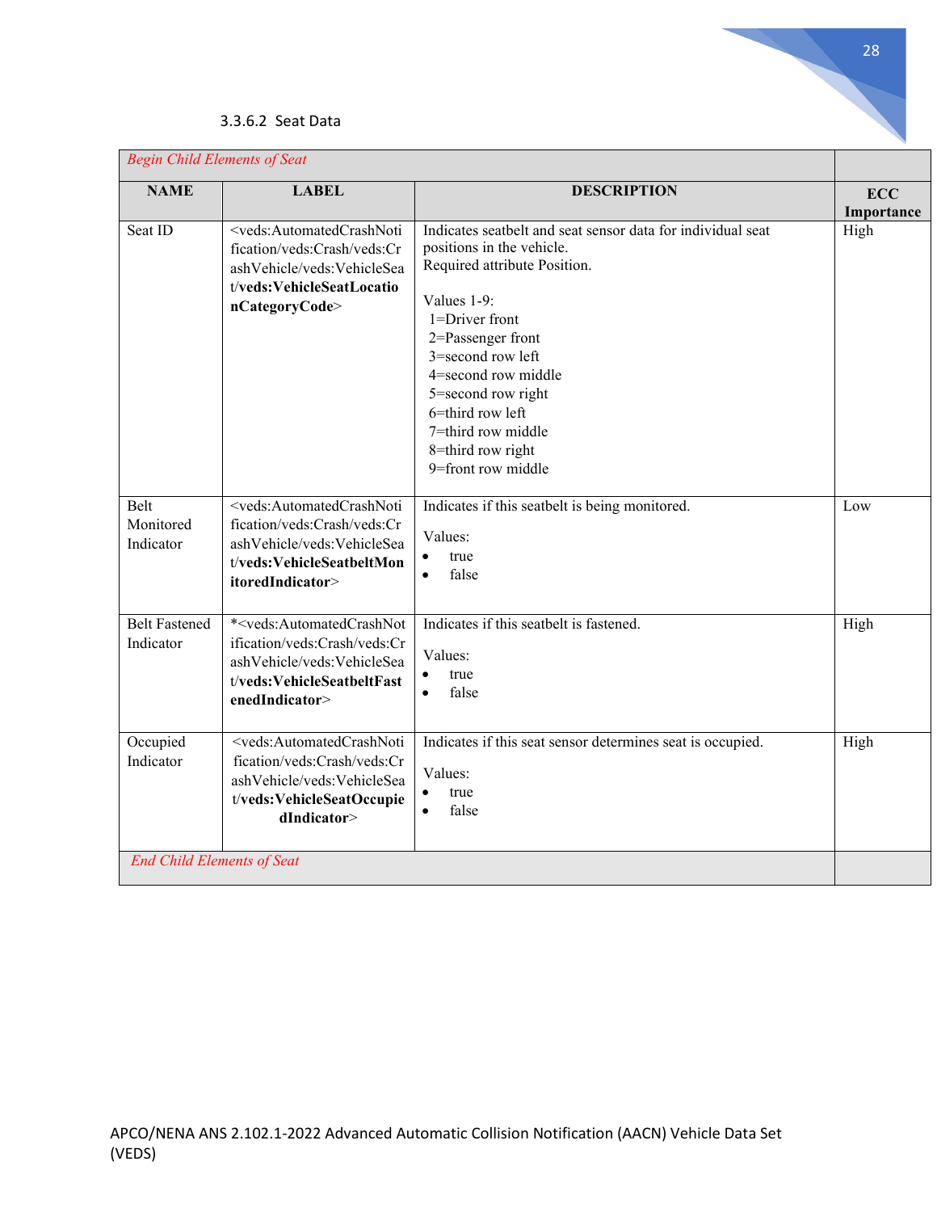#### 3.3.6.2 Seat Data

| *Begin Child Elements of Seat* | | | |
|---|---|---|---|
| **NAME** | **LABEL** | **DESCRIPTION** | **ECC Importance** |
| Seat ID | <veds:AutomatedCrashNotification/veds:Crash/veds:CrashVehicle/veds:VehicleSeat/**veds:VehicleSeatLocationCategoryCode**> | Indicates seatbelt and seat sensor data for individual seat positions in the vehicle.<br>Required attribute Position.<br><br>Values 1-9:<br>1=Driver front<br>2=Passenger front<br>3=second row left<br>4=second row middle<br>5=second row right<br>6=third row left<br>7=third row middle<br>8=third row right<br>9=front row middle | High |
| Belt Monitored Indicator | <veds:AutomatedCrashNotification/veds:Crash/veds:CrashVehicle/veds:VehicleSeat/**veds:VehicleSeatbeltMonitoredIndicator**> | Indicates if this seatbelt is being monitored.<br><br>Values:<br>• true<br>• false | Low |
| Belt Fastened Indicator | *<veds:AutomatedCrashNotification/veds:Crash/veds:CrashVehicle/veds:VehicleSeat/**veds:VehicleSeatbeltFastenedIndicator**> | Indicates if this seatbelt is fastened.<br><br>Values:<br>• true<br>• false | High |
| Occupied Indicator | <veds:AutomatedCrashNotification/veds:Crash/veds:CrashVehicle/veds:VehicleSeat/**veds:VehicleSeatOccupiedIndicator**> | Indicates if this seat sensor determines seat is occupied.<br><br>Values:<br>• true<br>• false | High |
| *End Child Elements of Seat* | | | |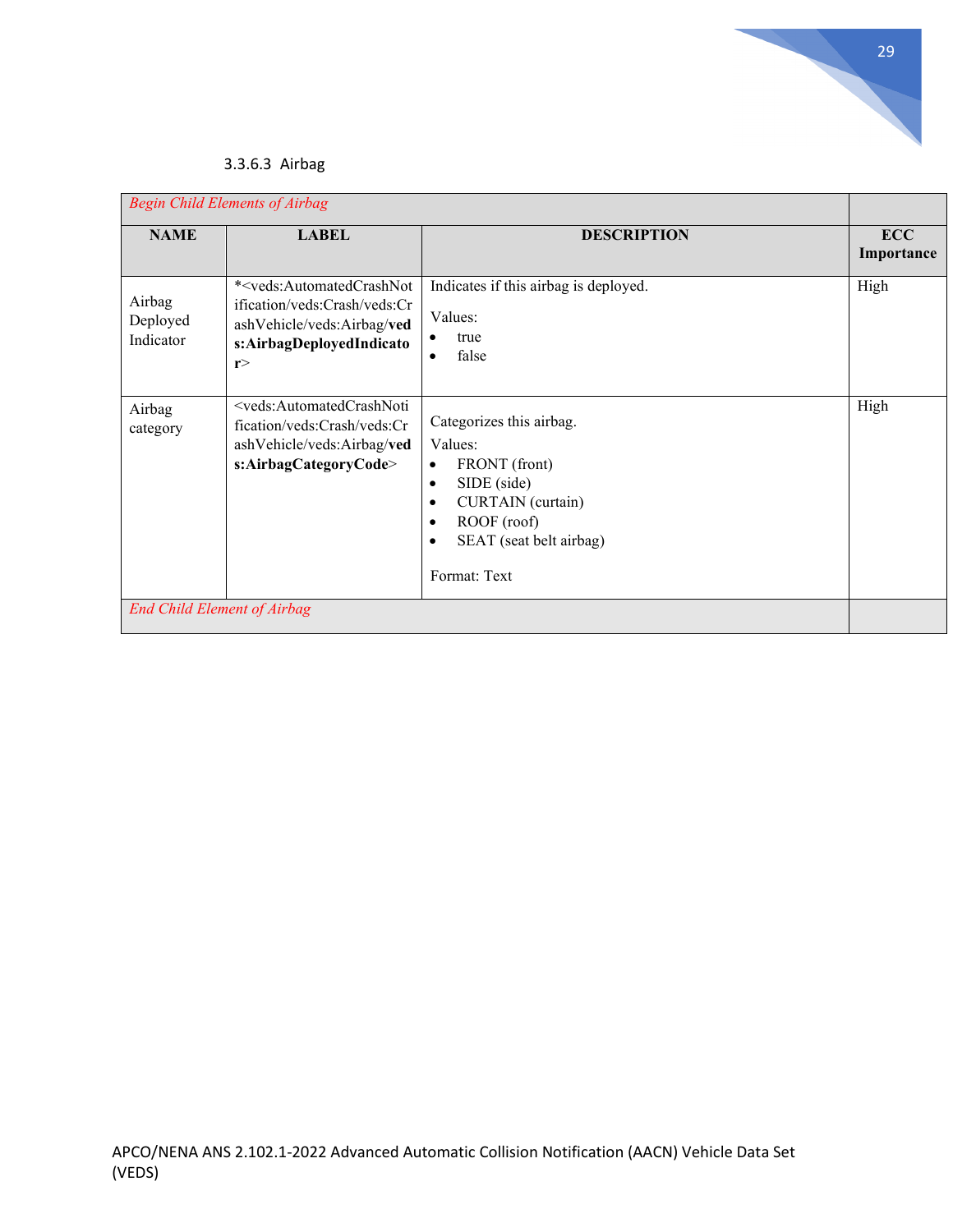#### 3.3.6.3 Airbag

| *Begin Child Elements of Airbag* | | | |
|---|---|---|---|
| **NAME** | **LABEL** | **DESCRIPTION** | **ECC Importance** |
| Airbag Deployed Indicator | *<veds:AutomatedCrashNotification/veds:Crash/veds:CrashVehicle/veds:Airbag/**veds:AirbagDeployedIndicator**> | Indicates if this airbag is deployed.<br><br>Values:<br>• true<br>• false | High |
| Airbag category | <veds:AutomatedCrashNotification/veds:Crash/veds:CrashVehicle/veds:Airbag/**veds:AirbagCategoryCode**> | Categorizes this airbag.<br><br>Values:<br>• FRONT (front)<br>• SIDE (side)<br>• CURTAIN (curtain)<br>• ROOF (roof)<br>• SEAT (seat belt airbag)<br><br>Format: Text | High |
| *End Child Element of Airbag* | | | |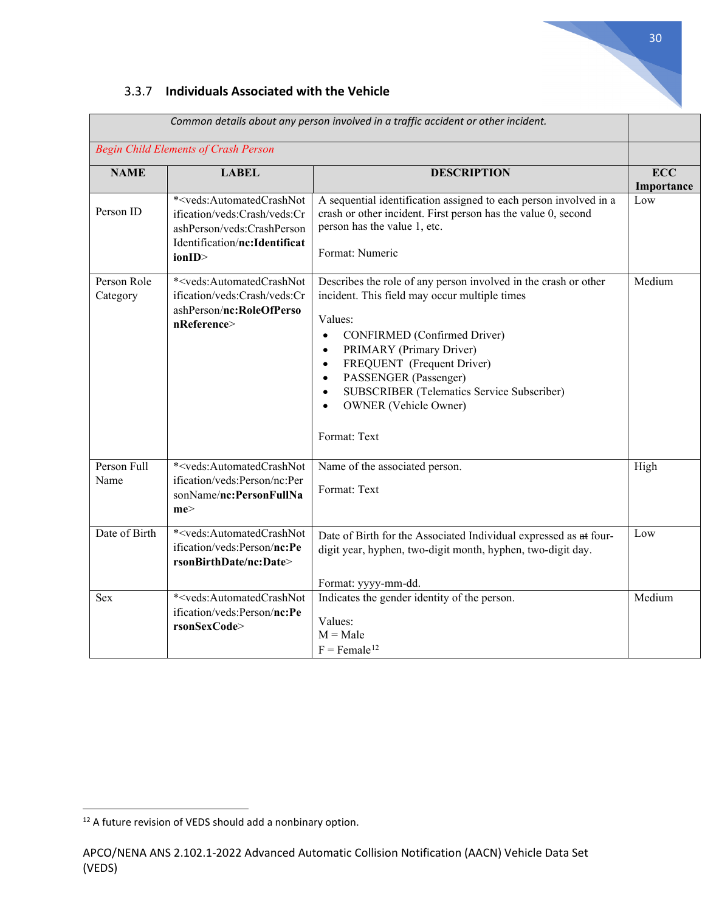### 3.3.7 Individuals Associated with the Vehicle

| *Common details about any person involved in a traffic accident or other incident.* | | | |
|---|---|---|---|
| *Begin Child Elements of Crash Person* | | | |
| **NAME** | **LABEL** | **DESCRIPTION** | **ECC Importance** |
| Person ID | *<veds:AutomatedCrashNotification/veds:Crash/veds:CrashPerson/veds:CrashPersonIdentification/**nc:IdentificationID**> | A sequential identification assigned to each person involved in a crash or other incident. First person has the value 0, second person has the value 1, etc.<br><br>Format: Numeric | Low |
| Person Role Category | *<veds:AutomatedCrashNotification/veds:Crash/veds:CrashPerson/**nc:RoleOfPersonReference**> | Describes the role of any person involved in the crash or other incident. This field may occur multiple times<br><br>Values:<br>• CONFIRMED (Confirmed Driver)<br>• PRIMARY (Primary Driver)<br>• FREQUENT (Frequent Driver)<br>• PASSENGER (Passenger)<br>• SUBSCRIBER (Telematics Service Subscriber)<br>• OWNER (Vehicle Owner)<br><br>Format: Text | Medium |
| Person Full Name | *<veds:AutomatedCrashNotification/veds:Person/nc:PersonName/**nc:PersonFullName**> | Name of the associated person.<br><br>Format: Text | High |
| Date of Birth | *<veds:AutomatedCrashNotification/veds:Person/**nc:PersonBirthDate/nc:Date**> | Date of Birth for the Associated Individual expressed as ~~at~~ four-digit year, hyphen, two-digit month, hyphen, two-digit day.<br><br>Format: yyyy-mm-dd. | Low |
| Sex | *<veds:AutomatedCrashNotification/veds:Person/**nc:PersonSexCode**> | Indicates the gender identity of the person.<br><br>Values:<br>M = Male<br>F = Female[12] | Medium |

[12] A future revision of VEDS should add a nonbinary option.

APCO/NENA ANS 2.102.1-2022 Advanced Automatic Collision Notification (AACN) Vehicle Data Set (VEDS)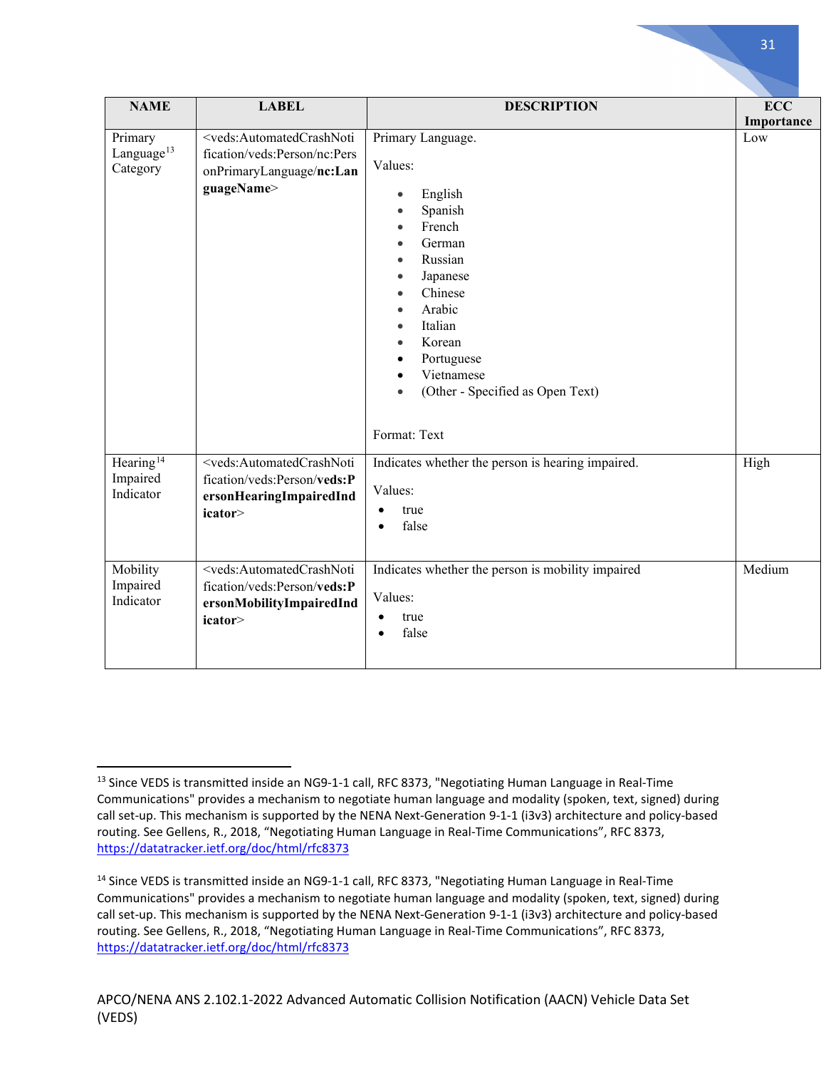| NAME | LABEL | DESCRIPTION | ECC Importance |
|---|---|---|---|
| Primary Language[13] Category | <veds:AutomatedCrashNotification/veds:Person/nc:PersonPrimaryLanguage/**nc:LanguageName**> | Primary Language.<br><br>Values:<br><br>• English<br>• Spanish<br>• French<br>• German<br>• Russian<br>• Japanese<br>• Chinese<br>• Arabic<br>• Italian<br>• Korean<br>• Portuguese<br>• Vietnamese<br>• (Other - Specified as Open Text)<br><br>Format: Text | Low |
| Hearing[14] Impaired Indicator | <veds:AutomatedCrashNotification/veds:Person/**veds:PersonHearingImpairedIndicator**> | Indicates whether the person is hearing impaired.<br><br>Values:<br>• true<br>• false | High |
| Mobility Impaired Indicator | <veds:AutomatedCrashNotification/veds:Person/**veds:PersonMobilityImpairedIndicator**> | Indicates whether the person is mobility impaired<br><br>Values:<br>• true<br>• false | Medium |

---

[13] Since VEDS is transmitted inside an NG9-1-1 call, RFC 8373, "Negotiating Human Language in Real-Time Communications" provides a mechanism to negotiate human language and modality (spoken, text, signed) during call set-up. This mechanism is supported by the NENA Next-Generation 9-1-1 (i3v3) architecture and policy-based routing. See Gellens, R., 2018, "Negotiating Human Language in Real-Time Communications", RFC 8373, https://datatracker.ietf.org/doc/html/rfc8373

[14] Since VEDS is transmitted inside an NG9-1-1 call, RFC 8373, "Negotiating Human Language in Real-Time Communications" provides a mechanism to negotiate human language and modality (spoken, text, signed) during call set-up. This mechanism is supported by the NENA Next-Generation 9-1-1 (i3v3) architecture and policy-based routing. See Gellens, R., 2018, "Negotiating Human Language in Real-Time Communications", RFC 8373, https://datatracker.ietf.org/doc/html/rfc8373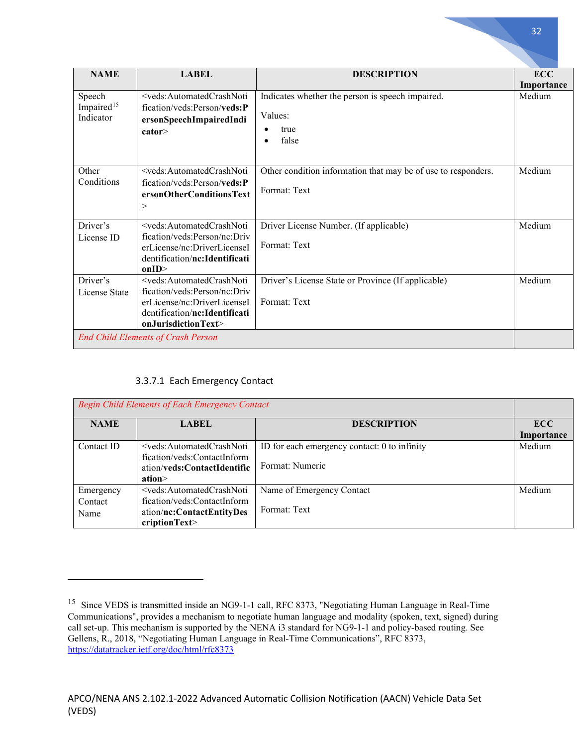| NAME | LABEL | DESCRIPTION | ECC Importance |
|---|---|---|---|
| Speech Impaired[15] Indicator | <veds:AutomatedCrashNotification/veds:Person/**veds:PersonSpeechImpairedIndicator**> | Indicates whether the person is speech impaired.<br><br>Values:<br>• true<br>• false | Medium |
| Other Conditions | <veds:AutomatedCrashNotification/veds:Person/**veds:PersonOtherConditionsText**> | Other condition information that may be of use to responders.<br><br>Format: Text | Medium |
| Driver's License ID | <veds:AutomatedCrashNotification/veds:Person/nc:DriverLicense/nc:DriverLicenseIdentification/**nc:IdentificationID**> | Driver License Number. (If applicable)<br><br>Format: Text | Medium |
| Driver's License State | <veds:AutomatedCrashNotification/veds:Person/nc:DriverLicense/nc:DriverLicenseIdentification/**nc:IdentificationJurisdictionText**> | Driver's License State or Province (If applicable)<br><br>Format: Text | Medium |
| *End Child Elements of Crash Person* | | | |

#### 3.3.7.1 Each Emergency Contact

| *Begin Child Elements of Each Emergency Contact* | | | |
|---|---|---|---|
| **NAME** | **LABEL** | **DESCRIPTION** | **ECC Importance** |
| Contact ID | <veds:AutomatedCrashNotification/veds:ContactInformation/**veds:ContactIdentification**> | ID for each emergency contact: 0 to infinity<br><br>Format: Numeric | Medium |
| Emergency Contact Name | <veds:AutomatedCrashNotification/veds:ContactInformation/**nc:ContactEntityDescriptionText**> | Name of Emergency Contact<br><br>Format: Text | Medium |

---

[15] Since VEDS is transmitted inside an NG9-1-1 call, RFC 8373, "Negotiating Human Language in Real-Time Communications", provides a mechanism to negotiate human language and modality (spoken, text, signed) during call set-up. This mechanism is supported by the NENA i3 standard for NG9-1-1 and policy-based routing. See Gellens, R., 2018, "Negotiating Human Language in Real-Time Communications", RFC 8373, https://datatracker.ietf.org/doc/html/rfc8373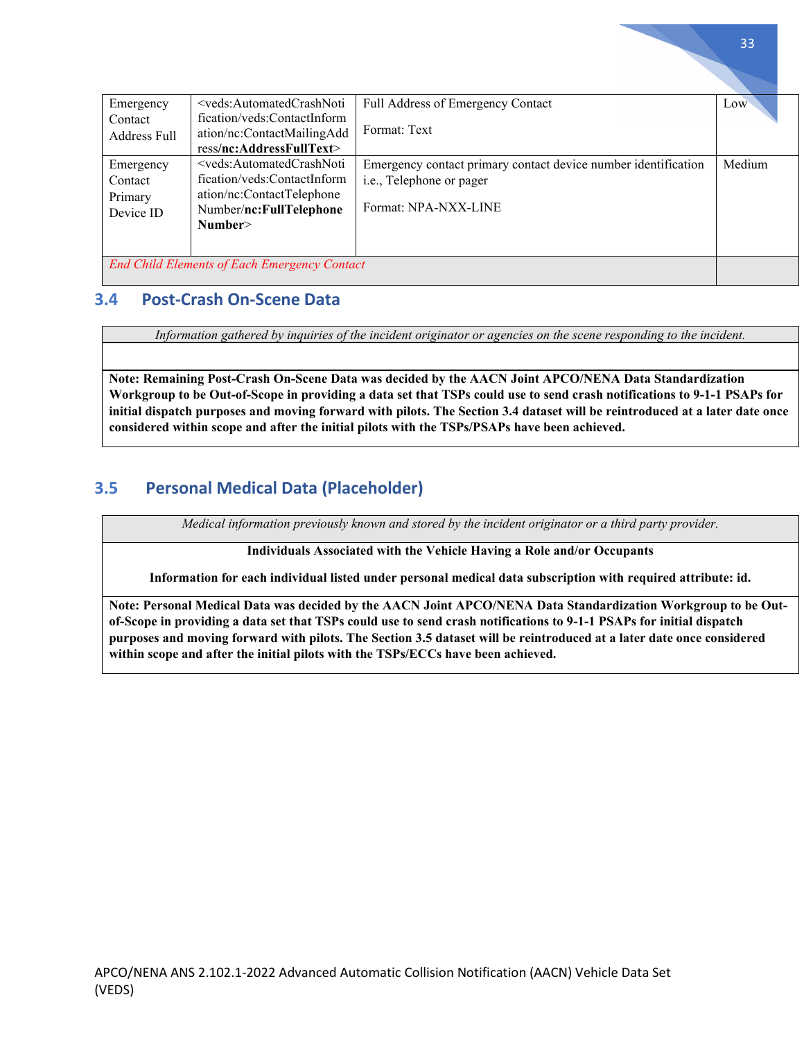| Emergency Contact Address Full | <veds:AutomatedCrashNotification/veds:ContactInformation/nc:ContactMailingAddress/**nc:AddressFullText**> | Full Address of Emergency Contact<br><br>Format: Text | Low |
|---|---|---|---|
| Emergency Contact Primary Device ID | <veds:AutomatedCrashNotification/veds:ContactInformation/nc:ContactTelephoneNumber/**nc:FullTelephoneNumber**> | Emergency contact primary contact device number identification i.e., Telephone or pager<br><br>Format: NPA-NXX-LINE | Medium |
| *End Child Elements of Each Emergency Contact* | | | |

## 3.4 Post-Crash On-Scene Data

| *Information gathered by inquiries of the incident originator or agencies on the scene responding to the incident.* |
|---|
| |
| **Note: Remaining Post-Crash On-Scene Data was decided by the AACN Joint APCO/NENA Data Standardization Workgroup to be Out-of-Scope in providing a data set that TSPs could use to send crash notifications to 9-1-1 PSAPs for initial dispatch purposes and moving forward with pilots. The Section 3.4 dataset will be reintroduced at a later date once considered within scope and after the initial pilots with the TSPs/PSAPs have been achieved.** |

## 3.5 Personal Medical Data (Placeholder)

| *Medical information previously known and stored by the incident originator or a third party provider.* |
|---|
| **Individuals Associated with the Vehicle Having a Role and/or Occupants**<br><br>**Information for each individual listed under personal medical data subscription with required attribute: id.** |
| **Note: Personal Medical Data was decided by the AACN Joint APCO/NENA Data Standardization Workgroup to be Out-of-Scope in providing a data set that TSPs could use to send crash notifications to 9-1-1 PSAPs for initial dispatch purposes and moving forward with pilots. The Section 3.5 dataset will be reintroduced at a later date once considered within scope and after the initial pilots with the TSPs/ECCs have been achieved.** |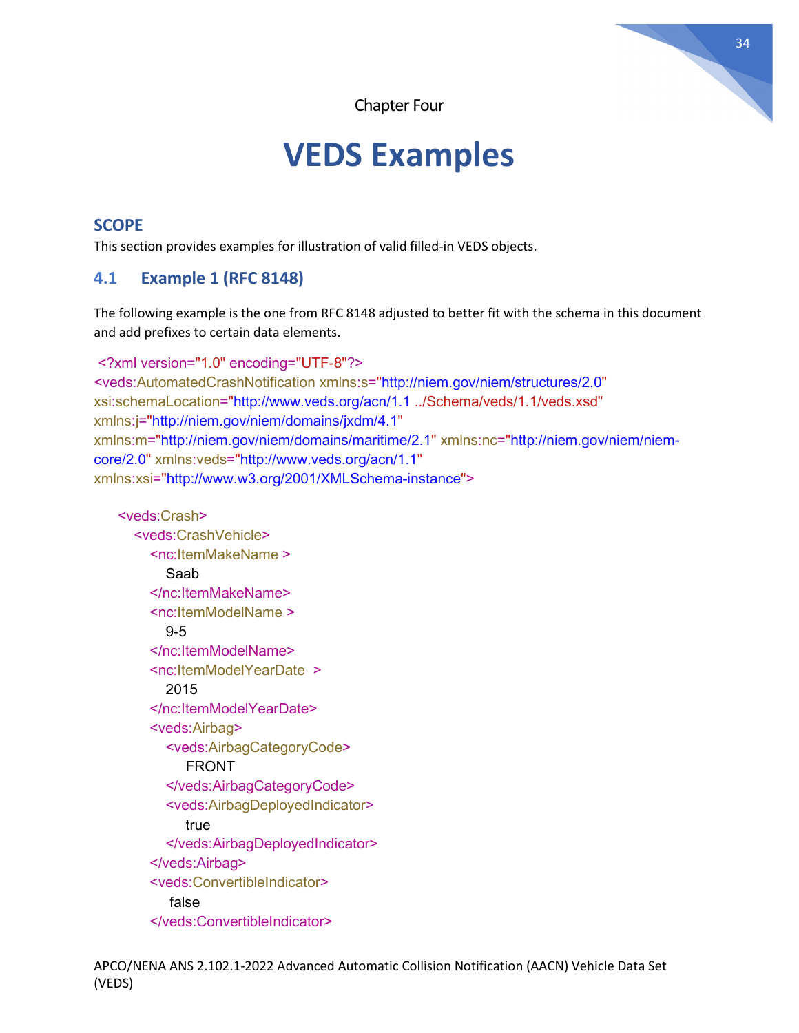Chapter Four

# VEDS Examples

## SCOPE

This section provides examples for illustration of valid filled-in VEDS objects.

### 4.1 Example 1 (RFC 8148)

The following example is the one from RFC 8148 adjusted to better fit with the schema in this document and add prefixes to certain data elements.

```
 <?xml version="1.0" encoding="UTF-8"?>
<veds:AutomatedCrashNotification xmlns:s="http://niem.gov/niem/structures/2.0"
xsi:schemaLocation="http://www.veds.org/acn/1.1 ../Schema/veds/1.1/veds.xsd"
xmlns:j="http://niem.gov/niem/domains/jxdm/4.1"
xmlns:m="http://niem.gov/niem/domains/maritime/2.1" xmlns:nc="http://niem.gov/niem/niem-core/2.0" xmlns:veds="http://www.veds.org/acn/1.1"
xmlns:xsi="http://www.w3.org/2001/XMLSchema-instance">

    <veds:Crash>
      <veds:CrashVehicle>
        <nc:ItemMakeName >
          Saab
        </nc:ItemMakeName>
        <nc:ItemModelName >
          9-5
        </nc:ItemModelName>
        <nc:ItemModelYearDate  >
          2015
        </nc:ItemModelYearDate>
        <veds:Airbag>
          <veds:AirbagCategoryCode>
              FRONT
          </veds:AirbagCategoryCode>
          <veds:AirbagDeployedIndicator>
              true
          </veds:AirbagDeployedIndicator>
        </veds:Airbag>
        <veds:ConvertibleIndicator>
           false
        </veds:ConvertibleIndicator>
```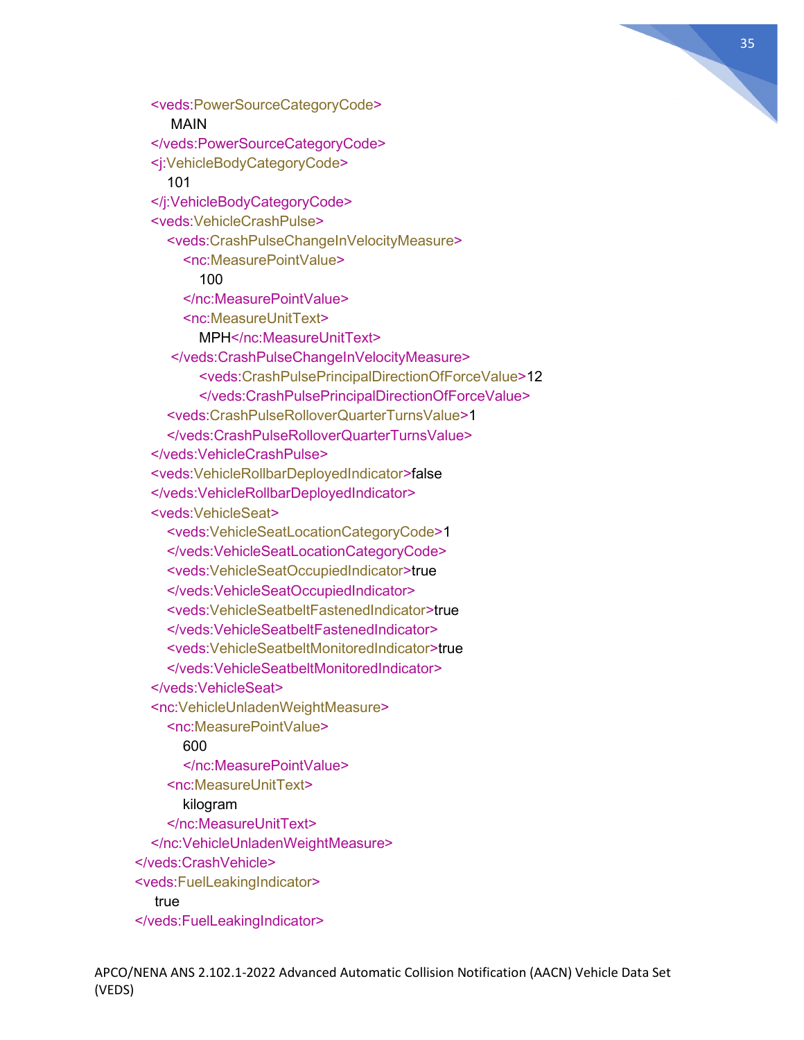```
<veds:PowerSourceCategoryCode>
   MAIN
</veds:PowerSourceCategoryCode>
<j:VehicleBodyCategoryCode>
  101
</j:VehicleBodyCategoryCode>
<veds:VehicleCrashPulse>
  <veds:CrashPulseChangeInVelocityMeasure>
    <nc:MeasurePointValue>
      100
    </nc:MeasurePointValue>
    <nc:MeasureUnitText>
      MPH</nc:MeasureUnitText>
   </veds:CrashPulseChangeInVelocityMeasure>
      <veds:CrashPulsePrincipalDirectionOfForceValue>12
      </veds:CrashPulsePrincipalDirectionOfForceValue>
  <veds:CrashPulseRolloverQuarterTurnsValue>1
  </veds:CrashPulseRolloverQuarterTurnsValue>
</veds:VehicleCrashPulse>
<veds:VehicleRollbarDeployedIndicator>false
</veds:VehicleRollbarDeployedIndicator>
<veds:VehicleSeat>
  <veds:VehicleSeatLocationCategoryCode>1
  </veds:VehicleSeatLocationCategoryCode>
  <veds:VehicleSeatOccupiedIndicator>true
  </veds:VehicleSeatOccupiedIndicator>
  <veds:VehicleSeatbeltFastenedIndicator>true
  </veds:VehicleSeatbeltFastenedIndicator>
  <veds:VehicleSeatbeltMonitoredIndicator>true
  </veds:VehicleSeatbeltMonitoredIndicator>
</veds:VehicleSeat>
<nc:VehicleUnladenWeightMeasure>
  <nc:MeasurePointValue>
    600
    </nc:MeasurePointValue>
  <nc:MeasureUnitText>
    kilogram
  </nc:MeasureUnitText>
</nc:VehicleUnladenWeightMeasure>
</veds:CrashVehicle>
<veds:FuelLeakingIndicator>
  true
</veds:FuelLeakingIndicator>
```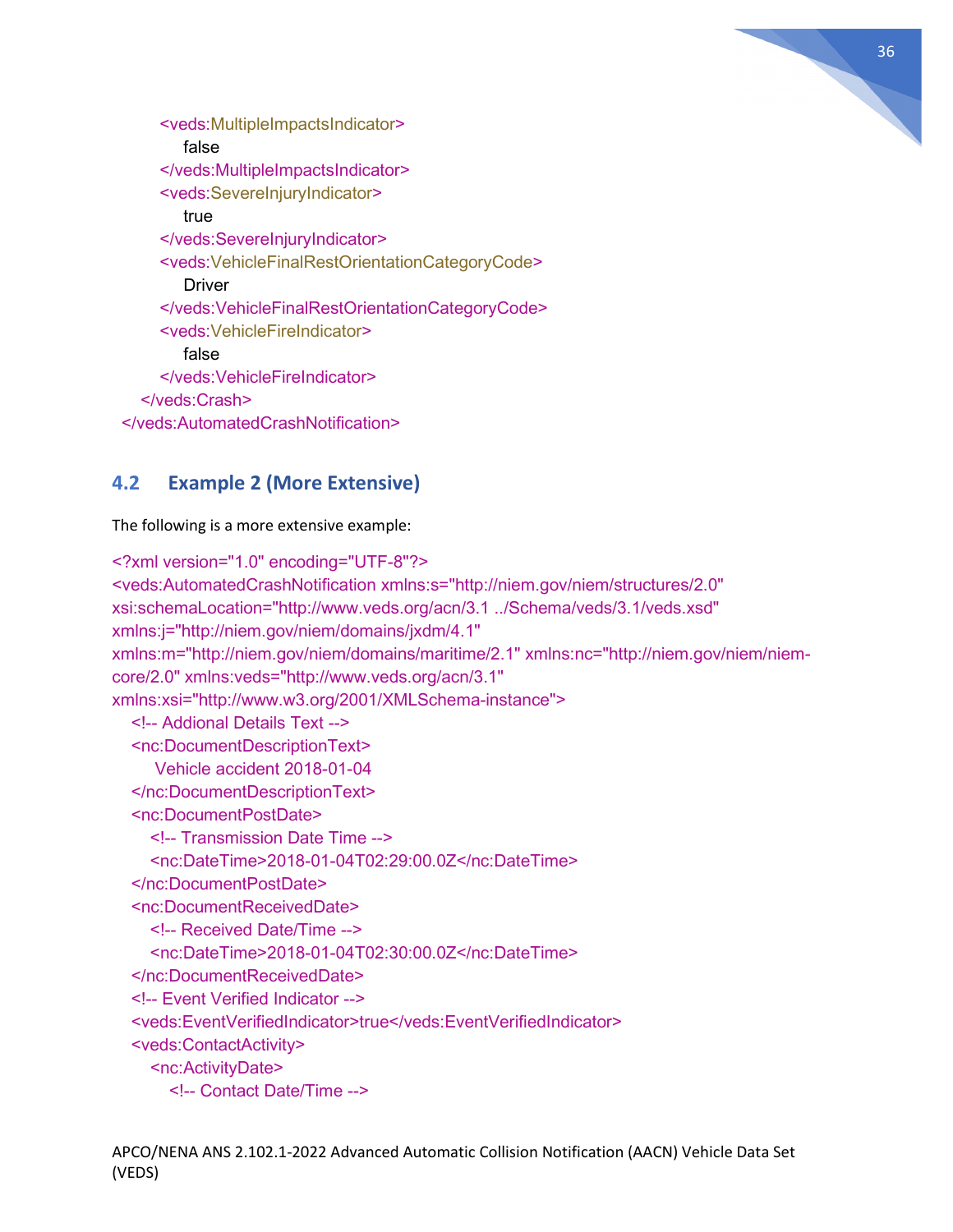```
        <veds:MultipleImpactsIndicator>
            false
        </veds:MultipleImpactsIndicator>
        <veds:SevereInjuryIndicator>
            true
        </veds:SevereInjuryIndicator>
        <veds:VehicleFinalRestOrientationCategoryCode>
            Driver
        </veds:VehicleFinalRestOrientationCategoryCode>
        <veds:VehicleFireIndicator>
            false
        </veds:VehicleFireIndicator>
    </veds:Crash>
</veds:AutomatedCrashNotification>
```

## 4.2 Example 2 (More Extensive)

The following is a more extensive example:

```
<?xml version="1.0" encoding="UTF-8"?>
<veds:AutomatedCrashNotification xmlns:s="http://niem.gov/niem/structures/2.0"
xsi:schemaLocation="http://www.veds.org/acn/3.1 ../Schema/veds/3.1/veds.xsd"
xmlns:j="http://niem.gov/niem/domains/jxdm/4.1"
xmlns:m="http://niem.gov/niem/domains/maritime/2.1" xmlns:nc="http://niem.gov/niem/niem-core/2.0" xmlns:veds="http://www.veds.org/acn/3.1"
xmlns:xsi="http://www.w3.org/2001/XMLSchema-instance">
  <!-- Addional Details Text -->
  <nc:DocumentDescriptionText>
      Vehicle accident 2018-01-04
  </nc:DocumentDescriptionText>
  <nc:DocumentPostDate>
    <!-- Transmission Date Time -->
    <nc:DateTime>2018-01-04T02:29:00.0Z</nc:DateTime>
  </nc:DocumentPostDate>
  <nc:DocumentReceivedDate>
    <!-- Received Date/Time -->
    <nc:DateTime>2018-01-04T02:30:00.0Z</nc:DateTime>
  </nc:DocumentReceivedDate>
  <!-- Event Verified Indicator -->
  <veds:EventVerifiedIndicator>true</veds:EventVerifiedIndicator>
  <veds:ContactActivity>
    <nc:ActivityDate>
      <!-- Contact Date/Time -->
```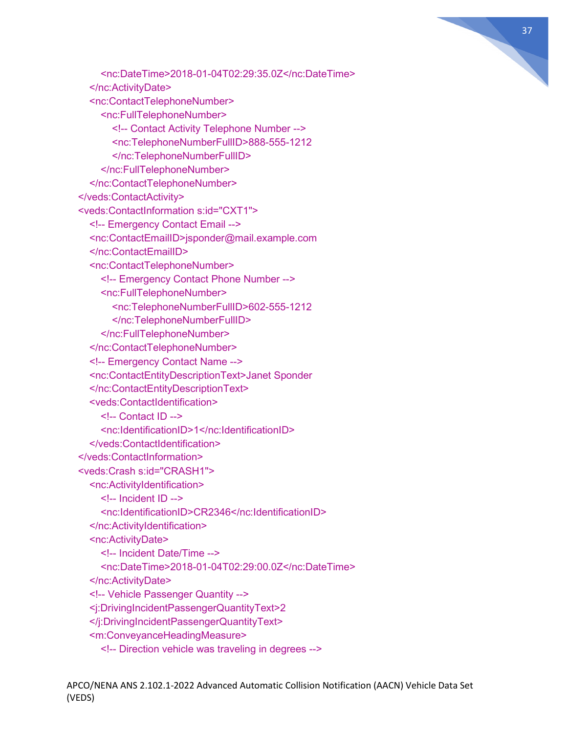```xml
            <nc:DateTime>2018-01-04T02:29:35.0Z</nc:DateTime>
        </nc:ActivityDate>
        <nc:ContactTelephoneNumber>
            <nc:FullTelephoneNumber>
                <!-- Contact Activity Telephone Number -->
                <nc:TelephoneNumberFullID>888-555-1212
                </nc:TelephoneNumberFullID>
            </nc:FullTelephoneNumber>
        </nc:ContactTelephoneNumber>
    </veds:ContactActivity>
    <veds:ContactInformation s:id="CXT1">
        <!-- Emergency Contact Email -->
        <nc:ContactEmailID>jsponder@mail.example.com
        </nc:ContactEmailID>
        <nc:ContactTelephoneNumber>
            <!-- Emergency Contact Phone Number -->
            <nc:FullTelephoneNumber>
                <nc:TelephoneNumberFullID>602-555-1212
                </nc:TelephoneNumberFullID>
            </nc:FullTelephoneNumber>
        </nc:ContactTelephoneNumber>
        <!-- Emergency Contact Name -->
        <nc:ContactEntityDescriptionText>Janet Sponder
        </nc:ContactEntityDescriptionText>
        <veds:ContactIdentification>
            <!-- Contact ID -->
            <nc:IdentificationID>1</nc:IdentificationID>
        </veds:ContactIdentification>
    </veds:ContactInformation>
    <veds:Crash s:id="CRASH1">
        <nc:ActivityIdentification>
            <!-- Incident ID -->
            <nc:IdentificationID>CR2346</nc:IdentificationID>
        </nc:ActivityIdentification>
        <nc:ActivityDate>
            <!-- Incident Date/Time -->
            <nc:DateTime>2018-01-04T02:29:00.0Z</nc:DateTime>
        </nc:ActivityDate>
        <!-- Vehicle Passenger Quantity -->
        <j:DrivingIncidentPassengerQuantityText>2
        </j:DrivingIncidentPassengerQuantityText>
        <m:ConveyanceHeadingMeasure>
            <!-- Direction vehicle was traveling in degrees -->
```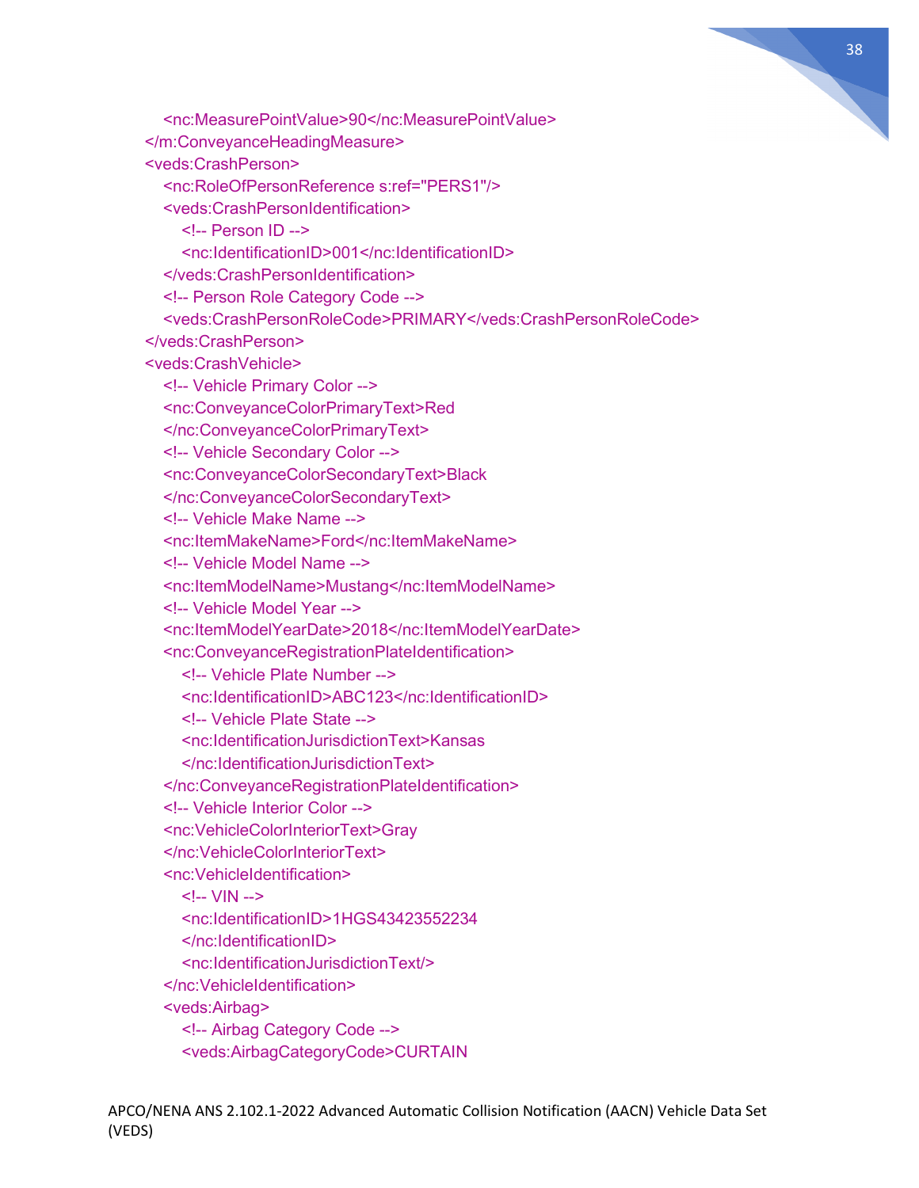```xml
      <nc:MeasurePointValue>90</nc:MeasurePointValue>
    </m:ConveyanceHeadingMeasure>
    <veds:CrashPerson>
      <nc:RoleOfPersonReference s:ref="PERS1"/>
      <veds:CrashPersonIdentification>
        <!-- Person ID -->
        <nc:IdentificationID>001</nc:IdentificationID>
      </veds:CrashPersonIdentification>
      <!-- Person Role Category Code -->
      <veds:CrashPersonRoleCode>PRIMARY</veds:CrashPersonRoleCode>
    </veds:CrashPerson>
    <veds:CrashVehicle>
      <!-- Vehicle Primary Color -->
      <nc:ConveyanceColorPrimaryText>Red
      </nc:ConveyanceColorPrimaryText>
      <!-- Vehicle Secondary Color -->
      <nc:ConveyanceColorSecondaryText>Black
      </nc:ConveyanceColorSecondaryText>
      <!-- Vehicle Make Name -->
      <nc:ItemMakeName>Ford</nc:ItemMakeName>
      <!-- Vehicle Model Name -->
      <nc:ItemModelName>Mustang</nc:ItemModelName>
      <!-- Vehicle Model Year -->
      <nc:ItemModelYearDate>2018</nc:ItemModelYearDate>
      <nc:ConveyanceRegistrationPlateIdentification>
        <!-- Vehicle Plate Number -->
        <nc:IdentificationID>ABC123</nc:IdentificationID>
        <!-- Vehicle Plate State -->
        <nc:IdentificationJurisdictionText>Kansas
        </nc:IdentificationJurisdictionText>
      </nc:ConveyanceRegistrationPlateIdentification>
      <!-- Vehicle Interior Color -->
      <nc:VehicleColorInteriorText>Gray
      </nc:VehicleColorInteriorText>
      <nc:VehicleIdentification>
        <!-- VIN -->
        <nc:IdentificationID>1HGS43423552234
        </nc:IdentificationID>
        <nc:IdentificationJurisdictionText/>
      </nc:VehicleIdentification>
      <veds:Airbag>
        <!-- Airbag Category Code -->
        <veds:AirbagCategoryCode>CURTAIN
```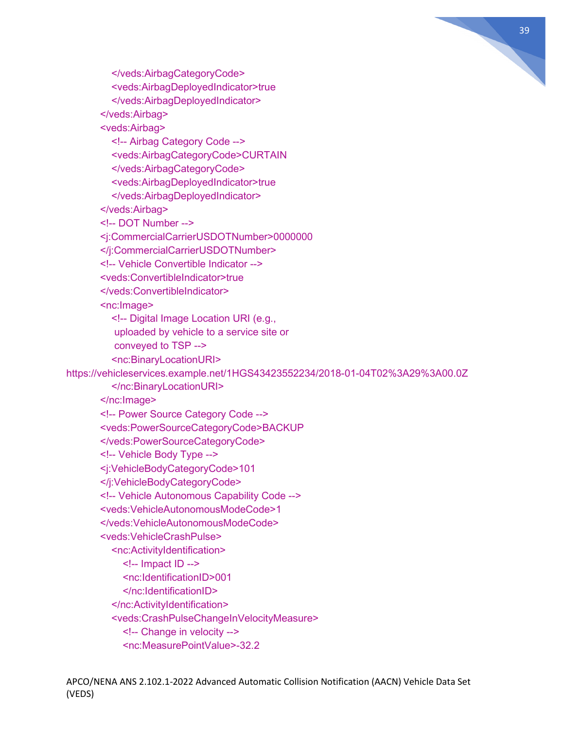```
            </veds:AirbagCategoryCode>
            <veds:AirbagDeployedIndicator>true
            </veds:AirbagDeployedIndicator>
         </veds:Airbag>
         <veds:Airbag>
            <!-- Airbag Category Code -->
            <veds:AirbagCategoryCode>CURTAIN
            </veds:AirbagCategoryCode>
            <veds:AirbagDeployedIndicator>true
            </veds:AirbagDeployedIndicator>
         </veds:Airbag>
         <!-- DOT Number -->
         <j:CommercialCarrierUSDOTNumber>0000000
         </j:CommercialCarrierUSDOTNumber>
         <!-- Vehicle Convertible Indicator -->
         <veds:ConvertibleIndicator>true
         </veds:ConvertibleIndicator>
         <nc:Image>
            <!-- Digital Image Location URI (e.g.,
             uploaded by vehicle to a service site or
             conveyed to TSP -->
            <nc:BinaryLocationURI>
https://vehicleservices.example.net/1HGS43423552234/2018-01-04T02%3A29%3A00.0Z
            </nc:BinaryLocationURI>
         </nc:Image>
         <!-- Power Source Category Code -->
         <veds:PowerSourceCategoryCode>BACKUP
         </veds:PowerSourceCategoryCode>
         <!-- Vehicle Body Type -->
         <j:VehicleBodyCategoryCode>101
         </j:VehicleBodyCategoryCode>
         <!-- Vehicle Autonomous Capability Code -->
         <veds:VehicleAutonomousModeCode>1
         </veds:VehicleAutonomousModeCode>
         <veds:VehicleCrashPulse>
            <nc:ActivityIdentification>
               <!-- Impact ID -->
               <nc:IdentificationID>001
               </nc:IdentificationID>
            </nc:ActivityIdentification>
            <veds:CrashPulseChangeInVelocityMeasure>
               <!-- Change in velocity -->
               <nc:MeasurePointValue>-32.2
```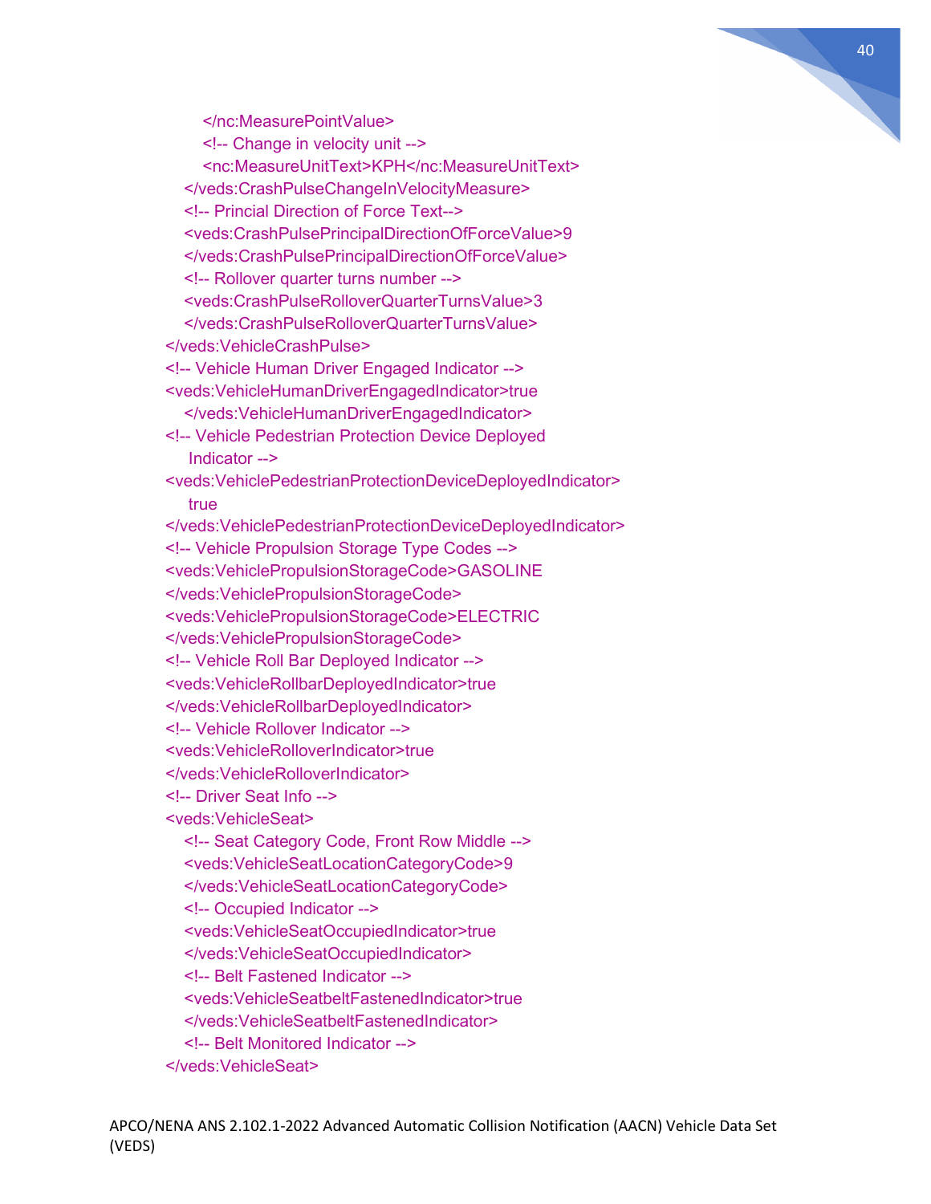```
      </nc:MeasurePointValue>
      <!-- Change in velocity unit -->
      <nc:MeasureUnitText>KPH</nc:MeasureUnitText>
    </veds:CrashPulseChangeInVelocityMeasure>
    <!-- Princial Direction of Force Text-->
    <veds:CrashPulsePrincipalDirectionOfForceValue>9
    </veds:CrashPulsePrincipalDirectionOfForceValue>
    <!-- Rollover quarter turns number -->
    <veds:CrashPulseRolloverQuarterTurnsValue>3
    </veds:CrashPulseRolloverQuarterTurnsValue>
  </veds:VehicleCrashPulse>
  <!-- Vehicle Human Driver Engaged Indicator -->
  <veds:VehicleHumanDriverEngagedIndicator>true
    </veds:VehicleHumanDriverEngagedIndicator>
  <!-- Vehicle Pedestrian Protection Device Deployed
     Indicator -->
  <veds:VehiclePedestrianProtectionDeviceDeployedIndicator>
     true
  </veds:VehiclePedestrianProtectionDeviceDeployedIndicator>
  <!-- Vehicle Propulsion Storage Type Codes -->
  <veds:VehiclePropulsionStorageCode>GASOLINE
  </veds:VehiclePropulsionStorageCode>
  <veds:VehiclePropulsionStorageCode>ELECTRIC
  </veds:VehiclePropulsionStorageCode>
  <!-- Vehicle Roll Bar Deployed Indicator -->
  <veds:VehicleRollbarDeployedIndicator>true
  </veds:VehicleRollbarDeployedIndicator>
  <!-- Vehicle Rollover Indicator -->
  <veds:VehicleRolloverIndicator>true
  </veds:VehicleRolloverIndicator>
  <!-- Driver Seat Info -->
  <veds:VehicleSeat>
    <!-- Seat Category Code, Front Row Middle -->
    <veds:VehicleSeatLocationCategoryCode>9
    </veds:VehicleSeatLocationCategoryCode>
    <!-- Occupied Indicator -->
    <veds:VehicleSeatOccupiedIndicator>true
    </veds:VehicleSeatOccupiedIndicator>
    <!-- Belt Fastened Indicator -->
    <veds:VehicleSeatbeltFastenedIndicator>true
    </veds:VehicleSeatbeltFastenedIndicator>
    <!-- Belt Monitored Indicator -->
  </veds:VehicleSeat>
```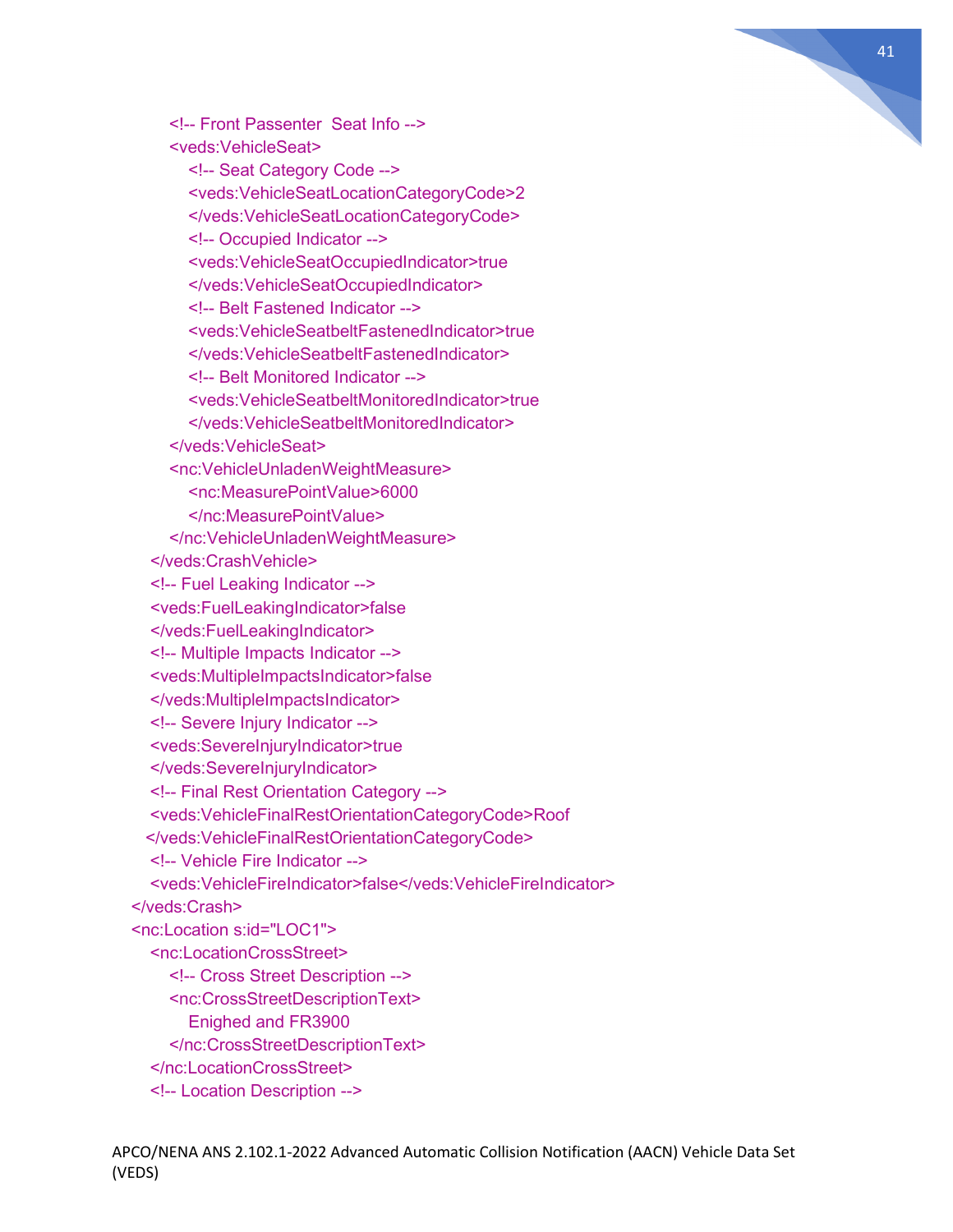```
        <!-- Front Passenter  Seat Info -->
        <veds:VehicleSeat>
          <!-- Seat Category Code -->
          <veds:VehicleSeatLocationCategoryCode>2
          </veds:VehicleSeatLocationCategoryCode>
          <!-- Occupied Indicator -->
          <veds:VehicleSeatOccupiedIndicator>true
          </veds:VehicleSeatOccupiedIndicator>
          <!-- Belt Fastened Indicator -->
          <veds:VehicleSeatbeltFastenedIndicator>true
          </veds:VehicleSeatbeltFastenedIndicator>
          <!-- Belt Monitored Indicator -->
          <veds:VehicleSeatbeltMonitoredIndicator>true
          </veds:VehicleSeatbeltMonitoredIndicator>
        </veds:VehicleSeat>
        <nc:VehicleUnladenWeightMeasure>
          <nc:MeasurePointValue>6000
          </nc:MeasurePointValue>
        </nc:VehicleUnladenWeightMeasure>
      </veds:CrashVehicle>
      <!-- Fuel Leaking Indicator -->
      <veds:FuelLeakingIndicator>false
      </veds:FuelLeakingIndicator>
      <!-- Multiple Impacts Indicator -->
      <veds:MultipleImpactsIndicator>false
      </veds:MultipleImpactsIndicator>
      <!-- Severe Injury Indicator -->
      <veds:SevereInjuryIndicator>true
      </veds:SevereInjuryIndicator>
      <!-- Final Rest Orientation Category -->
      <veds:VehicleFinalRestOrientationCategoryCode>Roof
     </veds:VehicleFinalRestOrientationCategoryCode>
      <!-- Vehicle Fire Indicator -->
      <veds:VehicleFireIndicator>false</veds:VehicleFireIndicator>
    </veds:Crash>
    <nc:Location s:id="LOC1">
      <nc:LocationCrossStreet>
        <!-- Cross Street Description -->
        <nc:CrossStreetDescriptionText>
          Enighed and FR3900
        </nc:CrossStreetDescriptionText>
      </nc:LocationCrossStreet>
      <!-- Location Description -->
```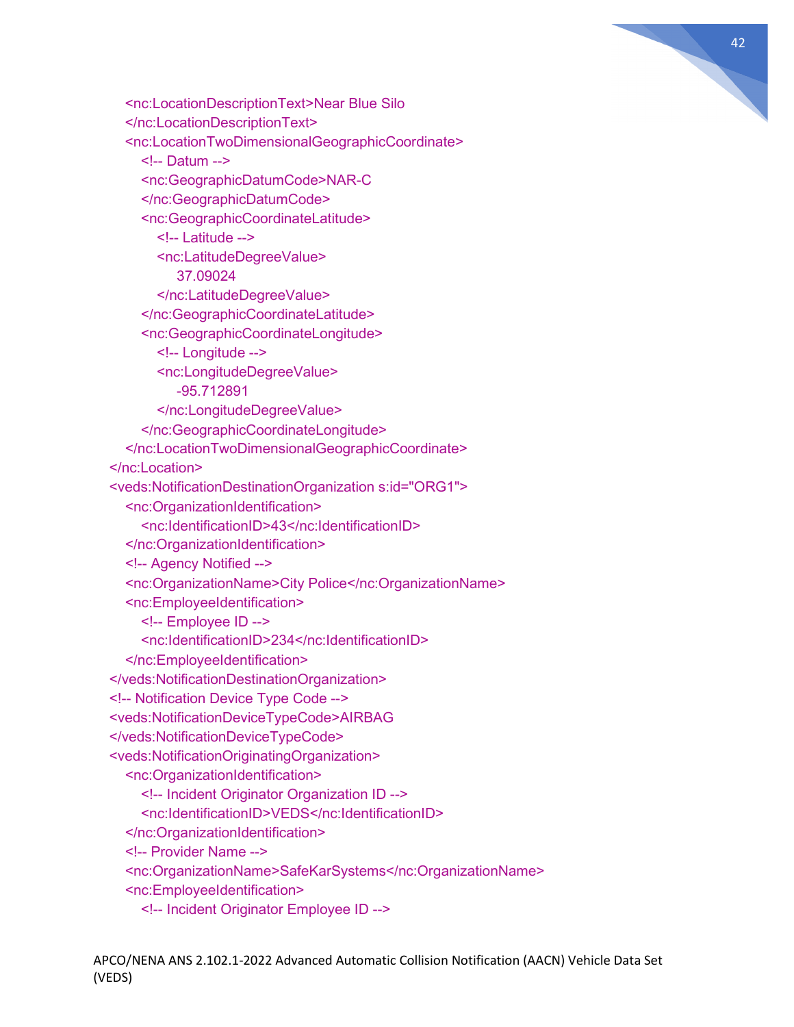```xml
      <nc:LocationDescriptionText>Near Blue Silo
      </nc:LocationDescriptionText>
      <nc:LocationTwoDimensionalGeographicCoordinate>
        <!-- Datum -->
        <nc:GeographicDatumCode>NAR-C
        </nc:GeographicDatumCode>
        <nc:GeographicCoordinateLatitude>
          <!-- Latitude -->
          <nc:LatitudeDegreeValue>
            37.09024
          </nc:LatitudeDegreeValue>
        </nc:GeographicCoordinateLatitude>
        <nc:GeographicCoordinateLongitude>
          <!-- Longitude -->
          <nc:LongitudeDegreeValue>
            -95.712891
          </nc:LongitudeDegreeValue>
        </nc:GeographicCoordinateLongitude>
      </nc:LocationTwoDimensionalGeographicCoordinate>
    </nc:Location>
    <veds:NotificationDestinationOrganization s:id="ORG1">
      <nc:OrganizationIdentification>
        <nc:IdentificationID>43</nc:IdentificationID>
      </nc:OrganizationIdentification>
      <!-- Agency Notified -->
      <nc:OrganizationName>City Police</nc:OrganizationName>
      <nc:EmployeeIdentification>
        <!-- Employee ID -->
        <nc:IdentificationID>234</nc:IdentificationID>
      </nc:EmployeeIdentification>
    </veds:NotificationDestinationOrganization>
    <!-- Notification Device Type Code -->
    <veds:NotificationDeviceTypeCode>AIRBAG
    </veds:NotificationDeviceTypeCode>
    <veds:NotificationOriginatingOrganization>
      <nc:OrganizationIdentification>
        <!-- Incident Originator Organization ID -->
        <nc:IdentificationID>VEDS</nc:IdentificationID>
      </nc:OrganizationIdentification>
      <!-- Provider Name -->
      <nc:OrganizationName>SafeKarSystems</nc:OrganizationName>
      <nc:EmployeeIdentification>
        <!-- Incident Originator Employee ID -->
```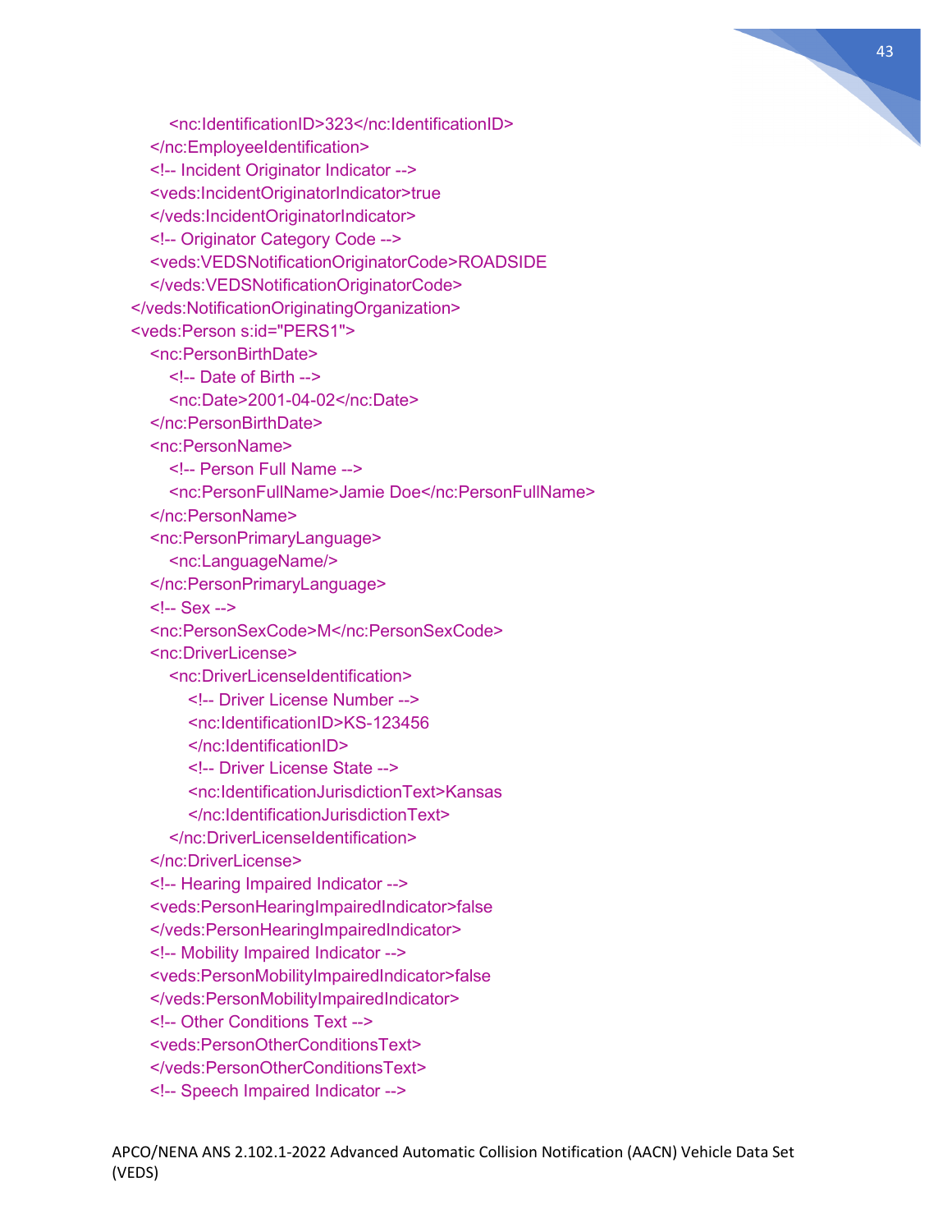```xml
            <nc:IdentificationID>323</nc:IdentificationID>
        </nc:EmployeeIdentification>
        <!-- Incident Originator Indicator -->
        <veds:IncidentOriginatorIndicator>true
        </veds:IncidentOriginatorIndicator>
        <!-- Originator Category Code -->
        <veds:VEDSNotificationOriginatorCode>ROADSIDE
        </veds:VEDSNotificationOriginatorCode>
    </veds:NotificationOriginatingOrganization>
    <veds:Person s:id="PERS1">
        <nc:PersonBirthDate>
            <!-- Date of Birth -->
            <nc:Date>2001-04-02</nc:Date>
        </nc:PersonBirthDate>
        <nc:PersonName>
            <!-- Person Full Name -->
            <nc:PersonFullName>Jamie Doe</nc:PersonFullName>
        </nc:PersonName>
        <nc:PersonPrimaryLanguage>
            <nc:LanguageName/>
        </nc:PersonPrimaryLanguage>
        <!-- Sex -->
        <nc:PersonSexCode>M</nc:PersonSexCode>
        <nc:DriverLicense>
            <nc:DriverLicenseIdentification>
                <!-- Driver License Number -->
                <nc:IdentificationID>KS-123456
                </nc:IdentificationID>
                <!-- Driver License State -->
                <nc:IdentificationJurisdictionText>Kansas
                </nc:IdentificationJurisdictionText>
            </nc:DriverLicenseIdentification>
        </nc:DriverLicense>
        <!-- Hearing Impaired Indicator -->
        <veds:PersonHearingImpairedIndicator>false
        </veds:PersonHearingImpairedIndicator>
        <!-- Mobility Impaired Indicator -->
        <veds:PersonMobilityImpairedIndicator>false
        </veds:PersonMobilityImpairedIndicator>
        <!-- Other Conditions Text -->
        <veds:PersonOtherConditionsText>
        </veds:PersonOtherConditionsText>
        <!-- Speech Impaired Indicator -->
```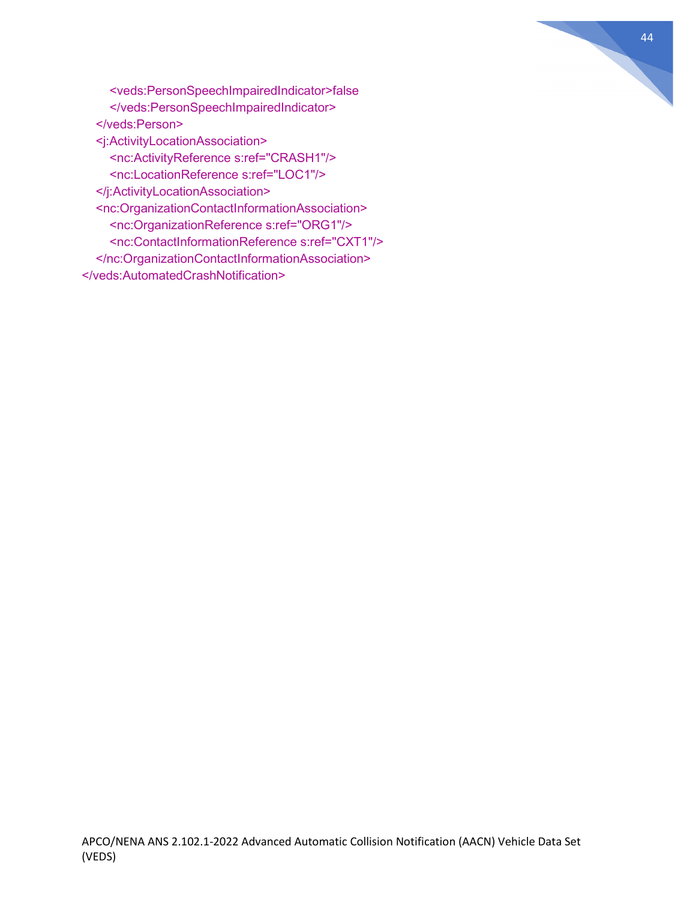```xml
      <veds:PersonSpeechImpairedIndicator>false
      </veds:PersonSpeechImpairedIndicator>
   </veds:Person>
   <j:ActivityLocationAssociation>
      <nc:ActivityReference s:ref="CRASH1"/>
      <nc:LocationReference s:ref="LOC1"/>
   </j:ActivityLocationAssociation>
   <nc:OrganizationContactInformationAssociation>
      <nc:OrganizationReference s:ref="ORG1"/>
      <nc:ContactInformationReference s:ref="CXT1"/>
   </nc:OrganizationContactInformationAssociation>
</veds:AutomatedCrashNotification>
```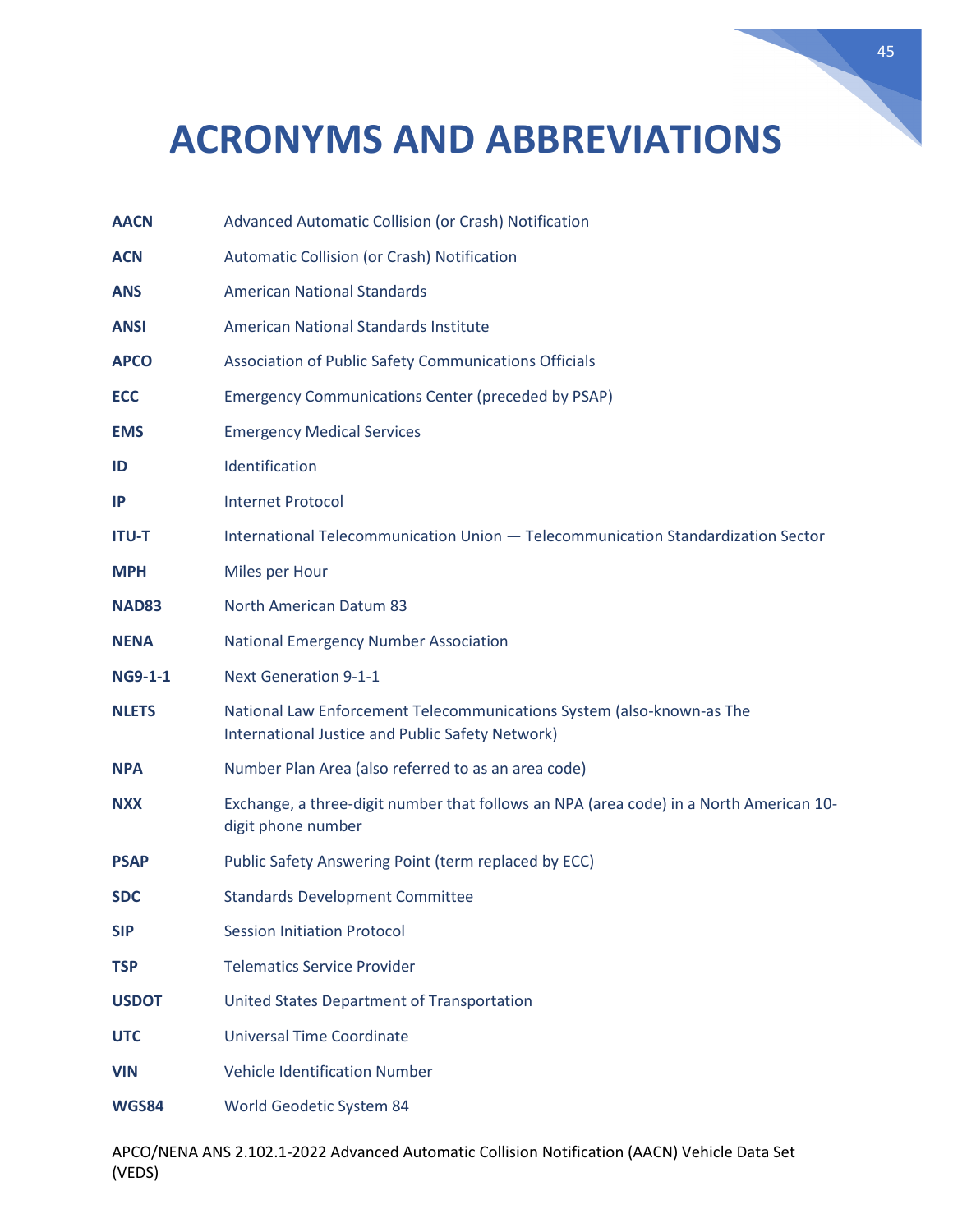# ACRONYMS AND ABBREVIATIONS

| | |
|---|---|
| **AACN** | Advanced Automatic Collision (or Crash) Notification |
| **ACN** | Automatic Collision (or Crash) Notification |
| **ANS** | American National Standards |
| **ANSI** | American National Standards Institute |
| **APCO** | Association of Public Safety Communications Officials |
| **ECC** | Emergency Communications Center (preceded by PSAP) |
| **EMS** | Emergency Medical Services |
| **ID** | Identification |
| **IP** | Internet Protocol |
| **ITU-T** | International Telecommunication Union — Telecommunication Standardization Sector |
| **MPH** | Miles per Hour |
| **NAD83** | North American Datum 83 |
| **NENA** | National Emergency Number Association |
| **NG9-1-1** | Next Generation 9-1-1 |
| **NLETS** | National Law Enforcement Telecommunications System (also-known-as The International Justice and Public Safety Network) |
| **NPA** | Number Plan Area (also referred to as an area code) |
| **NXX** | Exchange, a three-digit number that follows an NPA (area code) in a North American 10-digit phone number |
| **PSAP** | Public Safety Answering Point (term replaced by ECC) |
| **SDC** | Standards Development Committee |
| **SIP** | Session Initiation Protocol |
| **TSP** | Telematics Service Provider |
| **USDOT** | United States Department of Transportation |
| **UTC** | Universal Time Coordinate |
| **VIN** | Vehicle Identification Number |
| **WGS84** | World Geodetic System 84 |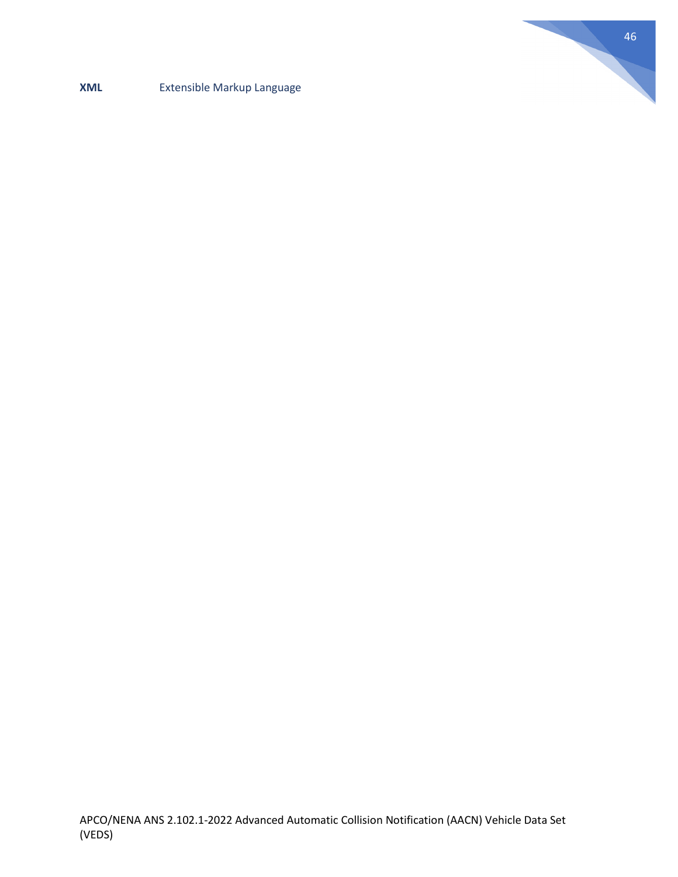| | |
|---|---|
| **XML** | Extensible Markup Language |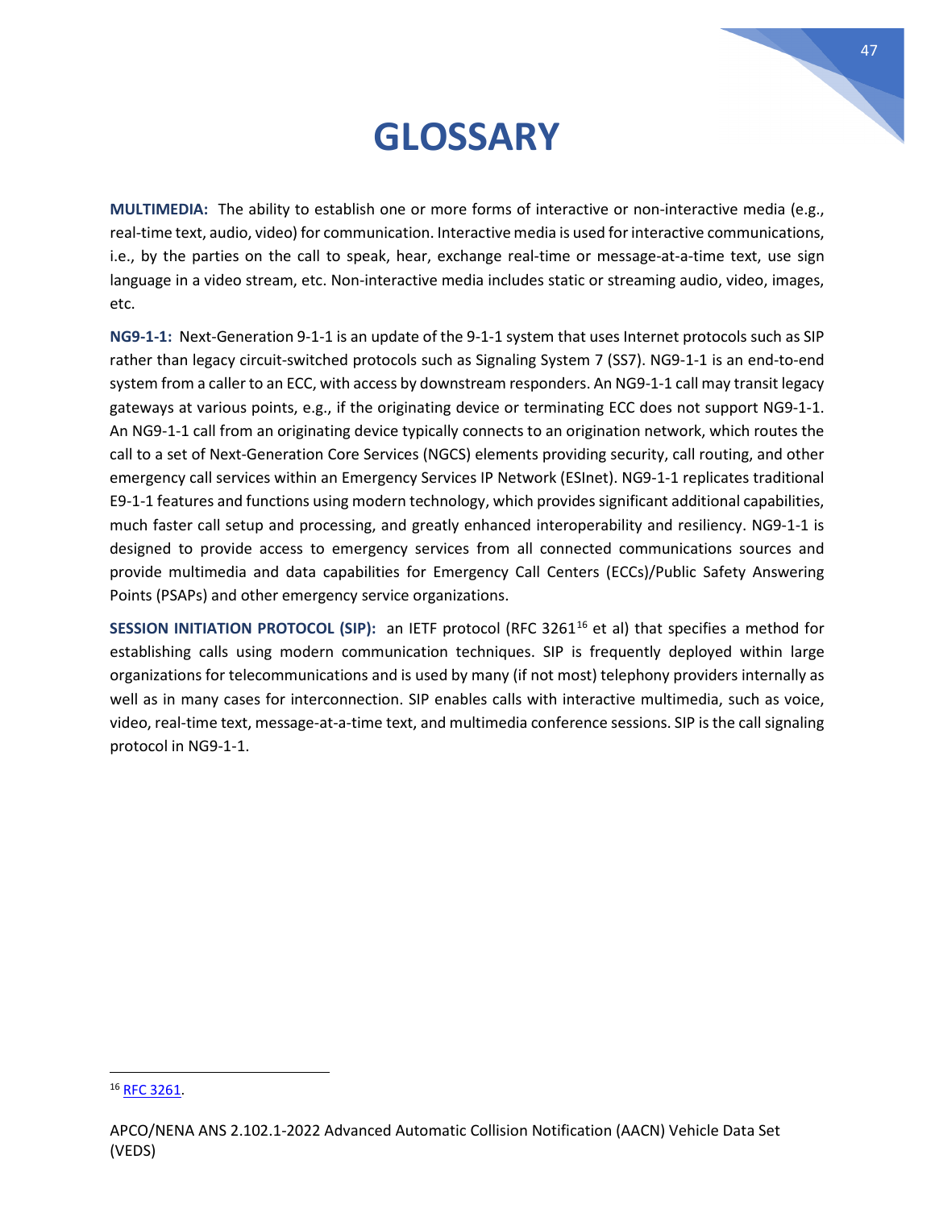# GLOSSARY

**MULTIMEDIA:** The ability to establish one or more forms of interactive or non-interactive media (e.g., real-time text, audio, video) for communication. Interactive media is used for interactive communications, i.e., by the parties on the call to speak, hear, exchange real-time or message-at-a-time text, use sign language in a video stream, etc. Non-interactive media includes static or streaming audio, video, images, etc.

**NG9-1-1:** Next-Generation 9-1-1 is an update of the 9-1-1 system that uses Internet protocols such as SIP rather than legacy circuit-switched protocols such as Signaling System 7 (SS7). NG9-1-1 is an end-to-end system from a caller to an ECC, with access by downstream responders. An NG9-1-1 call may transit legacy gateways at various points, e.g., if the originating device or terminating ECC does not support NG9-1-1. An NG9-1-1 call from an originating device typically connects to an origination network, which routes the call to a set of Next-Generation Core Services (NGCS) elements providing security, call routing, and other emergency call services within an Emergency Services IP Network (ESInet). NG9-1-1 replicates traditional E9-1-1 features and functions using modern technology, which provides significant additional capabilities, much faster call setup and processing, and greatly enhanced interoperability and resiliency. NG9-1-1 is designed to provide access to emergency services from all connected communications sources and provide multimedia and data capabilities for Emergency Call Centers (ECCs)/Public Safety Answering Points (PSAPs) and other emergency service organizations.

**SESSION INITIATION PROTOCOL (SIP):** an IETF protocol (RFC 3261[16] et al) that specifies a method for establishing calls using modern communication techniques. SIP is frequently deployed within large organizations for telecommunications and is used by many (if not most) telephony providers internally as well as in many cases for interconnection. SIP enables calls with interactive multimedia, such as voice, video, real-time text, message-at-a-time text, and multimedia conference sessions. SIP is the call signaling protocol in NG9-1-1.

---

[16] RFC 3261.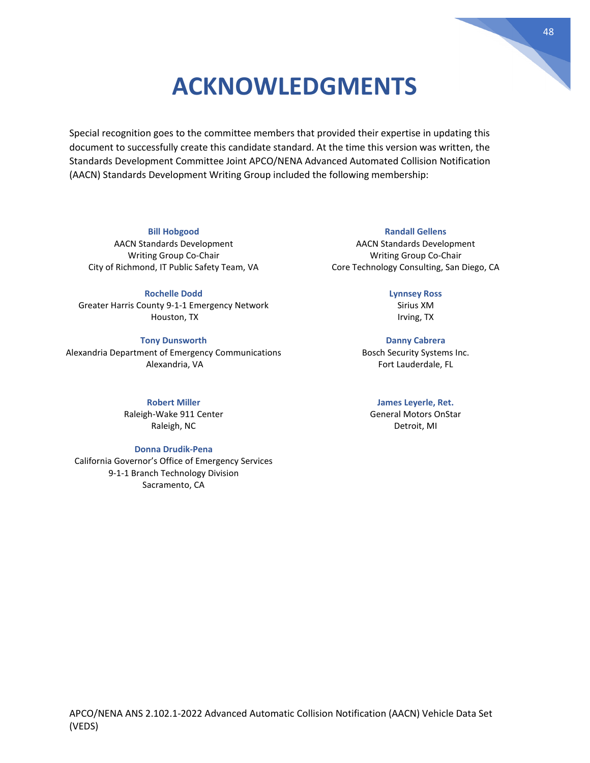# ACKNOWLEDGMENTS

Special recognition goes to the committee members that provided their expertise in updating this document to successfully create this candidate standard. At the time this version was written, the Standards Development Committee Joint APCO/NENA Advanced Automated Collision Notification (AACN) Standards Development Writing Group included the following membership:

**Bill Hobgood**
AACN Standards Development
Writing Group Co-Chair
City of Richmond, IT Public Safety Team, VA

**Randall Gellens**
AACN Standards Development
Writing Group Co-Chair
Core Technology Consulting, San Diego, CA

**Rochelle Dodd**
Greater Harris County 9-1-1 Emergency Network
Houston, TX

**Lynnsey Ross**
Sirius XM
Irving, TX

**Tony Dunsworth**
Alexandria Department of Emergency Communications
Alexandria, VA

**Danny Cabrera**
Bosch Security Systems Inc.
Fort Lauderdale, FL

**Robert Miller**
Raleigh-Wake 911 Center
Raleigh, NC

**James Leyerle, Ret.**
General Motors OnStar
Detroit, MI

**Donna Drudik-Pena**
California Governor's Office of Emergency Services
9-1-1 Branch Technology Division
Sacramento, CA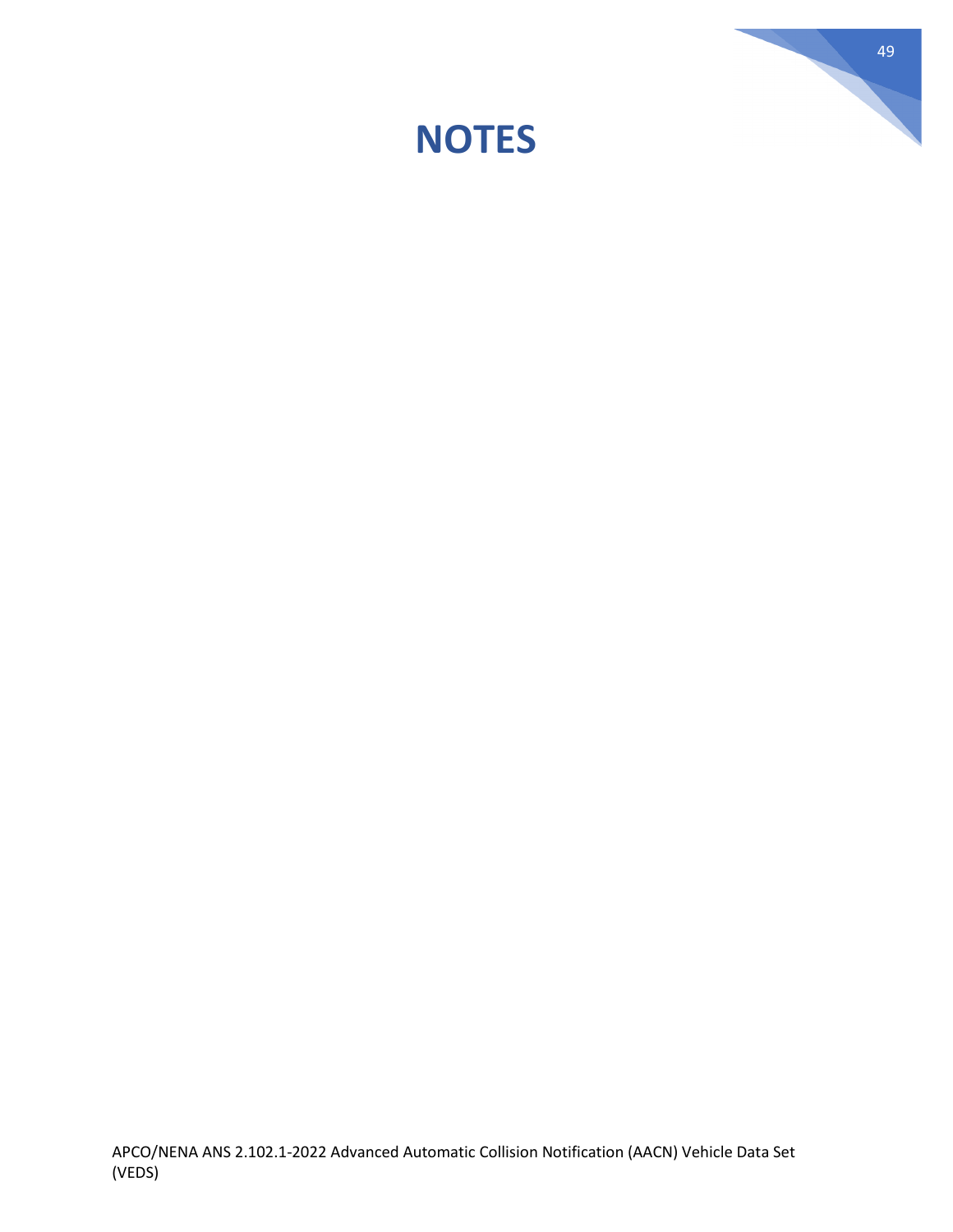# NOTES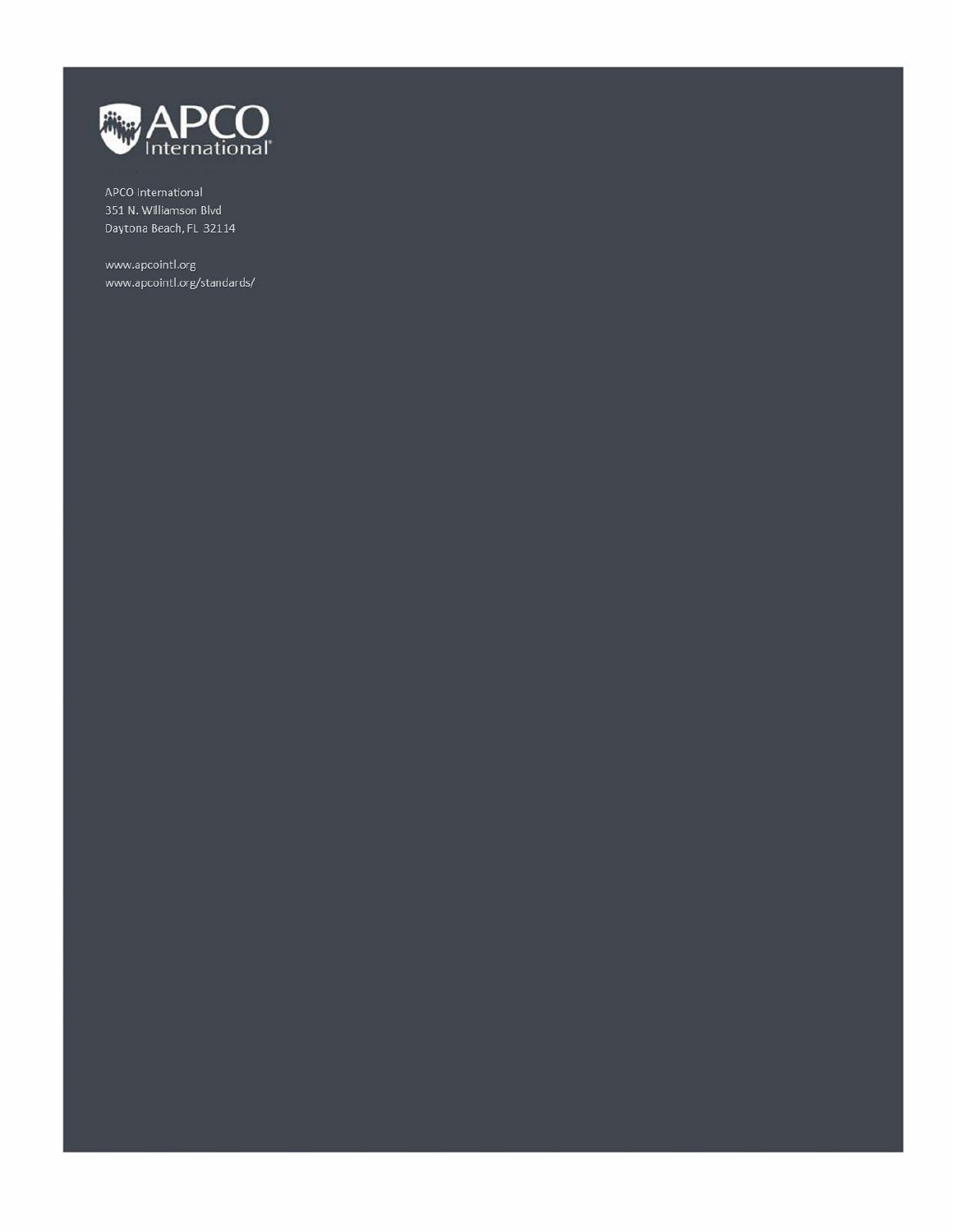APCO International

APCO International
351 N. Williamson Blvd
Daytona Beach, FL 32114

www.apcointl.org
www.apcointl.org/standards/